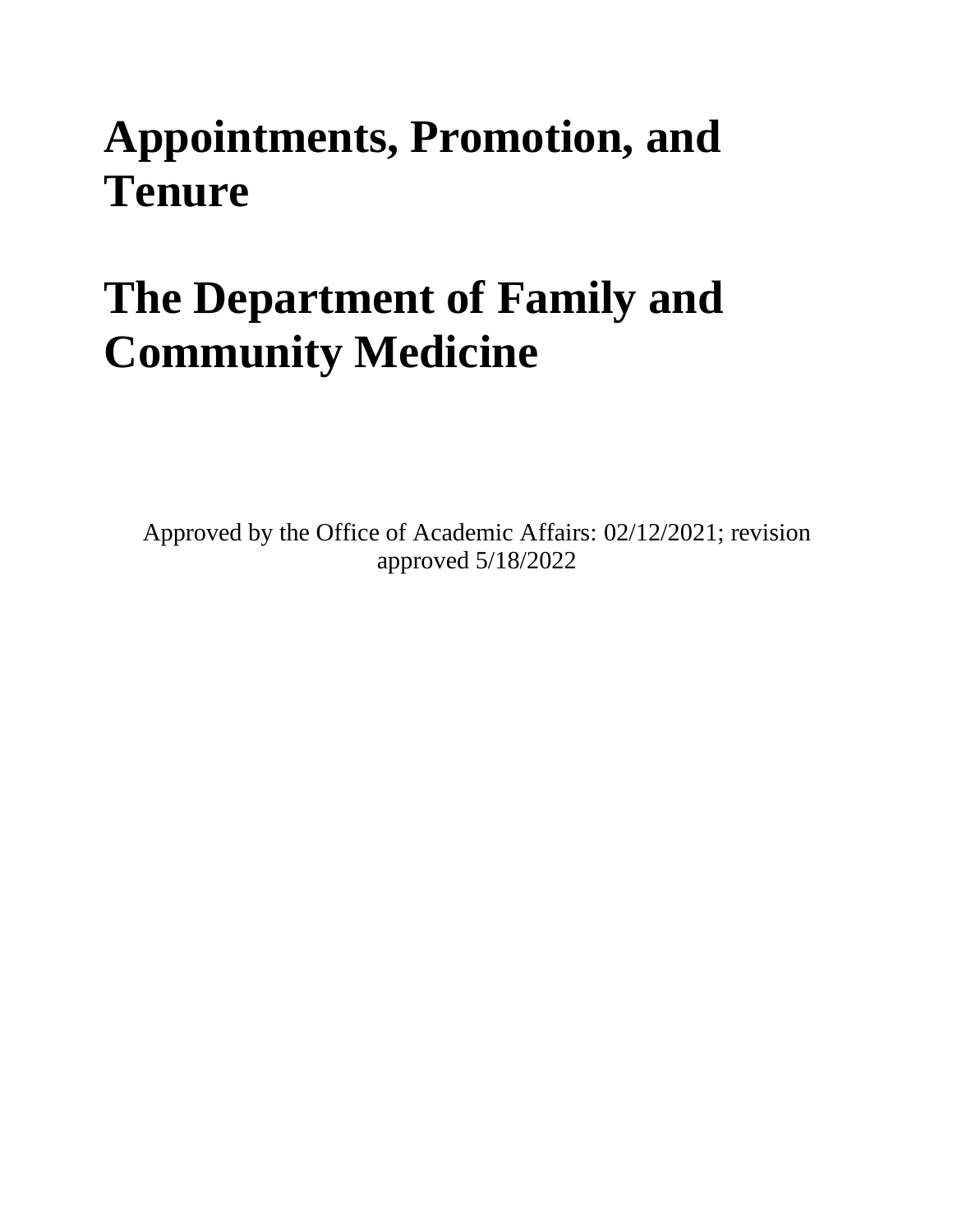# Appointments, Promotion, and Tenure

# The Department of Family and Community Medicine

Approved by the Office of Academic Affairs: 02/12/2021; revision approved 5/18/2022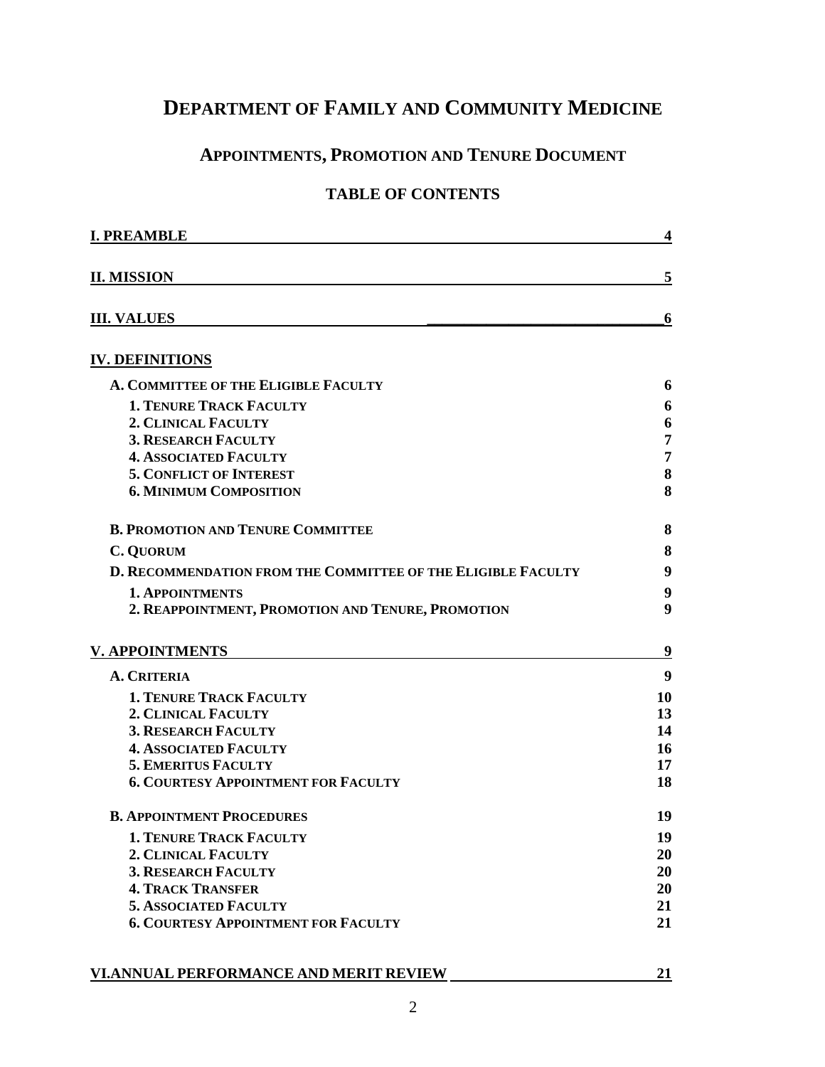# DEPARTMENT OF FAMILY AND COMMUNITY MEDICINE

## APPOINTMENTS, PROMOTION AND TENURE DOCUMENT

### TABLE OF CONTENTS

| | |
|---|---|
| **I. PREAMBLE** | **4** |
| **II. MISSION** | **5** |
| **III. VALUES** | **6** |
| **IV. DEFINITIONS** | |
| **A. COMMITTEE OF THE ELIGIBLE FACULTY** | **6** |
| **1. TENURE TRACK FACULTY** | **6** |
| **2. CLINICAL FACULTY** | **6** |
| **3. RESEARCH FACULTY** | **7** |
| **4. ASSOCIATED FACULTY** | **7** |
| **5. CONFLICT OF INTEREST** | **8** |
| **6. MINIMUM COMPOSITION** | **8** |
| **B. PROMOTION AND TENURE COMMITTEE** | **8** |
| **C. QUORUM** | **8** |
| **D. RECOMMENDATION FROM THE COMMITTEE OF THE ELIGIBLE FACULTY** | **9** |
| **1. APPOINTMENTS** | **9** |
| **2. REAPPOINTMENT, PROMOTION AND TENURE, PROMOTION** | **9** |
| **V. APPOINTMENTS** | **9** |
| **A. CRITERIA** | **9** |
| **1. TENURE TRACK FACULTY** | **10** |
| **2. CLINICAL FACULTY** | **13** |
| **3. RESEARCH FACULTY** | **14** |
| **4. ASSOCIATED FACULTY** | **16** |
| **5. EMERITUS FACULTY** | **17** |
| **6. COURTESY APPOINTMENT FOR FACULTY** | **18** |
| **B. APPOINTMENT PROCEDURES** | **19** |
| **1. TENURE TRACK FACULTY** | **19** |
| **2. CLINICAL FACULTY** | **20** |
| **3. RESEARCH FACULTY** | **20** |
| **4. TRACK TRANSFER** | **20** |
| **5. ASSOCIATED FACULTY** | **21** |
| **6. COURTESY APPOINTMENT FOR FACULTY** | **21** |
| **VI. ANNUAL PERFORMANCE AND MERIT REVIEW** | **21** |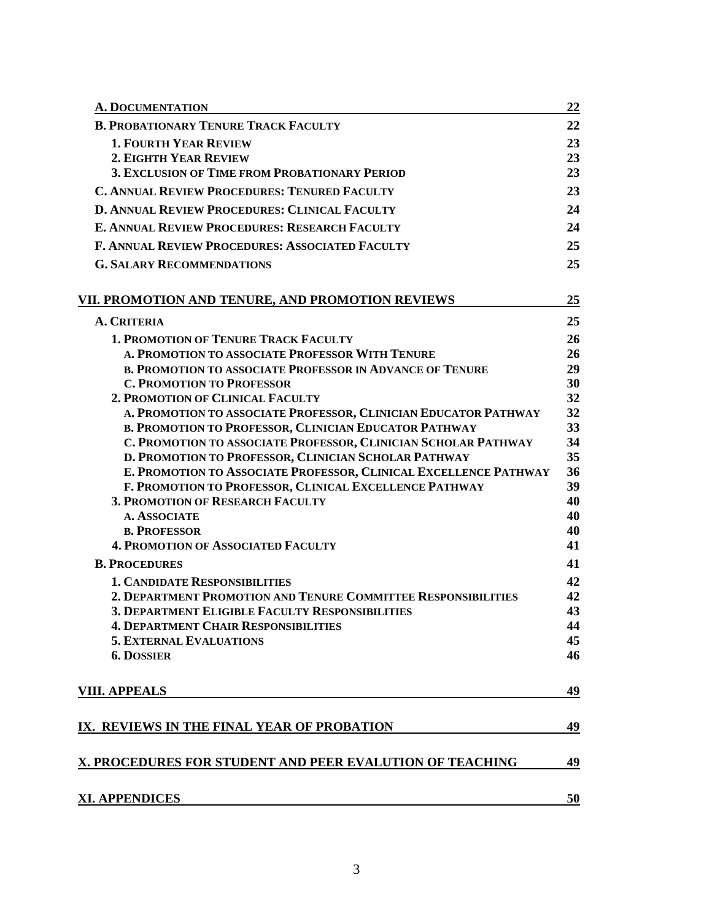| | |
|---|---|
| **A. DOCUMENTATION** | **22** |
| **B. PROBATIONARY TENURE TRACK FACULTY** | **22** |
| **1. FOURTH YEAR REVIEW** | **23** |
| **2. EIGHTH YEAR REVIEW** | **23** |
| **3. EXCLUSION OF TIME FROM PROBATIONARY PERIOD** | **23** |
| **C. ANNUAL REVIEW PROCEDURES: TENURED FACULTY** | **23** |
| **D. ANNUAL REVIEW PROCEDURES: CLINICAL FACULTY** | **24** |
| **E. ANNUAL REVIEW PROCEDURES: RESEARCH FACULTY** | **24** |
| **F. ANNUAL REVIEW PROCEDURES: ASSOCIATED FACULTY** | **25** |
| **G. SALARY RECOMMENDATIONS** | **25** |
| **VII. PROMOTION AND TENURE, AND PROMOTION REVIEWS** | **25** |
| **A. CRITERIA** | **25** |
| **1. PROMOTION OF TENURE TRACK FACULTY** | **26** |
| **A. PROMOTION TO ASSOCIATE PROFESSOR WITH TENURE** | **26** |
| **B. PROMOTION TO ASSOCIATE PROFESSOR IN ADVANCE OF TENURE** | **29** |
| **C. PROMOTION TO PROFESSOR** | **30** |
| **2. PROMOTION OF CLINICAL FACULTY** | **32** |
| **A. PROMOTION TO ASSOCIATE PROFESSOR, CLINICIAN EDUCATOR PATHWAY** | **32** |
| **B. PROMOTION TO PROFESSOR, CLINICIAN EDUCATOR PATHWAY** | **33** |
| **C. PROMOTION TO ASSOCIATE PROFESSOR, CLINICIAN SCHOLAR PATHWAY** | **34** |
| **D. PROMOTION TO PROFESSOR, CLINICIAN SCHOLAR PATHWAY** | **35** |
| **E. PROMOTION TO ASSOCIATE PROFESSOR, CLINICAL EXCELLENCE PATHWAY** | **36** |
| **F. PROMOTION TO PROFESSOR, CLINICAL EXCELLENCE PATHWAY** | **39** |
| **3. PROMOTION OF RESEARCH FACULTY** | **40** |
| **A. ASSOCIATE** | **40** |
| **B. PROFESSOR** | **40** |
| **4. PROMOTION OF ASSOCIATED FACULTY** | **41** |
| **B. PROCEDURES** | **41** |
| **1. CANDIDATE RESPONSIBILITIES** | **42** |
| **2. DEPARTMENT PROMOTION AND TENURE COMMITTEE RESPONSIBILITIES** | **42** |
| **3. DEPARTMENT ELIGIBLE FACULTY RESPONSIBILITIES** | **43** |
| **4. DEPARTMENT CHAIR RESPONSIBILITIES** | **44** |
| **5. EXTERNAL EVALUATIONS** | **45** |
| **6. DOSSIER** | **46** |
| **VIII. APPEALS** | **49** |
| **IX. REVIEWS IN THE FINAL YEAR OF PROBATION** | **49** |
| **X. PROCEDURES FOR STUDENT AND PEER EVALUTION OF TEACHING** | **49** |
| **XI. APPENDICES** | **50** |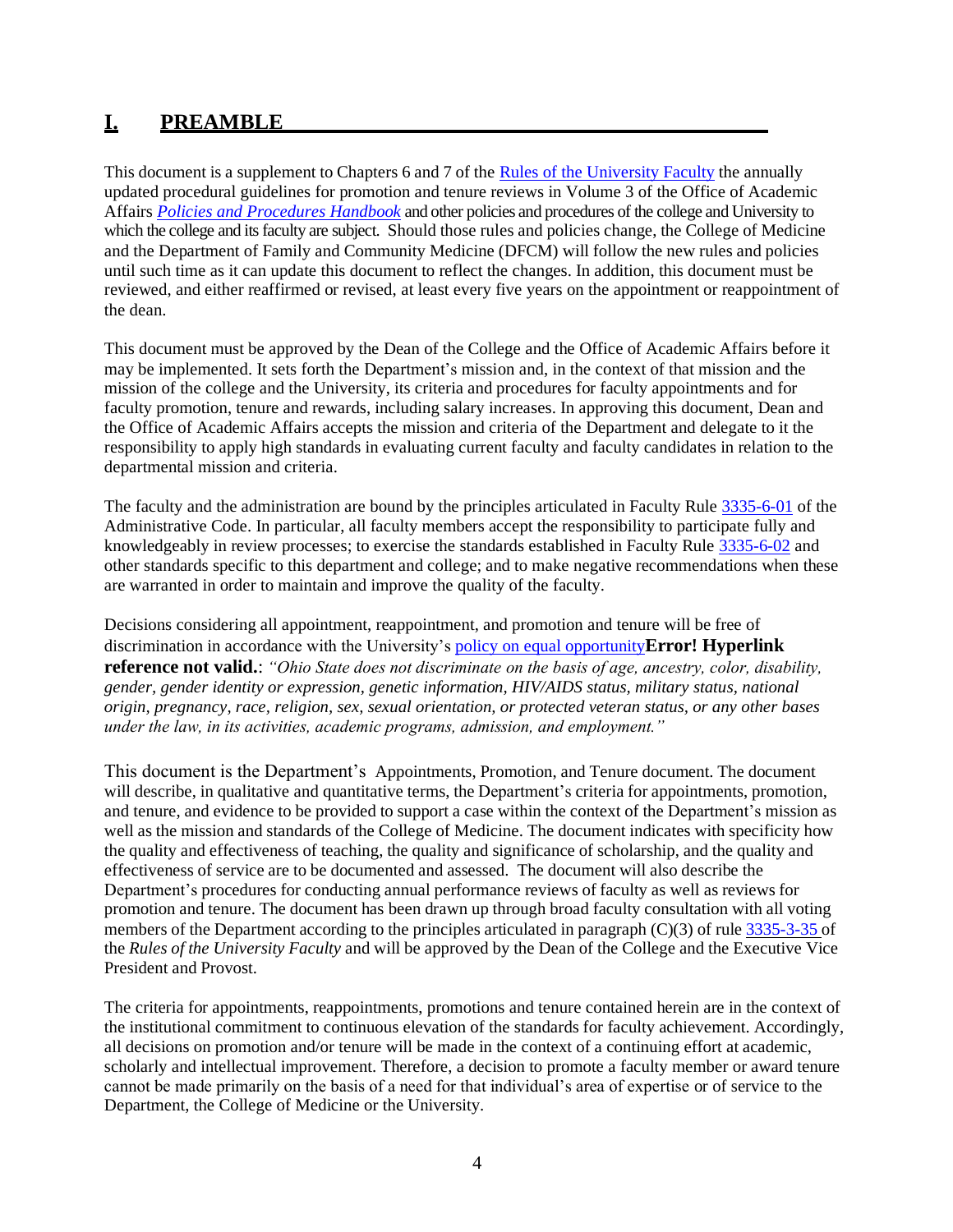# I. PREAMBLE

This document is a supplement to Chapters 6 and 7 of the Rules of the University Faculty the annually updated procedural guidelines for promotion and tenure reviews in Volume 3 of the Office of Academic Affairs *Policies and Procedures Handbook* and other policies and procedures of the college and University to which the college and its faculty are subject. Should those rules and policies change, the College of Medicine and the Department of Family and Community Medicine (DFCM) will follow the new rules and policies until such time as it can update this document to reflect the changes. In addition, this document must be reviewed, and either reaffirmed or revised, at least every five years on the appointment or reappointment of the dean.

This document must be approved by the Dean of the College and the Office of Academic Affairs before it may be implemented. It sets forth the Department's mission and, in the context of that mission and the mission of the college and the University, its criteria and procedures for faculty appointments and for faculty promotion, tenure and rewards, including salary increases. In approving this document, Dean and the Office of Academic Affairs accepts the mission and criteria of the Department and delegate to it the responsibility to apply high standards in evaluating current faculty and faculty candidates in relation to the departmental mission and criteria.

The faculty and the administration are bound by the principles articulated in Faculty Rule 3335-6-01 of the Administrative Code. In particular, all faculty members accept the responsibility to participate fully and knowledgeably in review processes; to exercise the standards established in Faculty Rule 3335-6-02 and other standards specific to this department and college; and to make negative recommendations when these are warranted in order to maintain and improve the quality of the faculty.

Decisions considering all appointment, reappointment, and promotion and tenure will be free of discrimination in accordance with the University's policy on equal opportunity**Error! Hyperlink reference not valid.**: *"Ohio State does not discriminate on the basis of age, ancestry, color, disability, gender, gender identity or expression, genetic information, HIV/AIDS status, military status, national origin, pregnancy, race, religion, sex, sexual orientation, or protected veteran status, or any other bases under the law, in its activities, academic programs, admission, and employment."*

This document is the Department's Appointments, Promotion, and Tenure document. The document will describe, in qualitative and quantitative terms, the Department's criteria for appointments, promotion, and tenure, and evidence to be provided to support a case within the context of the Department's mission as well as the mission and standards of the College of Medicine. The document indicates with specificity how the quality and effectiveness of teaching, the quality and significance of scholarship, and the quality and effectiveness of service are to be documented and assessed. The document will also describe the Department's procedures for conducting annual performance reviews of faculty as well as reviews for promotion and tenure. The document has been drawn up through broad faculty consultation with all voting members of the Department according to the principles articulated in paragraph (C)(3) of rule 3335-3-35 of the *Rules of the University Faculty* and will be approved by the Dean of the College and the Executive Vice President and Provost.

The criteria for appointments, reappointments, promotions and tenure contained herein are in the context of the institutional commitment to continuous elevation of the standards for faculty achievement. Accordingly, all decisions on promotion and/or tenure will be made in the context of a continuing effort at academic, scholarly and intellectual improvement. Therefore, a decision to promote a faculty member or award tenure cannot be made primarily on the basis of a need for that individual's area of expertise or of service to the Department, the College of Medicine or the University.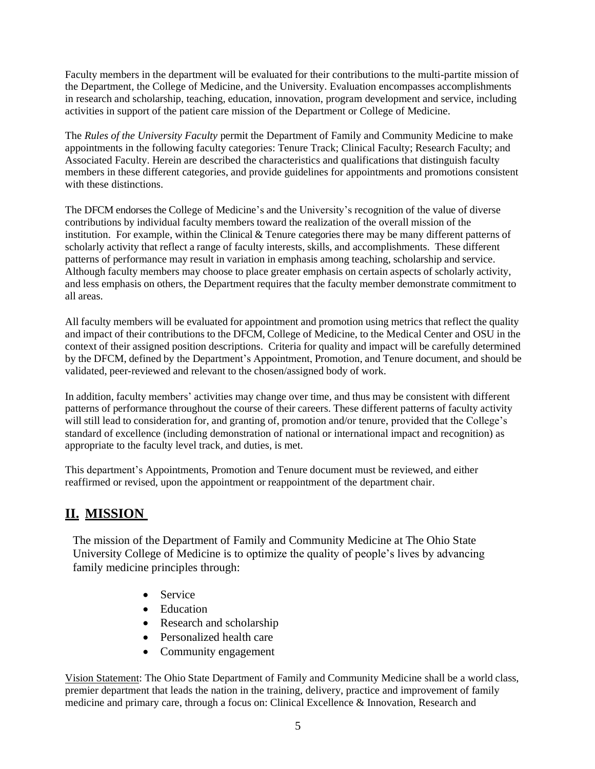Faculty members in the department will be evaluated for their contributions to the multi-partite mission of the Department, the College of Medicine, and the University. Evaluation encompasses accomplishments in research and scholarship, teaching, education, innovation, program development and service, including activities in support of the patient care mission of the Department or College of Medicine.

The *Rules of the University Faculty* permit the Department of Family and Community Medicine to make appointments in the following faculty categories: Tenure Track; Clinical Faculty; Research Faculty; and Associated Faculty. Herein are described the characteristics and qualifications that distinguish faculty members in these different categories, and provide guidelines for appointments and promotions consistent with these distinctions.

The DFCM endorses the College of Medicine's and the University's recognition of the value of diverse contributions by individual faculty members toward the realization of the overall mission of the institution. For example, within the Clinical & Tenure categories there may be many different patterns of scholarly activity that reflect a range of faculty interests, skills, and accomplishments. These different patterns of performance may result in variation in emphasis among teaching, scholarship and service. Although faculty members may choose to place greater emphasis on certain aspects of scholarly activity, and less emphasis on others, the Department requires that the faculty member demonstrate commitment to all areas.

All faculty members will be evaluated for appointment and promotion using metrics that reflect the quality and impact of their contributions to the DFCM, College of Medicine, to the Medical Center and OSU in the context of their assigned position descriptions. Criteria for quality and impact will be carefully determined by the DFCM, defined by the Department's Appointment, Promotion, and Tenure document, and should be validated, peer-reviewed and relevant to the chosen/assigned body of work.

In addition, faculty members' activities may change over time, and thus may be consistent with different patterns of performance throughout the course of their careers. These different patterns of faculty activity will still lead to consideration for, and granting of, promotion and/or tenure, provided that the College's standard of excellence (including demonstration of national or international impact and recognition) as appropriate to the faculty level track, and duties, is met.

This department's Appointments, Promotion and Tenure document must be reviewed, and either reaffirmed or revised, upon the appointment or reappointment of the department chair.

## II. MISSION

The mission of the Department of Family and Community Medicine at The Ohio State University College of Medicine is to optimize the quality of people's lives by advancing family medicine principles through:

- Service
- Education
- Research and scholarship
- Personalized health care
- Community engagement

Vision Statement: The Ohio State Department of Family and Community Medicine shall be a world class, premier department that leads the nation in the training, delivery, practice and improvement of family medicine and primary care, through a focus on: Clinical Excellence & Innovation, Research and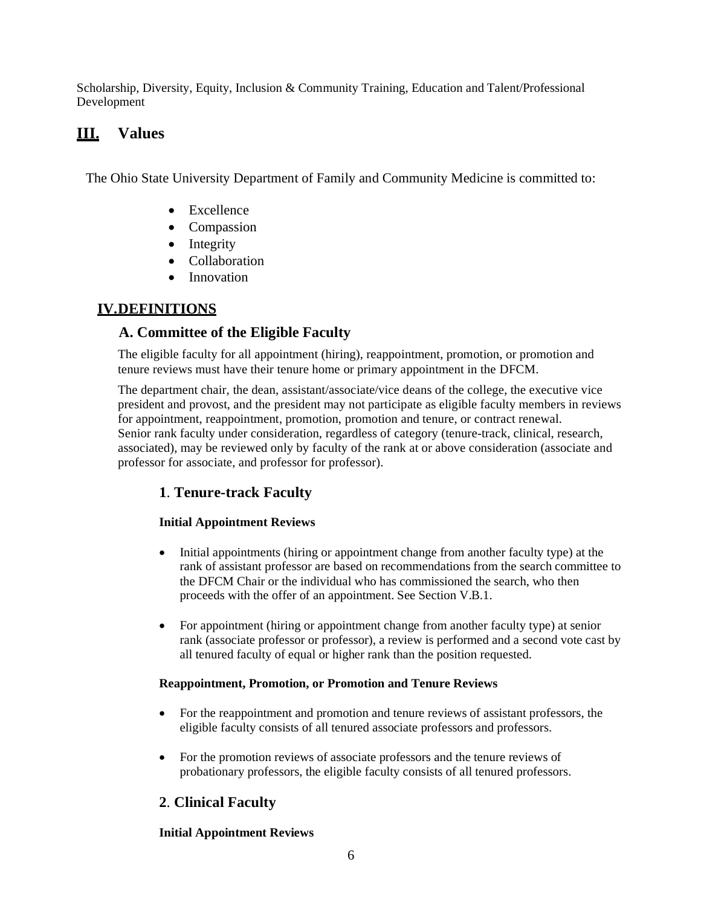Scholarship, Diversity, Equity, Inclusion & Community Training, Education and Talent/Professional Development

# III. Values

The Ohio State University Department of Family and Community Medicine is committed to:

- Excellence
- Compassion
- Integrity
- Collaboration
- Innovation

# IV. DEFINITIONS

## A. Committee of the Eligible Faculty

The eligible faculty for all appointment (hiring), reappointment, promotion, or promotion and tenure reviews must have their tenure home or primary appointment in the DFCM.

The department chair, the dean, assistant/associate/vice deans of the college, the executive vice president and provost, and the president may not participate as eligible faculty members in reviews for appointment, reappointment, promotion, promotion and tenure, or contract renewal. Senior rank faculty under consideration, regardless of category (tenure-track, clinical, research, associated), may be reviewed only by faculty of the rank at or above consideration (associate and professor for associate, and professor for professor).

### 1. Tenure-track Faculty

**Initial Appointment Reviews**

- Initial appointments (hiring or appointment change from another faculty type) at the rank of assistant professor are based on recommendations from the search committee to the DFCM Chair or the individual who has commissioned the search, who then proceeds with the offer of an appointment. See Section V.B.1.
- For appointment (hiring or appointment change from another faculty type) at senior rank (associate professor or professor), a review is performed and a second vote cast by all tenured faculty of equal or higher rank than the position requested.

**Reappointment, Promotion, or Promotion and Tenure Reviews**

- For the reappointment and promotion and tenure reviews of assistant professors, the eligible faculty consists of all tenured associate professors and professors.
- For the promotion reviews of associate professors and the tenure reviews of probationary professors, the eligible faculty consists of all tenured professors.

### 2. Clinical Faculty

**Initial Appointment Reviews**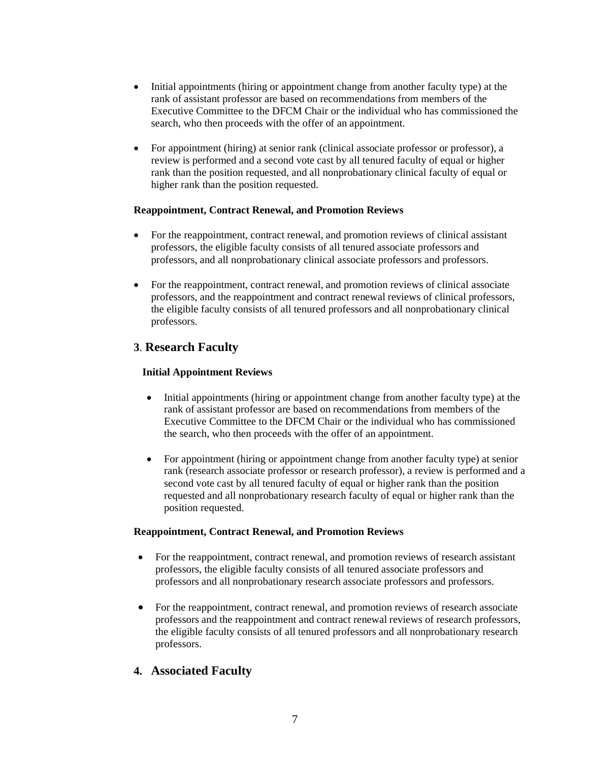- Initial appointments (hiring or appointment change from another faculty type) at the rank of assistant professor are based on recommendations from members of the Executive Committee to the DFCM Chair or the individual who has commissioned the search, who then proceeds with the offer of an appointment.

- For appointment (hiring) at senior rank (clinical associate professor or professor), a review is performed and a second vote cast by all tenured faculty of equal or higher rank than the position requested, and all nonprobationary clinical faculty of equal or higher rank than the position requested.

**Reappointment, Contract Renewal, and Promotion Reviews**

- For the reappointment, contract renewal, and promotion reviews of clinical assistant professors, the eligible faculty consists of all tenured associate professors and professors, and all nonprobationary clinical associate professors and professors.

- For the reappointment, contract renewal, and promotion reviews of clinical associate professors, and the reappointment and contract renewal reviews of clinical professors, the eligible faculty consists of all tenured professors and all nonprobationary clinical professors.

## 3. Research Faculty

**Initial Appointment Reviews**

- Initial appointments (hiring or appointment change from another faculty type) at the rank of assistant professor are based on recommendations from members of the Executive Committee to the DFCM Chair or the individual who has commissioned the search, who then proceeds with the offer of an appointment.

- For appointment (hiring or appointment change from another faculty type) at senior rank (research associate professor or research professor), a review is performed and a second vote cast by all tenured faculty of equal or higher rank than the position requested and all nonprobationary research faculty of equal or higher rank than the position requested.

**Reappointment, Contract Renewal, and Promotion Reviews**

- For the reappointment, contract renewal, and promotion reviews of research assistant professors, the eligible faculty consists of all tenured associate professors and professors and all nonprobationary research associate professors and professors.

- For the reappointment, contract renewal, and promotion reviews of research associate professors and the reappointment and contract renewal reviews of research professors, the eligible faculty consists of all tenured professors and all nonprobationary research professors.

## 4. Associated Faculty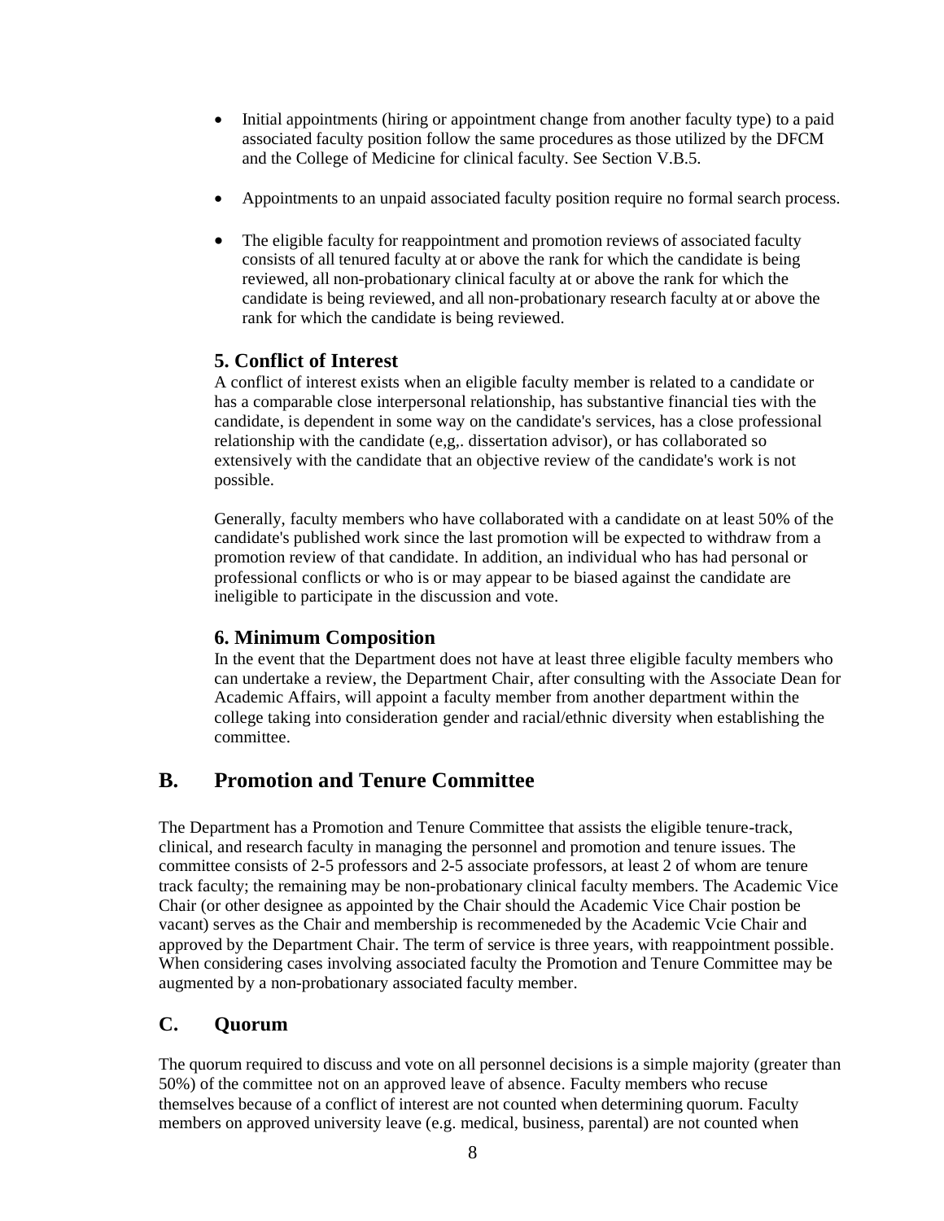- Initial appointments (hiring or appointment change from another faculty type) to a paid associated faculty position follow the same procedures as those utilized by the DFCM and the College of Medicine for clinical faculty. See Section V.B.5.

- Appointments to an unpaid associated faculty position require no formal search process.

- The eligible faculty for reappointment and promotion reviews of associated faculty consists of all tenured faculty at or above the rank for which the candidate is being reviewed, all non-probationary clinical faculty at or above the rank for which the candidate is being reviewed, and all non-probationary research faculty at or above the rank for which the candidate is being reviewed.

### 5. Conflict of Interest

A conflict of interest exists when an eligible faculty member is related to a candidate or has a comparable close interpersonal relationship, has substantive financial ties with the candidate, is dependent in some way on the candidate's services, has a close professional relationship with the candidate (e,g,. dissertation advisor), or has collaborated so extensively with the candidate that an objective review of the candidate's work is not possible.

Generally, faculty members who have collaborated with a candidate on at least 50% of the candidate's published work since the last promotion will be expected to withdraw from a promotion review of that candidate. In addition, an individual who has had personal or professional conflicts or who is or may appear to be biased against the candidate are ineligible to participate in the discussion and vote.

### 6. Minimum Composition

In the event that the Department does not have at least three eligible faculty members who can undertake a review, the Department Chair, after consulting with the Associate Dean for Academic Affairs, will appoint a faculty member from another department within the college taking into consideration gender and racial/ethnic diversity when establishing the committee.

## B. Promotion and Tenure Committee

The Department has a Promotion and Tenure Committee that assists the eligible tenure-track, clinical, and research faculty in managing the personnel and promotion and tenure issues. The committee consists of 2-5 professors and 2-5 associate professors, at least 2 of whom are tenure track faculty; the remaining may be non-probationary clinical faculty members. The Academic Vice Chair (or other designee as appointed by the Chair should the Academic Vice Chair postion be vacant) serves as the Chair and membership is recommeneded by the Academic Vcie Chair and approved by the Department Chair. The term of service is three years, with reappointment possible. When considering cases involving associated faculty the Promotion and Tenure Committee may be augmented by a non-probationary associated faculty member.

## C. Quorum

The quorum required to discuss and vote on all personnel decisions is a simple majority (greater than 50%) of the committee not on an approved leave of absence. Faculty members who recuse themselves because of a conflict of interest are not counted when determining quorum. Faculty members on approved university leave (e.g. medical, business, parental) are not counted when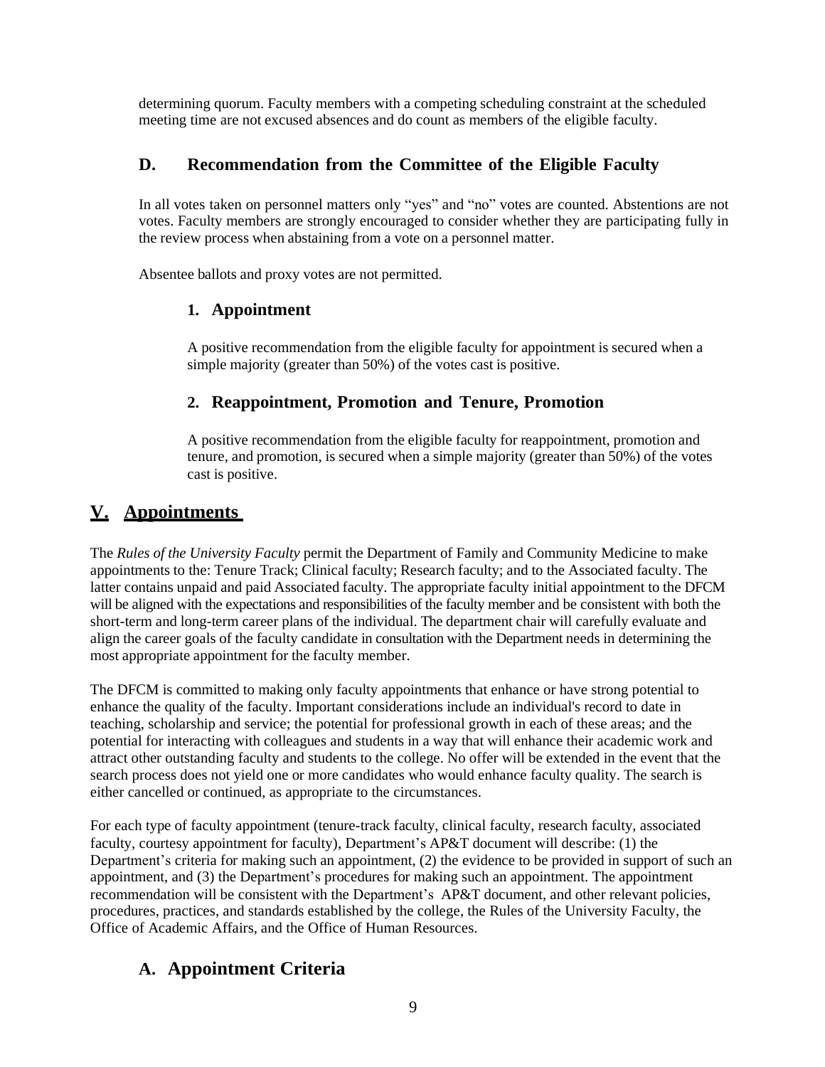determining quorum. Faculty members with a competing scheduling constraint at the scheduled meeting time are not excused absences and do count as members of the eligible faculty.

### D. Recommendation from the Committee of the Eligible Faculty

In all votes taken on personnel matters only "yes" and "no" votes are counted. Abstentions are not votes. Faculty members are strongly encouraged to consider whether they are participating fully in the review process when abstaining from a vote on a personnel matter.

Absentee ballots and proxy votes are not permitted.

#### 1. Appointment

A positive recommendation from the eligible faculty for appointment is secured when a simple majority (greater than 50%) of the votes cast is positive.

#### 2. Reappointment, Promotion and Tenure, Promotion

A positive recommendation from the eligible faculty for reappointment, promotion and tenure, and promotion, is secured when a simple majority (greater than 50%) of the votes cast is positive.

## V. Appointments

The *Rules of the University Faculty* permit the Department of Family and Community Medicine to make appointments to the: Tenure Track; Clinical faculty; Research faculty; and to the Associated faculty. The latter contains unpaid and paid Associated faculty. The appropriate faculty initial appointment to the DFCM will be aligned with the expectations and responsibilities of the faculty member and be consistent with both the short-term and long-term career plans of the individual. The department chair will carefully evaluate and align the career goals of the faculty candidate in consultation with the Department needs in determining the most appropriate appointment for the faculty member.

The DFCM is committed to making only faculty appointments that enhance or have strong potential to enhance the quality of the faculty. Important considerations include an individual's record to date in teaching, scholarship and service; the potential for professional growth in each of these areas; and the potential for interacting with colleagues and students in a way that will enhance their academic work and attract other outstanding faculty and students to the college. No offer will be extended in the event that the search process does not yield one or more candidates who would enhance faculty quality. The search is either cancelled or continued, as appropriate to the circumstances.

For each type of faculty appointment (tenure-track faculty, clinical faculty, research faculty, associated faculty, courtesy appointment for faculty), Department's AP&T document will describe: (1) the Department's criteria for making such an appointment, (2) the evidence to be provided in support of such an appointment, and (3) the Department's procedures for making such an appointment. The appointment recommendation will be consistent with the Department's AP&T document, and other relevant policies, procedures, practices, and standards established by the college, the Rules of the University Faculty, the Office of Academic Affairs, and the Office of Human Resources.

### A. Appointment Criteria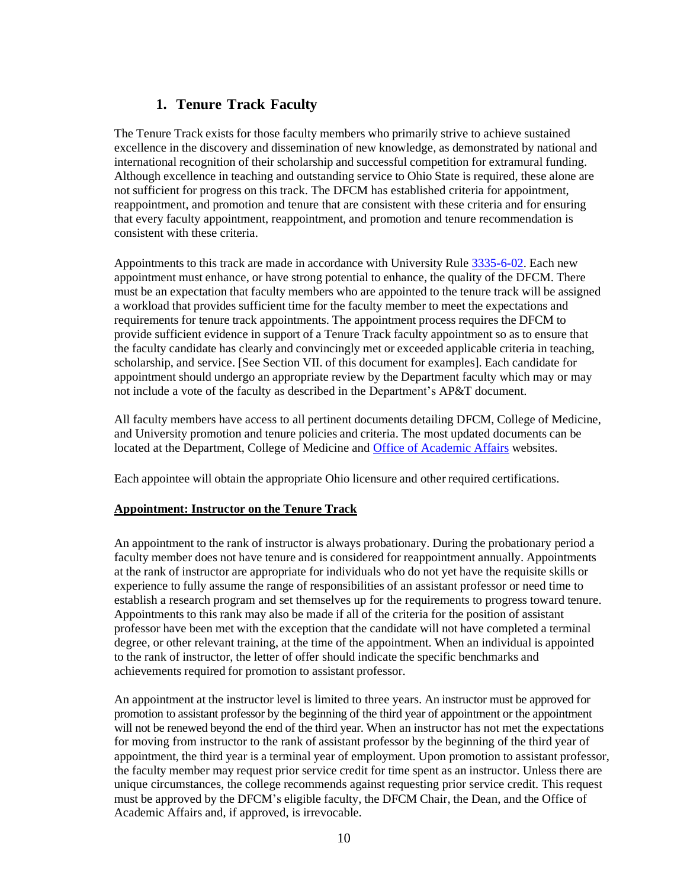## 1. Tenure Track Faculty

The Tenure Track exists for those faculty members who primarily strive to achieve sustained excellence in the discovery and dissemination of new knowledge, as demonstrated by national and international recognition of their scholarship and successful competition for extramural funding. Although excellence in teaching and outstanding service to Ohio State is required, these alone are not sufficient for progress on this track. The DFCM has established criteria for appointment, reappointment, and promotion and tenure that are consistent with these criteria and for ensuring that every faculty appointment, reappointment, and promotion and tenure recommendation is consistent with these criteria.

Appointments to this track are made in accordance with University Rule [3335-6-02](). Each new appointment must enhance, or have strong potential to enhance, the quality of the DFCM. There must be an expectation that faculty members who are appointed to the tenure track will be assigned a workload that provides sufficient time for the faculty member to meet the expectations and requirements for tenure track appointments. The appointment process requires the DFCM to provide sufficient evidence in support of a Tenure Track faculty appointment so as to ensure that the faculty candidate has clearly and convincingly met or exceeded applicable criteria in teaching, scholarship, and service. [See Section VII. of this document for examples]. Each candidate for appointment should undergo an appropriate review by the Department faculty which may or may not include a vote of the faculty as described in the Department's AP&T document.

All faculty members have access to all pertinent documents detailing DFCM, College of Medicine, and University promotion and tenure policies and criteria. The most updated documents can be located at the Department, College of Medicine and [Office of Academic Affairs]() websites.

Each appointee will obtain the appropriate Ohio licensure and other required certifications.

**Appointment: Instructor on the Tenure Track**

An appointment to the rank of instructor is always probationary. During the probationary period a faculty member does not have tenure and is considered for reappointment annually. Appointments at the rank of instructor are appropriate for individuals who do not yet have the requisite skills or experience to fully assume the range of responsibilities of an assistant professor or need time to establish a research program and set themselves up for the requirements to progress toward tenure. Appointments to this rank may also be made if all of the criteria for the position of assistant professor have been met with the exception that the candidate will not have completed a terminal degree, or other relevant training, at the time of the appointment. When an individual is appointed to the rank of instructor, the letter of offer should indicate the specific benchmarks and achievements required for promotion to assistant professor.

An appointment at the instructor level is limited to three years. An instructor must be approved for promotion to assistant professor by the beginning of the third year of appointment or the appointment will not be renewed beyond the end of the third year. When an instructor has not met the expectations for moving from instructor to the rank of assistant professor by the beginning of the third year of appointment, the third year is a terminal year of employment. Upon promotion to assistant professor, the faculty member may request prior service credit for time spent as an instructor. Unless there are unique circumstances, the college recommends against requesting prior service credit. This request must be approved by the DFCM's eligible faculty, the DFCM Chair, the Dean, and the Office of Academic Affairs and, if approved, is irrevocable.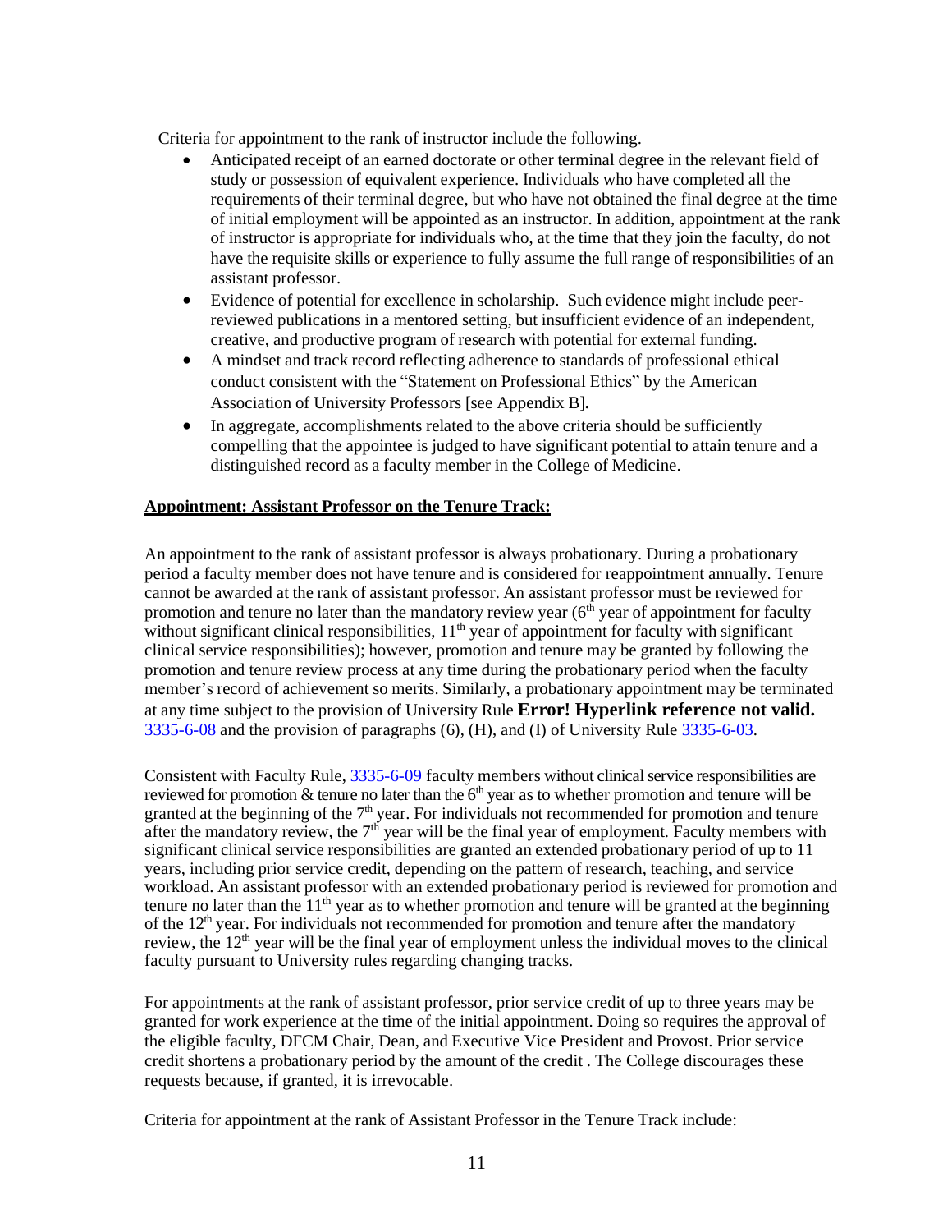Criteria for appointment to the rank of instructor include the following.

- Anticipated receipt of an earned doctorate or other terminal degree in the relevant field of study or possession of equivalent experience. Individuals who have completed all the requirements of their terminal degree, but who have not obtained the final degree at the time of initial employment will be appointed as an instructor. In addition, appointment at the rank of instructor is appropriate for individuals who, at the time that they join the faculty, do not have the requisite skills or experience to fully assume the full range of responsibilities of an assistant professor.
- Evidence of potential for excellence in scholarship. Such evidence might include peer-reviewed publications in a mentored setting, but insufficient evidence of an independent, creative, and productive program of research with potential for external funding.
- A mindset and track record reflecting adherence to standards of professional ethical conduct consistent with the "Statement on Professional Ethics" by the American Association of University Professors [see Appendix B]**.**
- In aggregate, accomplishments related to the above criteria should be sufficiently compelling that the appointee is judged to have significant potential to attain tenure and a distinguished record as a faculty member in the College of Medicine.

**Appointment: Assistant Professor on the Tenure Track:**

An appointment to the rank of assistant professor is always probationary. During a probationary period a faculty member does not have tenure and is considered for reappointment annually. Tenure cannot be awarded at the rank of assistant professor. An assistant professor must be reviewed for promotion and tenure no later than the mandatory review year (6th year of appointment for faculty without significant clinical responsibilities, 11th year of appointment for faculty with significant clinical service responsibilities); however, promotion and tenure may be granted by following the promotion and tenure review process at any time during the probationary period when the faculty member's record of achievement so merits. Similarly, a probationary appointment may be terminated at any time subject to the provision of University Rule **Error! Hyperlink reference not valid.** 3335-6-08 and the provision of paragraphs (6), (H), and (I) of University Rule 3335-6-03.

Consistent with Faculty Rule, 3335-6-09 faculty members without clinical service responsibilities are reviewed for promotion & tenure no later than the 6th year as to whether promotion and tenure will be granted at the beginning of the 7th year. For individuals not recommended for promotion and tenure after the mandatory review, the 7th year will be the final year of employment. Faculty members with significant clinical service responsibilities are granted an extended probationary period of up to 11 years, including prior service credit, depending on the pattern of research, teaching, and service workload. An assistant professor with an extended probationary period is reviewed for promotion and tenure no later than the 11th year as to whether promotion and tenure will be granted at the beginning of the 12th year. For individuals not recommended for promotion and tenure after the mandatory review, the 12th year will be the final year of employment unless the individual moves to the clinical faculty pursuant to University rules regarding changing tracks.

For appointments at the rank of assistant professor, prior service credit of up to three years may be granted for work experience at the time of the initial appointment. Doing so requires the approval of the eligible faculty, DFCM Chair, Dean, and Executive Vice President and Provost. Prior service credit shortens a probationary period by the amount of the credit . The College discourages these requests because, if granted, it is irrevocable.

Criteria for appointment at the rank of Assistant Professor in the Tenure Track include: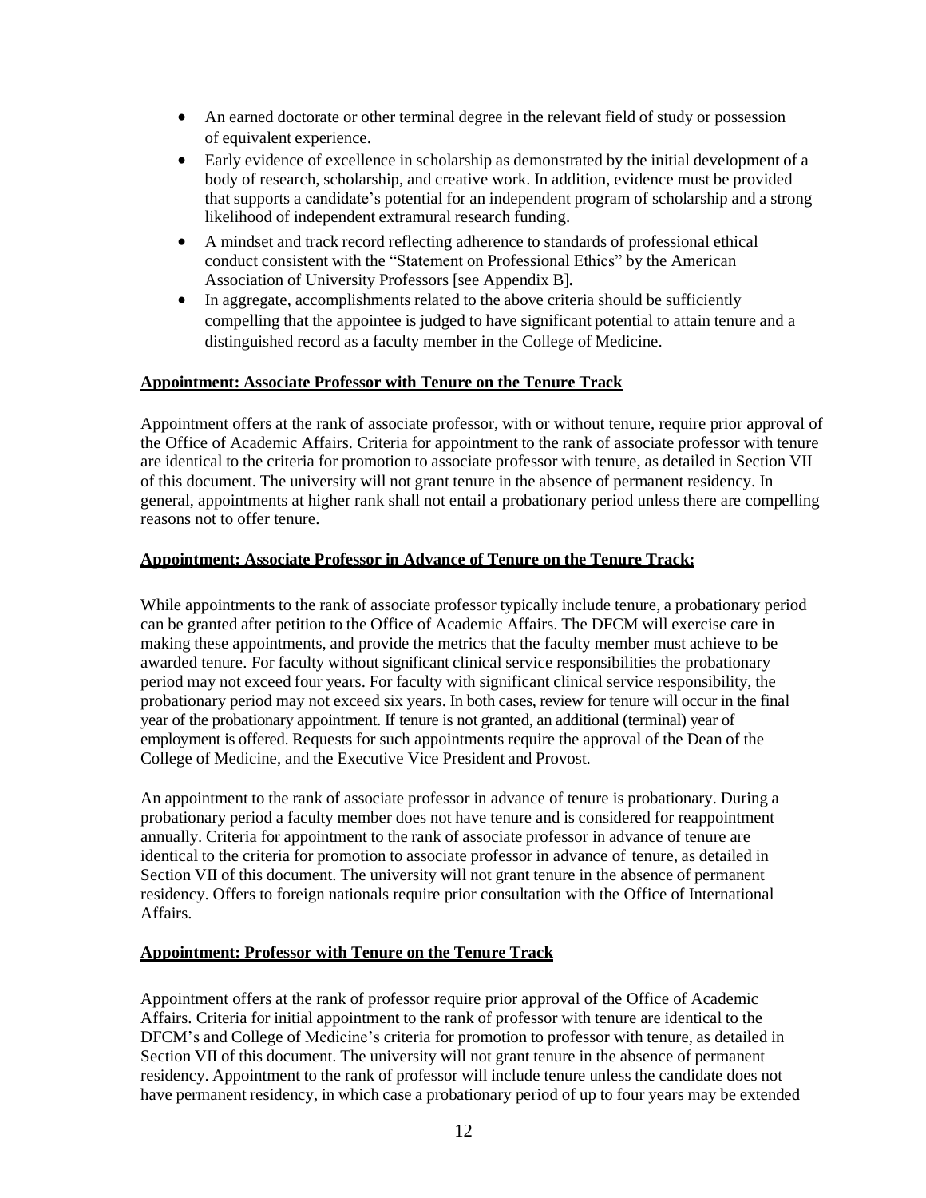- An earned doctorate or other terminal degree in the relevant field of study or possession of equivalent experience.
- Early evidence of excellence in scholarship as demonstrated by the initial development of a body of research, scholarship, and creative work. In addition, evidence must be provided that supports a candidate's potential for an independent program of scholarship and a strong likelihood of independent extramural research funding.
- A mindset and track record reflecting adherence to standards of professional ethical conduct consistent with the "Statement on Professional Ethics" by the American Association of University Professors [see Appendix B]**.**
- In aggregate, accomplishments related to the above criteria should be sufficiently compelling that the appointee is judged to have significant potential to attain tenure and a distinguished record as a faculty member in the College of Medicine.

**Appointment: Associate Professor with Tenure on the Tenure Track**

Appointment offers at the rank of associate professor, with or without tenure, require prior approval of the Office of Academic Affairs. Criteria for appointment to the rank of associate professor with tenure are identical to the criteria for promotion to associate professor with tenure, as detailed in Section VII of this document. The university will not grant tenure in the absence of permanent residency. In general, appointments at higher rank shall not entail a probationary period unless there are compelling reasons not to offer tenure.

**Appointment: Associate Professor in Advance of Tenure on the Tenure Track:**

While appointments to the rank of associate professor typically include tenure, a probationary period can be granted after petition to the Office of Academic Affairs. The DFCM will exercise care in making these appointments, and provide the metrics that the faculty member must achieve to be awarded tenure. For faculty without significant clinical service responsibilities the probationary period may not exceed four years. For faculty with significant clinical service responsibility, the probationary period may not exceed six years. In both cases, review for tenure will occur in the final year of the probationary appointment. If tenure is not granted, an additional (terminal) year of employment is offered. Requests for such appointments require the approval of the Dean of the College of Medicine, and the Executive Vice President and Provost.

An appointment to the rank of associate professor in advance of tenure is probationary. During a probationary period a faculty member does not have tenure and is considered for reappointment annually. Criteria for appointment to the rank of associate professor in advance of tenure are identical to the criteria for promotion to associate professor in advance of tenure, as detailed in Section VII of this document. The university will not grant tenure in the absence of permanent residency. Offers to foreign nationals require prior consultation with the Office of International Affairs.

**Appointment: Professor with Tenure on the Tenure Track**

Appointment offers at the rank of professor require prior approval of the Office of Academic Affairs. Criteria for initial appointment to the rank of professor with tenure are identical to the DFCM's and College of Medicine's criteria for promotion to professor with tenure, as detailed in Section VII of this document. The university will not grant tenure in the absence of permanent residency. Appointment to the rank of professor will include tenure unless the candidate does not have permanent residency, in which case a probationary period of up to four years may be extended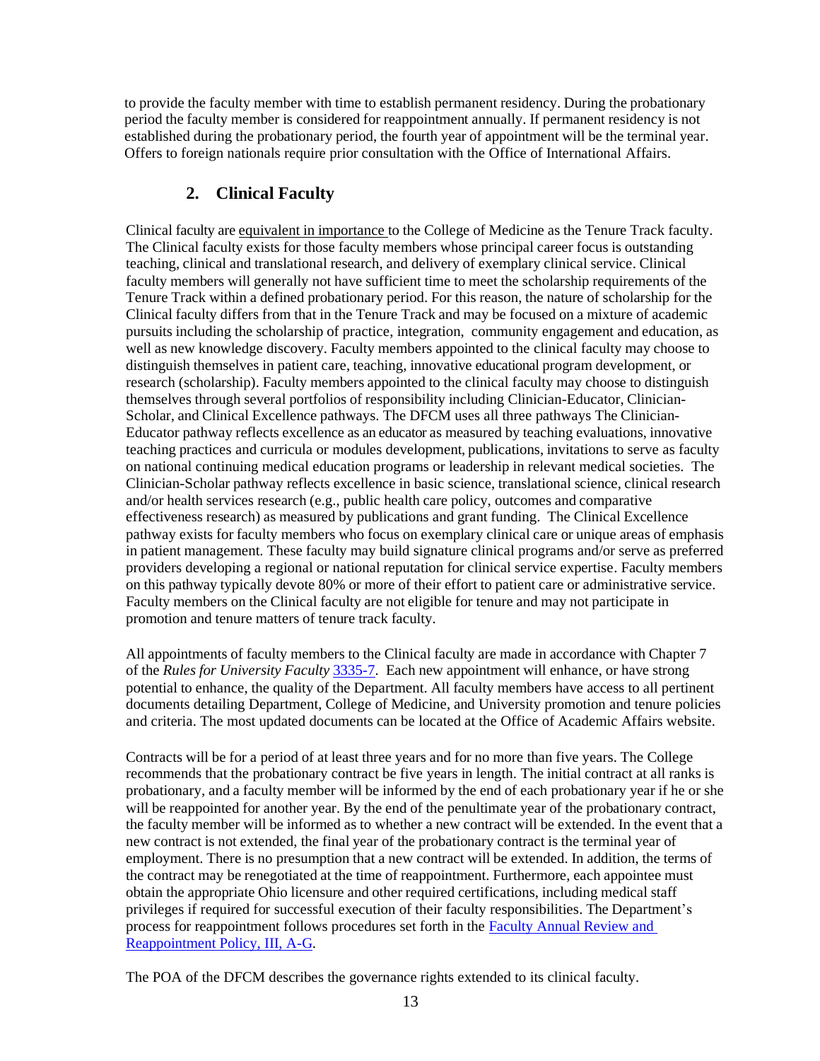to provide the faculty member with time to establish permanent residency. During the probationary period the faculty member is considered for reappointment annually. If permanent residency is not established during the probationary period, the fourth year of appointment will be the terminal year. Offers to foreign nationals require prior consultation with the Office of International Affairs.

### 2. Clinical Faculty

Clinical faculty are equivalent in importance to the College of Medicine as the Tenure Track faculty. The Clinical faculty exists for those faculty members whose principal career focus is outstanding teaching, clinical and translational research, and delivery of exemplary clinical service. Clinical faculty members will generally not have sufficient time to meet the scholarship requirements of the Tenure Track within a defined probationary period. For this reason, the nature of scholarship for the Clinical faculty differs from that in the Tenure Track and may be focused on a mixture of academic pursuits including the scholarship of practice, integration, community engagement and education, as well as new knowledge discovery. Faculty members appointed to the clinical faculty may choose to distinguish themselves in patient care, teaching, innovative educational program development, or research (scholarship). Faculty members appointed to the clinical faculty may choose to distinguish themselves through several portfolios of responsibility including Clinician-Educator, Clinician-Scholar, and Clinical Excellence pathways. The DFCM uses all three pathways The Clinician-Educator pathway reflects excellence as an educator as measured by teaching evaluations, innovative teaching practices and curricula or modules development, publications, invitations to serve as faculty on national continuing medical education programs or leadership in relevant medical societies. The Clinician-Scholar pathway reflects excellence in basic science, translational science, clinical research and/or health services research (e.g., public health care policy, outcomes and comparative effectiveness research) as measured by publications and grant funding. The Clinical Excellence pathway exists for faculty members who focus on exemplary clinical care or unique areas of emphasis in patient management. These faculty may build signature clinical programs and/or serve as preferred providers developing a regional or national reputation for clinical service expertise. Faculty members on this pathway typically devote 80% or more of their effort to patient care or administrative service. Faculty members on the Clinical faculty are not eligible for tenure and may not participate in promotion and tenure matters of tenure track faculty.

All appointments of faculty members to the Clinical faculty are made in accordance with Chapter 7 of the *Rules for University Faculty* 3335-7. Each new appointment will enhance, or have strong potential to enhance, the quality of the Department. All faculty members have access to all pertinent documents detailing Department, College of Medicine, and University promotion and tenure policies and criteria. The most updated documents can be located at the Office of Academic Affairs website.

Contracts will be for a period of at least three years and for no more than five years. The College recommends that the probationary contract be five years in length. The initial contract at all ranks is probationary, and a faculty member will be informed by the end of each probationary year if he or she will be reappointed for another year. By the end of the penultimate year of the probationary contract, the faculty member will be informed as to whether a new contract will be extended. In the event that a new contract is not extended, the final year of the probationary contract is the terminal year of employment. There is no presumption that a new contract will be extended. In addition, the terms of the contract may be renegotiated at the time of reappointment. Furthermore, each appointee must obtain the appropriate Ohio licensure and other required certifications, including medical staff privileges if required for successful execution of their faculty responsibilities. The Department's process for reappointment follows procedures set forth in the Faculty Annual Review and Reappointment Policy, III, A-G.

The POA of the DFCM describes the governance rights extended to its clinical faculty.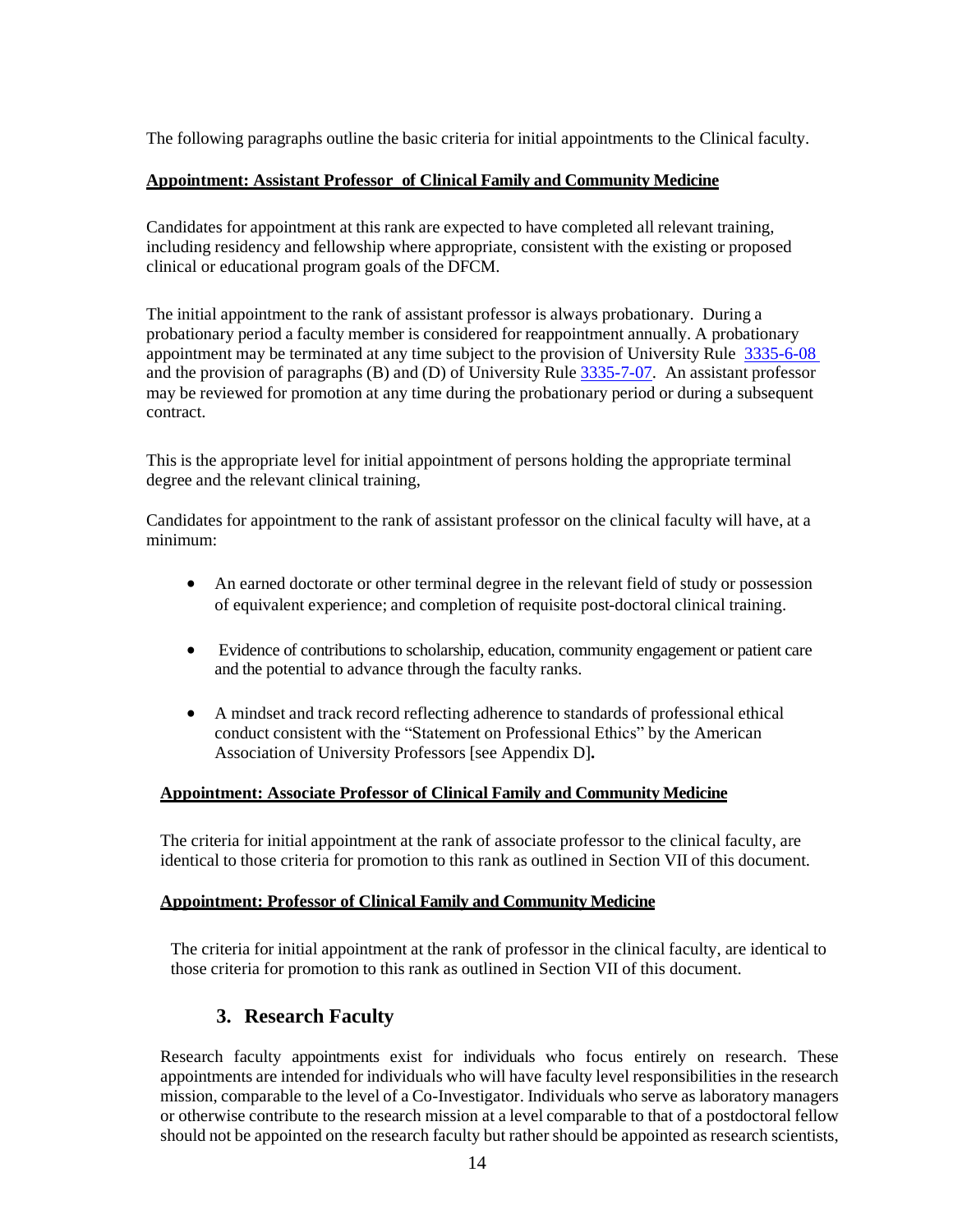The following paragraphs outline the basic criteria for initial appointments to the Clinical faculty.

**Appointment: Assistant Professor of Clinical Family and Community Medicine**

Candidates for appointment at this rank are expected to have completed all relevant training, including residency and fellowship where appropriate, consistent with the existing or proposed clinical or educational program goals of the DFCM.

The initial appointment to the rank of assistant professor is always probationary. During a probationary period a faculty member is considered for reappointment annually. A probationary appointment may be terminated at any time subject to the provision of University Rule [3335-6-08](3335-6-08) and the provision of paragraphs (B) and (D) of University Rule [3335-7-07](3335-7-07). An assistant professor may be reviewed for promotion at any time during the probationary period or during a subsequent contract.

This is the appropriate level for initial appointment of persons holding the appropriate terminal degree and the relevant clinical training,

Candidates for appointment to the rank of assistant professor on the clinical faculty will have, at a minimum:

- An earned doctorate or other terminal degree in the relevant field of study or possession of equivalent experience; and completion of requisite post-doctoral clinical training.
- Evidence of contributions to scholarship, education, community engagement or patient care and the potential to advance through the faculty ranks.
- A mindset and track record reflecting adherence to standards of professional ethical conduct consistent with the "Statement on Professional Ethics" by the American Association of University Professors [see Appendix D]**.**

**Appointment: Associate Professor of Clinical Family and Community Medicine**

The criteria for initial appointment at the rank of associate professor to the clinical faculty, are identical to those criteria for promotion to this rank as outlined in Section VII of this document.

**Appointment: Professor of Clinical Family and Community Medicine**

The criteria for initial appointment at the rank of professor in the clinical faculty, are identical to those criteria for promotion to this rank as outlined in Section VII of this document.

### 3. Research Faculty

Research faculty appointments exist for individuals who focus entirely on research. These appointments are intended for individuals who will have faculty level responsibilities in the research mission, comparable to the level of a Co-Investigator. Individuals who serve as laboratory managers or otherwise contribute to the research mission at a level comparable to that of a postdoctoral fellow should not be appointed on the research faculty but rather should be appointed as research scientists,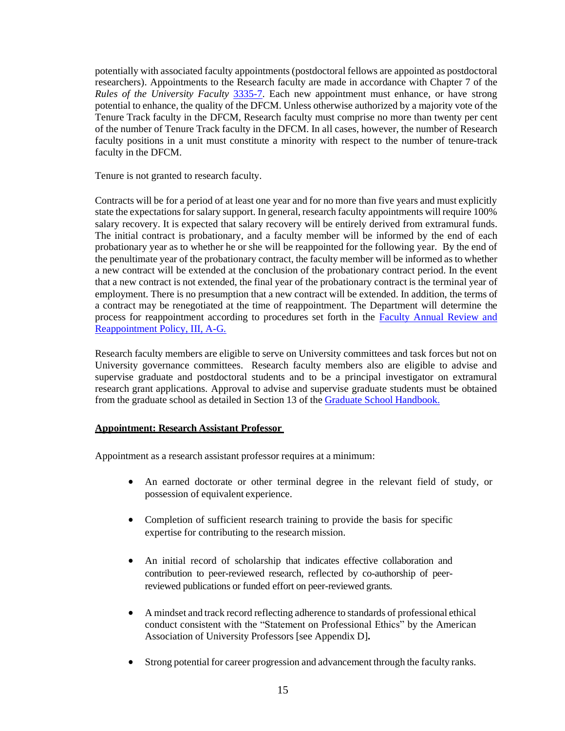potentially with associated faculty appointments (postdoctoral fellows are appointed as postdoctoral researchers). Appointments to the Research faculty are made in accordance with Chapter 7 of the *Rules of the University Faculty* [3335-7](). Each new appointment must enhance, or have strong potential to enhance, the quality of the DFCM. Unless otherwise authorized by a majority vote of the Tenure Track faculty in the DFCM, Research faculty must comprise no more than twenty per cent of the number of Tenure Track faculty in the DFCM. In all cases, however, the number of Research faculty positions in a unit must constitute a minority with respect to the number of tenure-track faculty in the DFCM.

Tenure is not granted to research faculty.

Contracts will be for a period of at least one year and for no more than five years and must explicitly state the expectations for salary support. In general, research faculty appointments will require 100% salary recovery. It is expected that salary recovery will be entirely derived from extramural funds. The initial contract is probationary, and a faculty member will be informed by the end of each probationary year as to whether he or she will be reappointed for the following year. By the end of the penultimate year of the probationary contract, the faculty member will be informed as to whether a new contract will be extended at the conclusion of the probationary contract period. In the event that a new contract is not extended, the final year of the probationary contract is the terminal year of employment. There is no presumption that a new contract will be extended. In addition, the terms of a contract may be renegotiated at the time of reappointment. The Department will determine the process for reappointment according to procedures set forth in the [Faculty Annual Review and Reappointment Policy, III, A-G.]()

Research faculty members are eligible to serve on University committees and task forces but not on University governance committees. Research faculty members also are eligible to advise and supervise graduate and postdoctoral students and to be a principal investigator on extramural research grant applications. Approval to advise and supervise graduate students must be obtained from the graduate school as detailed in Section 13 of the [Graduate School Handbook.]()

**Appointment: Research Assistant Professor**

Appointment as a research assistant professor requires at a minimum:

- An earned doctorate or other terminal degree in the relevant field of study, or possession of equivalent experience.
- Completion of sufficient research training to provide the basis for specific expertise for contributing to the research mission.
- An initial record of scholarship that indicates effective collaboration and contribution to peer-reviewed research, reflected by co-authorship of peer-reviewed publications or funded effort on peer-reviewed grants.
- A mindset and track record reflecting adherence to standards of professional ethical conduct consistent with the "Statement on Professional Ethics" by the American Association of University Professors [see Appendix D]**.**
- Strong potential for career progression and advancement through the faculty ranks.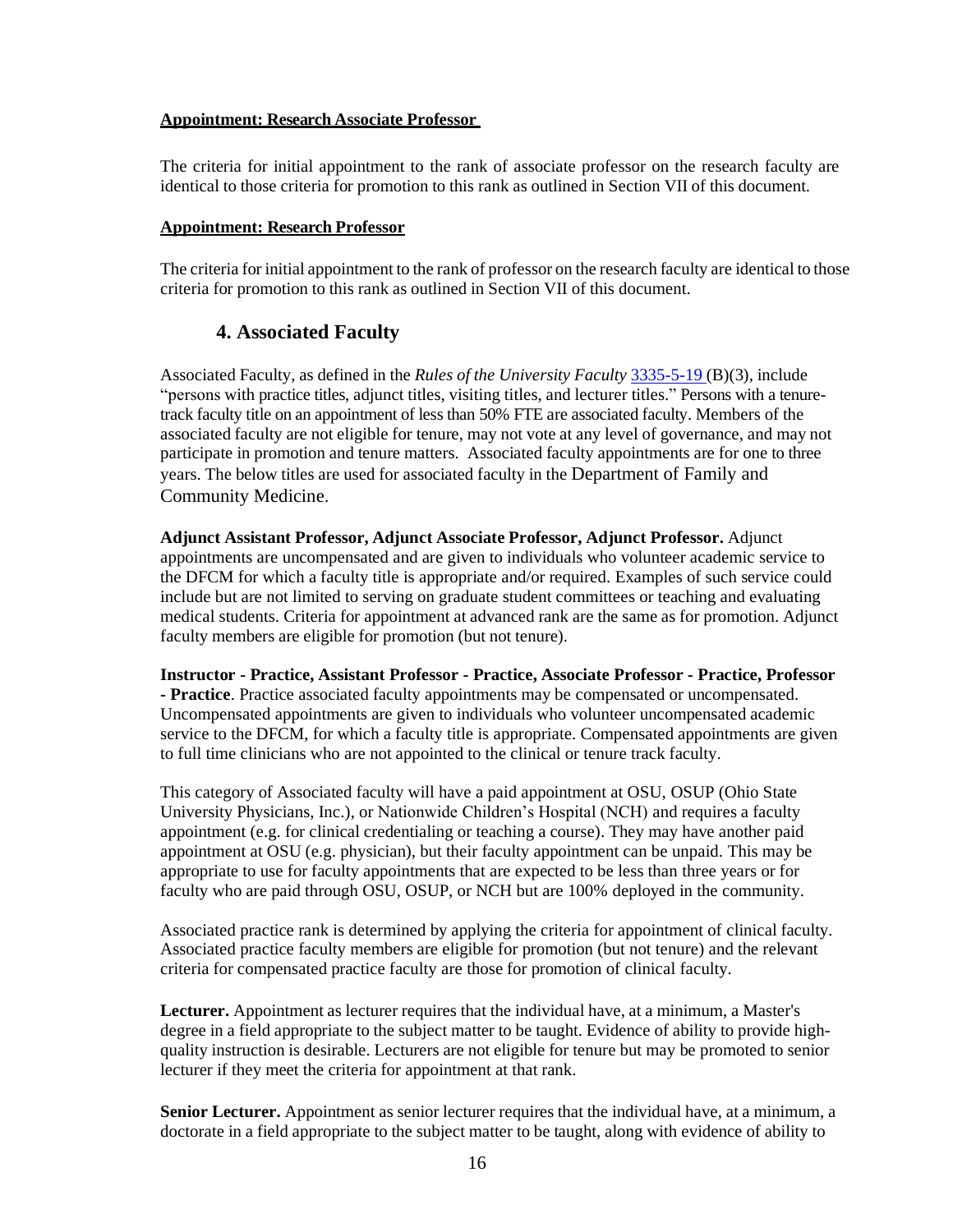**Appointment: Research Associate Professor**

The criteria for initial appointment to the rank of associate professor on the research faculty are identical to those criteria for promotion to this rank as outlined in Section VII of this document.

**Appointment: Research Professor**

The criteria for initial appointment to the rank of professor on the research faculty are identical to those criteria for promotion to this rank as outlined in Section VII of this document.

### 4. Associated Faculty

Associated Faculty, as defined in the *Rules of the University Faculty* [3335-5-19](3335-5-19) (B)(3), include "persons with practice titles, adjunct titles, visiting titles, and lecturer titles." Persons with a tenure-track faculty title on an appointment of less than 50% FTE are associated faculty. Members of the associated faculty are not eligible for tenure, may not vote at any level of governance, and may not participate in promotion and tenure matters. Associated faculty appointments are for one to three years. The below titles are used for associated faculty in the Department of Family and Community Medicine.

**Adjunct Assistant Professor, Adjunct Associate Professor, Adjunct Professor.** Adjunct appointments are uncompensated and are given to individuals who volunteer academic service to the DFCM for which a faculty title is appropriate and/or required. Examples of such service could include but are not limited to serving on graduate student committees or teaching and evaluating medical students. Criteria for appointment at advanced rank are the same as for promotion. Adjunct faculty members are eligible for promotion (but not tenure).

**Instructor - Practice, Assistant Professor - Practice, Associate Professor - Practice, Professor - Practice**. Practice associated faculty appointments may be compensated or uncompensated. Uncompensated appointments are given to individuals who volunteer uncompensated academic service to the DFCM, for which a faculty title is appropriate. Compensated appointments are given to full time clinicians who are not appointed to the clinical or tenure track faculty.

This category of Associated faculty will have a paid appointment at OSU, OSUP (Ohio State University Physicians, Inc.), or Nationwide Children's Hospital (NCH) and requires a faculty appointment (e.g. for clinical credentialing or teaching a course). They may have another paid appointment at OSU (e.g. physician), but their faculty appointment can be unpaid. This may be appropriate to use for faculty appointments that are expected to be less than three years or for faculty who are paid through OSU, OSUP, or NCH but are 100% deployed in the community.

Associated practice rank is determined by applying the criteria for appointment of clinical faculty. Associated practice faculty members are eligible for promotion (but not tenure) and the relevant criteria for compensated practice faculty are those for promotion of clinical faculty.

**Lecturer.** Appointment as lecturer requires that the individual have, at a minimum, a Master's degree in a field appropriate to the subject matter to be taught. Evidence of ability to provide high-quality instruction is desirable. Lecturers are not eligible for tenure but may be promoted to senior lecturer if they meet the criteria for appointment at that rank.

**Senior Lecturer.** Appointment as senior lecturer requires that the individual have, at a minimum, a doctorate in a field appropriate to the subject matter to be taught, along with evidence of ability to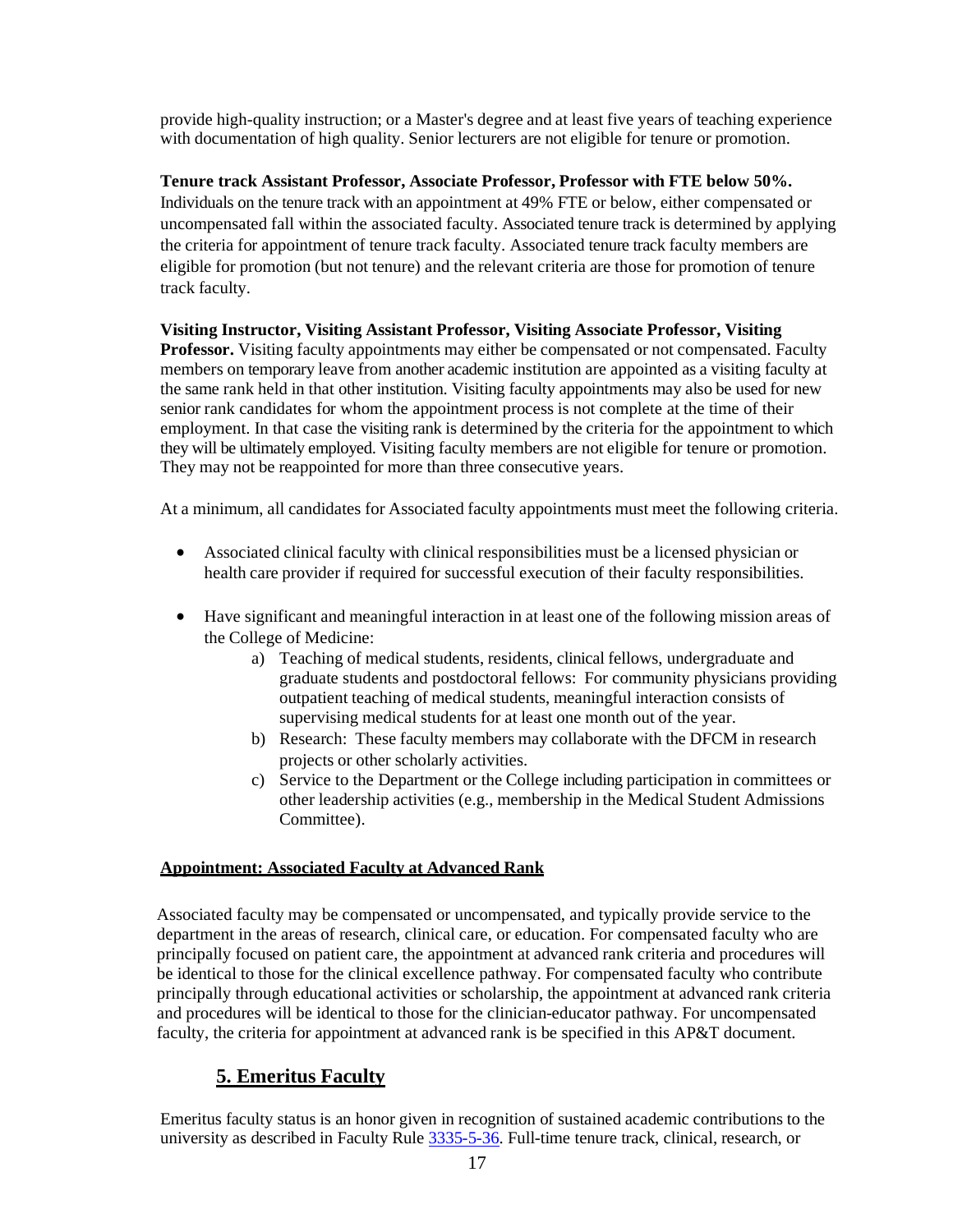provide high-quality instruction; or a Master's degree and at least five years of teaching experience with documentation of high quality. Senior lecturers are not eligible for tenure or promotion.

**Tenure track Assistant Professor, Associate Professor, Professor with FTE below 50%.** Individuals on the tenure track with an appointment at 49% FTE or below, either compensated or uncompensated fall within the associated faculty. Associated tenure track is determined by applying the criteria for appointment of tenure track faculty. Associated tenure track faculty members are eligible for promotion (but not tenure) and the relevant criteria are those for promotion of tenure track faculty.

**Visiting Instructor, Visiting Assistant Professor, Visiting Associate Professor, Visiting Professor.** Visiting faculty appointments may either be compensated or not compensated. Faculty members on temporary leave from another academic institution are appointed as a visiting faculty at the same rank held in that other institution. Visiting faculty appointments may also be used for new senior rank candidates for whom the appointment process is not complete at the time of their employment. In that case the visiting rank is determined by the criteria for the appointment to which they will be ultimately employed. Visiting faculty members are not eligible for tenure or promotion. They may not be reappointed for more than three consecutive years.

At a minimum, all candidates for Associated faculty appointments must meet the following criteria.

- Associated clinical faculty with clinical responsibilities must be a licensed physician or health care provider if required for successful execution of their faculty responsibilities.
- Have significant and meaningful interaction in at least one of the following mission areas of the College of Medicine:
    a) Teaching of medical students, residents, clinical fellows, undergraduate and graduate students and postdoctoral fellows: For community physicians providing outpatient teaching of medical students, meaningful interaction consists of supervising medical students for at least one month out of the year.
    b) Research: These faculty members may collaborate with the DFCM in research projects or other scholarly activities.
    c) Service to the Department or the College including participation in committees or other leadership activities (e.g., membership in the Medical Student Admissions Committee).

**Appointment: Associated Faculty at Advanced Rank**

Associated faculty may be compensated or uncompensated, and typically provide service to the department in the areas of research, clinical care, or education. For compensated faculty who are principally focused on patient care, the appointment at advanced rank criteria and procedures will be identical to those for the clinical excellence pathway. For compensated faculty who contribute principally through educational activities or scholarship, the appointment at advanced rank criteria and procedures will be identical to those for the clinician-educator pathway. For uncompensated faculty, the criteria for appointment at advanced rank is be specified in this AP&T document.

## 5. Emeritus Faculty

Emeritus faculty status is an honor given in recognition of sustained academic contributions to the university as described in Faculty Rule 3335-5-36. Full-time tenure track, clinical, research, or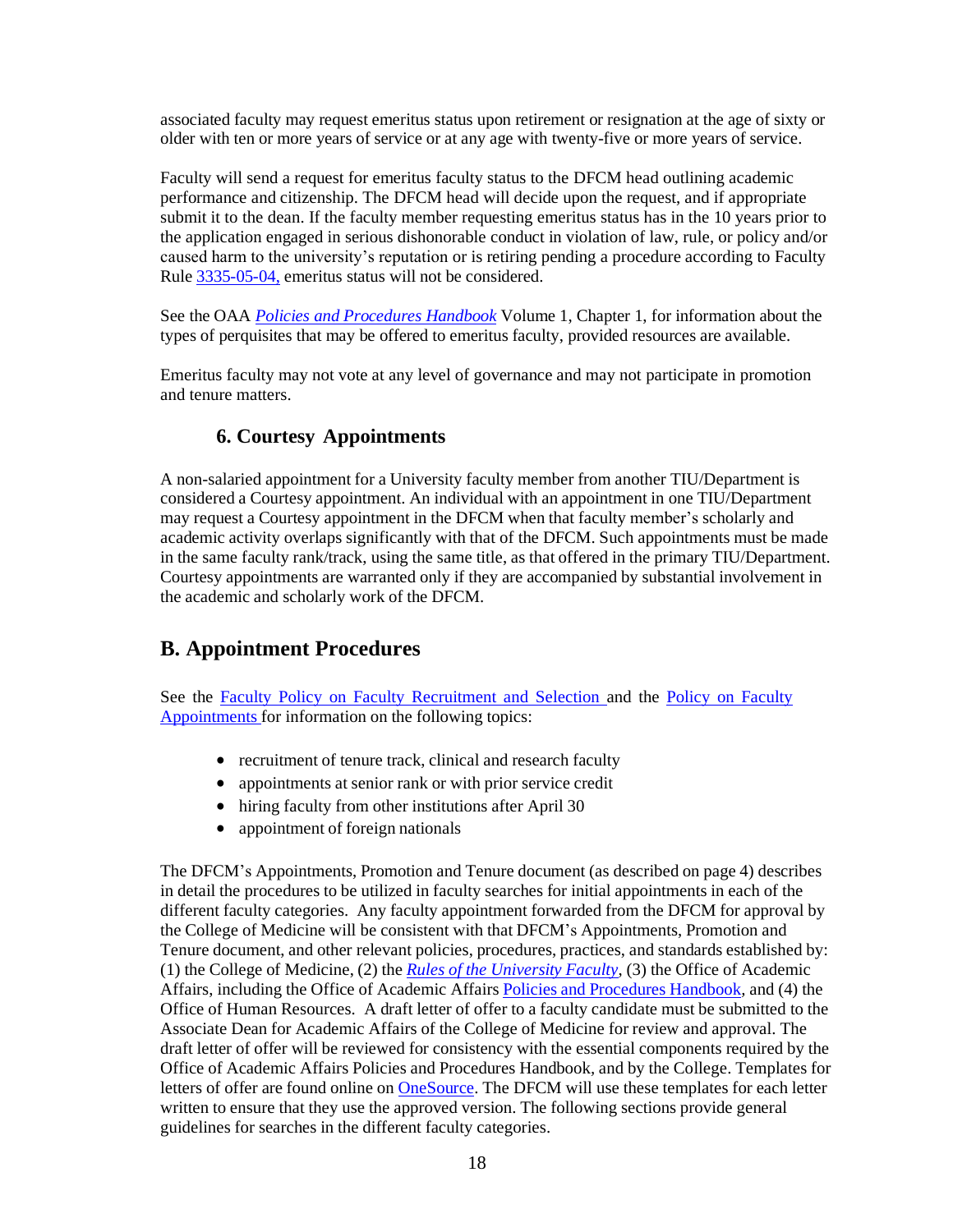associated faculty may request emeritus status upon retirement or resignation at the age of sixty or older with ten or more years of service or at any age with twenty-five or more years of service.

Faculty will send a request for emeritus faculty status to the DFCM head outlining academic performance and citizenship. The DFCM head will decide upon the request, and if appropriate submit it to the dean. If the faculty member requesting emeritus status has in the 10 years prior to the application engaged in serious dishonorable conduct in violation of law, rule, or policy and/or caused harm to the university's reputation or is retiring pending a procedure according to Faculty Rule 3335-05-04, emeritus status will not be considered.

See the OAA *Policies and Procedures Handbook* Volume 1, Chapter 1, for information about the types of perquisites that may be offered to emeritus faculty, provided resources are available.

Emeritus faculty may not vote at any level of governance and may not participate in promotion and tenure matters.

### 6. Courtesy Appointments

A non-salaried appointment for a University faculty member from another TIU/Department is considered a Courtesy appointment. An individual with an appointment in one TIU/Department may request a Courtesy appointment in the DFCM when that faculty member's scholarly and academic activity overlaps significantly with that of the DFCM. Such appointments must be made in the same faculty rank/track, using the same title, as that offered in the primary TIU/Department. Courtesy appointments are warranted only if they are accompanied by substantial involvement in the academic and scholarly work of the DFCM.

## B. Appointment Procedures

See the Faculty Policy on Faculty Recruitment and Selection and the Policy on Faculty Appointments for information on the following topics:

- recruitment of tenure track, clinical and research faculty
- appointments at senior rank or with prior service credit
- hiring faculty from other institutions after April 30
- appointment of foreign nationals

The DFCM's Appointments, Promotion and Tenure document (as described on page 4) describes in detail the procedures to be utilized in faculty searches for initial appointments in each of the different faculty categories. Any faculty appointment forwarded from the DFCM for approval by the College of Medicine will be consistent with that DFCM's Appointments, Promotion and Tenure document, and other relevant policies, procedures, practices, and standards established by: (1) the College of Medicine, (2) the *Rules of the University Faculty*, (3) the Office of Academic Affairs, including the Office of Academic Affairs Policies and Procedures Handbook, and (4) the Office of Human Resources. A draft letter of offer to a faculty candidate must be submitted to the Associate Dean for Academic Affairs of the College of Medicine for review and approval. The draft letter of offer will be reviewed for consistency with the essential components required by the Office of Academic Affairs Policies and Procedures Handbook, and by the College. Templates for letters of offer are found online on OneSource. The DFCM will use these templates for each letter written to ensure that they use the approved version. The following sections provide general guidelines for searches in the different faculty categories.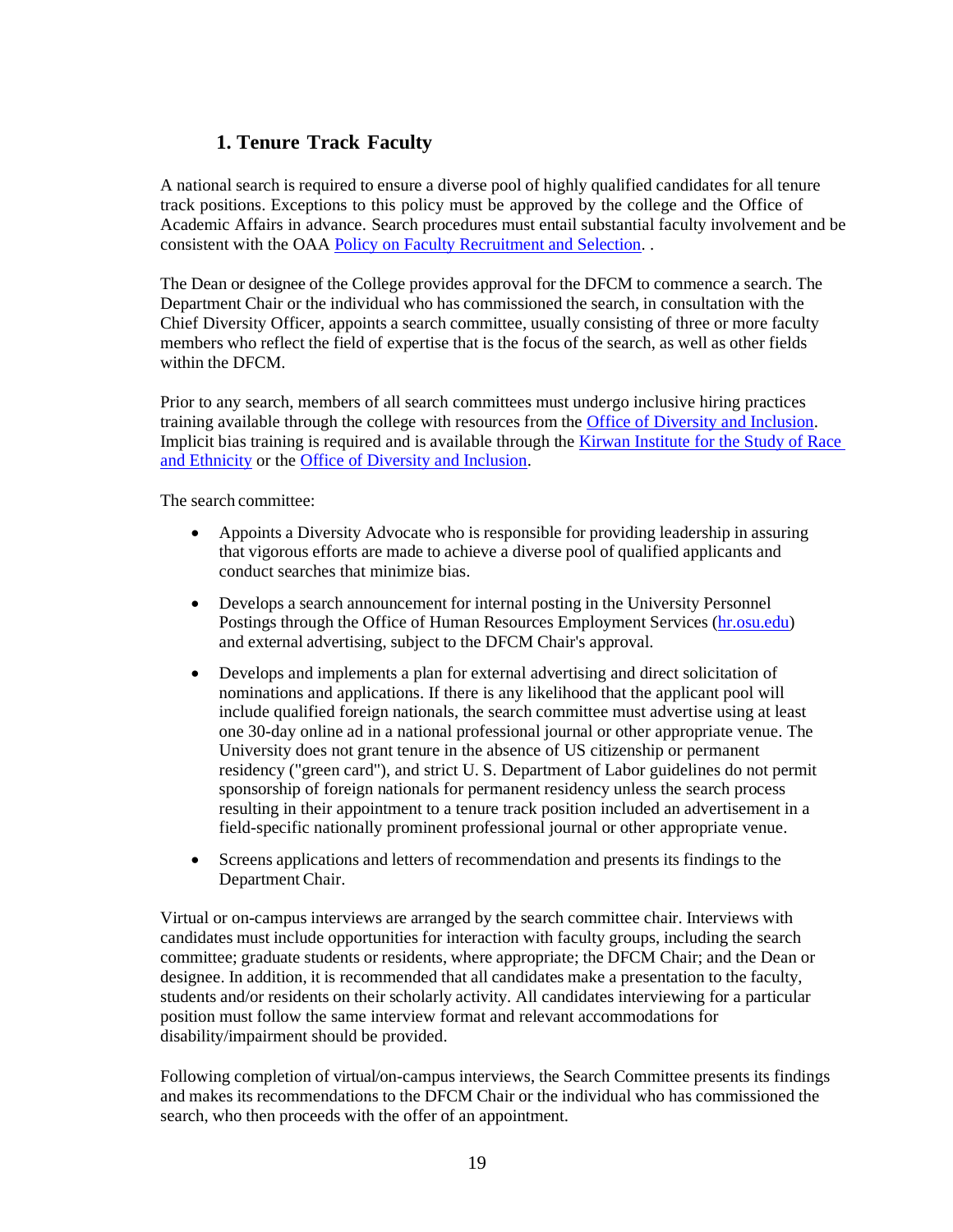## 1. Tenure Track Faculty

A national search is required to ensure a diverse pool of highly qualified candidates for all tenure track positions. Exceptions to this policy must be approved by the college and the Office of Academic Affairs in advance. Search procedures must entail substantial faculty involvement and be consistent with the OAA [Policy on Faculty Recruitment and Selection](). .

The Dean or designee of the College provides approval for the DFCM to commence a search. The Department Chair or the individual who has commissioned the search, in consultation with the Chief Diversity Officer, appoints a search committee, usually consisting of three or more faculty members who reflect the field of expertise that is the focus of the search, as well as other fields within the DFCM.

Prior to any search, members of all search committees must undergo inclusive hiring practices training available through the college with resources from the [Office of Diversity and Inclusion](). Implicit bias training is required and is available through the [Kirwan Institute for the Study of Race and Ethnicity]() or the [Office of Diversity and Inclusion]().

The search committee:

- Appoints a Diversity Advocate who is responsible for providing leadership in assuring that vigorous efforts are made to achieve a diverse pool of qualified applicants and conduct searches that minimize bias.
- Develops a search announcement for internal posting in the University Personnel Postings through the Office of Human Resources Employment Services ([hr.osu.edu]()) and external advertising, subject to the DFCM Chair's approval.
- Develops and implements a plan for external advertising and direct solicitation of nominations and applications. If there is any likelihood that the applicant pool will include qualified foreign nationals, the search committee must advertise using at least one 30-day online ad in a national professional journal or other appropriate venue. The University does not grant tenure in the absence of US citizenship or permanent residency ("green card"), and strict U. S. Department of Labor guidelines do not permit sponsorship of foreign nationals for permanent residency unless the search process resulting in their appointment to a tenure track position included an advertisement in a field-specific nationally prominent professional journal or other appropriate venue.
- Screens applications and letters of recommendation and presents its findings to the Department Chair.

Virtual or on-campus interviews are arranged by the search committee chair. Interviews with candidates must include opportunities for interaction with faculty groups, including the search committee; graduate students or residents, where appropriate; the DFCM Chair; and the Dean or designee. In addition, it is recommended that all candidates make a presentation to the faculty, students and/or residents on their scholarly activity. All candidates interviewing for a particular position must follow the same interview format and relevant accommodations for disability/impairment should be provided.

Following completion of virtual/on-campus interviews, the Search Committee presents its findings and makes its recommendations to the DFCM Chair or the individual who has commissioned the search, who then proceeds with the offer of an appointment.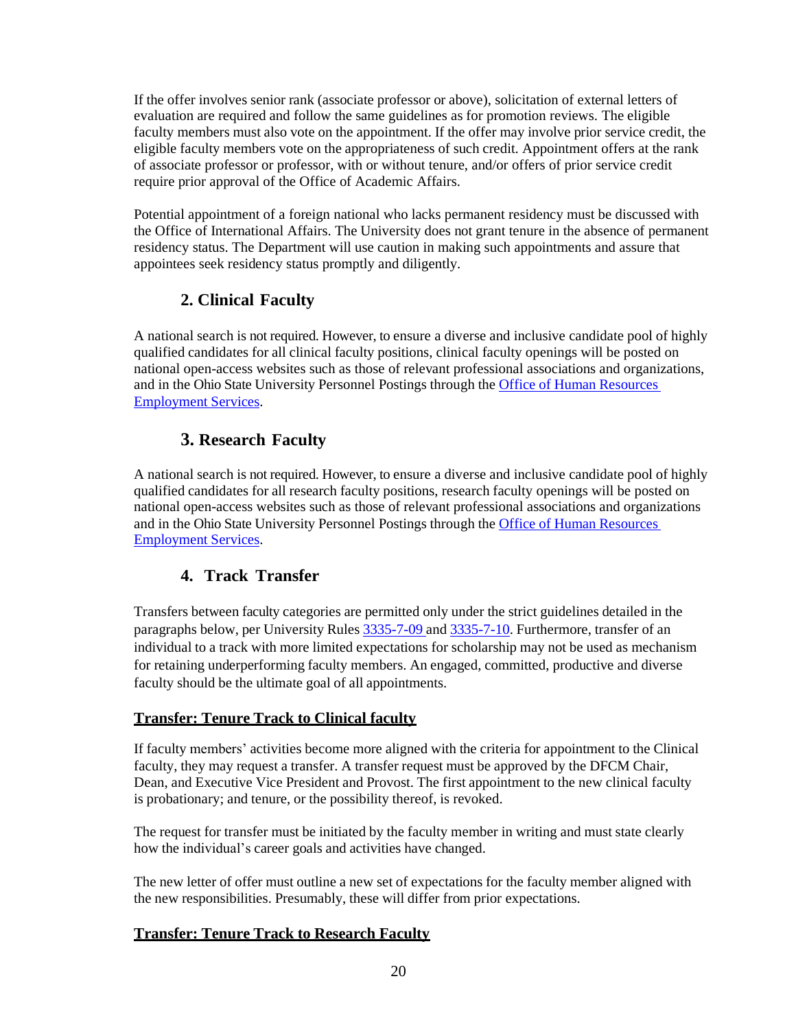If the offer involves senior rank (associate professor or above), solicitation of external letters of evaluation are required and follow the same guidelines as for promotion reviews. The eligible faculty members must also vote on the appointment. If the offer may involve prior service credit, the eligible faculty members vote on the appropriateness of such credit. Appointment offers at the rank of associate professor or professor, with or without tenure, and/or offers of prior service credit require prior approval of the Office of Academic Affairs.

Potential appointment of a foreign national who lacks permanent residency must be discussed with the Office of International Affairs. The University does not grant tenure in the absence of permanent residency status. The Department will use caution in making such appointments and assure that appointees seek residency status promptly and diligently.

### 2. Clinical Faculty

A national search is not required. However, to ensure a diverse and inclusive candidate pool of highly qualified candidates for all clinical faculty positions, clinical faculty openings will be posted on national open-access websites such as those of relevant professional associations and organizations, and in the Ohio State University Personnel Postings through the [Office of Human Resources Employment Services](#).

### 3. Research Faculty

A national search is not required. However, to ensure a diverse and inclusive candidate pool of highly qualified candidates for all research faculty positions, research faculty openings will be posted on national open-access websites such as those of relevant professional associations and organizations and in the Ohio State University Personnel Postings through the [Office of Human Resources Employment Services](#).

### 4. Track Transfer

Transfers between faculty categories are permitted only under the strict guidelines detailed in the paragraphs below, per University Rules [3335-7-09](#) and [3335-7-10](#). Furthermore, transfer of an individual to a track with more limited expectations for scholarship may not be used as mechanism for retaining underperforming faculty members. An engaged, committed, productive and diverse faculty should be the ultimate goal of all appointments.

#### Transfer: Tenure Track to Clinical faculty

If faculty members' activities become more aligned with the criteria for appointment to the Clinical faculty, they may request a transfer. A transfer request must be approved by the DFCM Chair, Dean, and Executive Vice President and Provost. The first appointment to the new clinical faculty is probationary; and tenure, or the possibility thereof, is revoked.

The request for transfer must be initiated by the faculty member in writing and must state clearly how the individual's career goals and activities have changed.

The new letter of offer must outline a new set of expectations for the faculty member aligned with the new responsibilities. Presumably, these will differ from prior expectations.

#### Transfer: Tenure Track to Research Faculty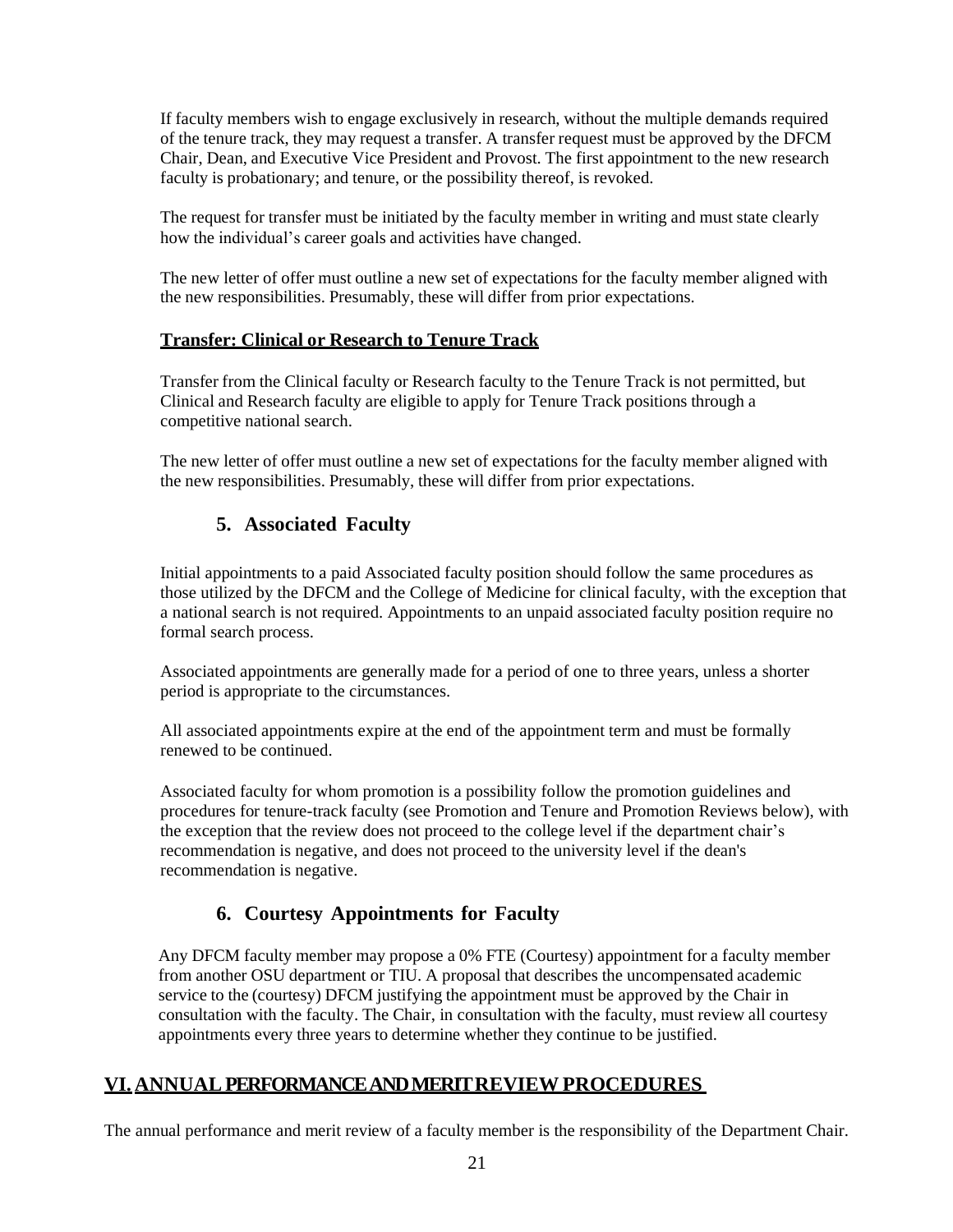If faculty members wish to engage exclusively in research, without the multiple demands required of the tenure track, they may request a transfer. A transfer request must be approved by the DFCM Chair, Dean, and Executive Vice President and Provost. The first appointment to the new research faculty is probationary; and tenure, or the possibility thereof, is revoked.

The request for transfer must be initiated by the faculty member in writing and must state clearly how the individual's career goals and activities have changed.

The new letter of offer must outline a new set of expectations for the faculty member aligned with the new responsibilities. Presumably, these will differ from prior expectations.

#### Transfer: Clinical or Research to Tenure Track

Transfer from the Clinical faculty or Research faculty to the Tenure Track is not permitted, but Clinical and Research faculty are eligible to apply for Tenure Track positions through a competitive national search.

The new letter of offer must outline a new set of expectations for the faculty member aligned with the new responsibilities. Presumably, these will differ from prior expectations.

### 5. Associated Faculty

Initial appointments to a paid Associated faculty position should follow the same procedures as those utilized by the DFCM and the College of Medicine for clinical faculty, with the exception that a national search is not required. Appointments to an unpaid associated faculty position require no formal search process.

Associated appointments are generally made for a period of one to three years, unless a shorter period is appropriate to the circumstances.

All associated appointments expire at the end of the appointment term and must be formally renewed to be continued.

Associated faculty for whom promotion is a possibility follow the promotion guidelines and procedures for tenure-track faculty (see Promotion and Tenure and Promotion Reviews below), with the exception that the review does not proceed to the college level if the department chair's recommendation is negative, and does not proceed to the university level if the dean's recommendation is negative.

### 6. Courtesy Appointments for Faculty

Any DFCM faculty member may propose a 0% FTE (Courtesy) appointment for a faculty member from another OSU department or TIU. A proposal that describes the uncompensated academic service to the (courtesy) DFCM justifying the appointment must be approved by the Chair in consultation with the faculty. The Chair, in consultation with the faculty, must review all courtesy appointments every three years to determine whether they continue to be justified.

## VI. ANNUAL PERFORMANCE AND MERIT REVIEW PROCEDURES

The annual performance and merit review of a faculty member is the responsibility of the Department Chair.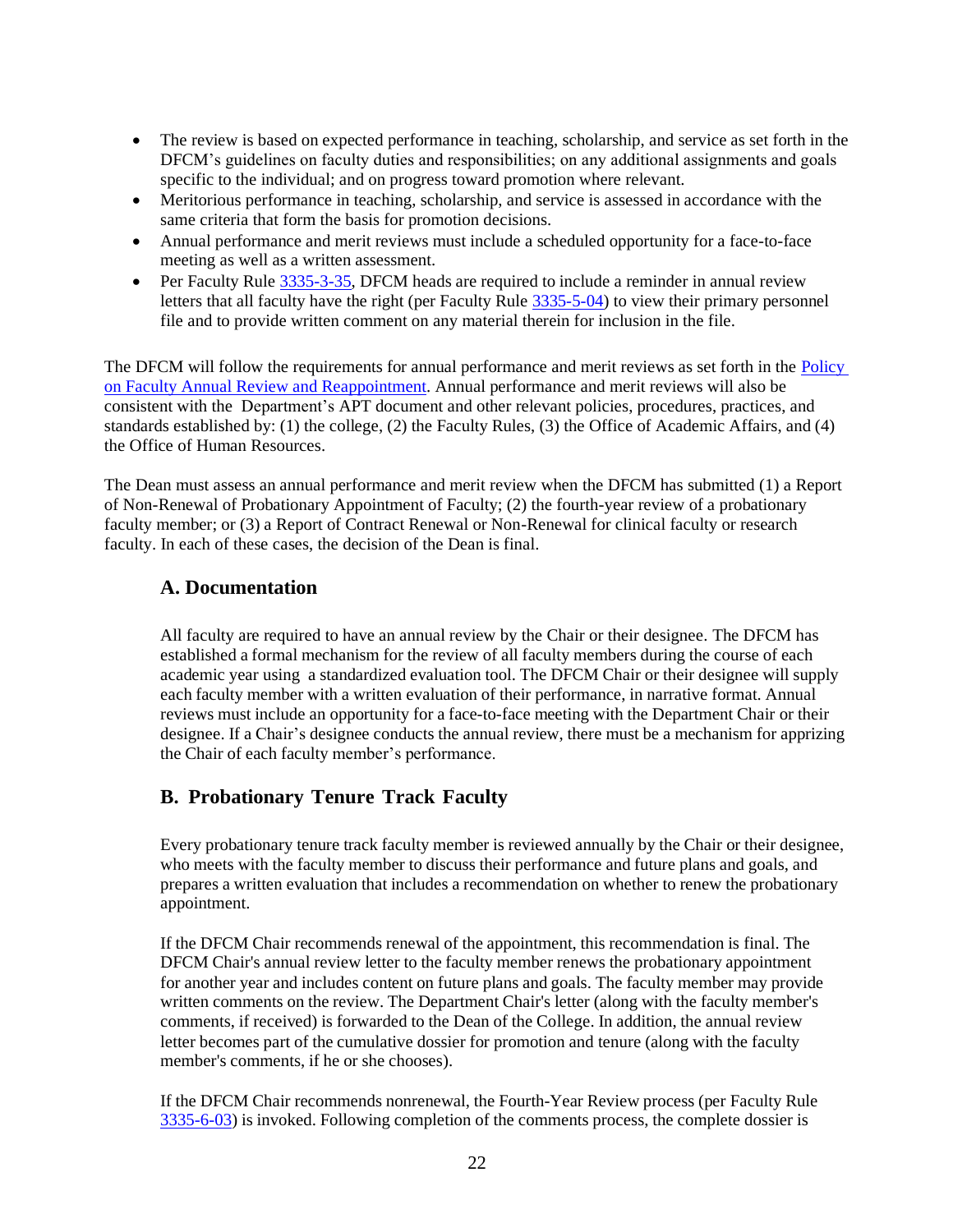- The review is based on expected performance in teaching, scholarship, and service as set forth in the DFCM's guidelines on faculty duties and responsibilities; on any additional assignments and goals specific to the individual; and on progress toward promotion where relevant.
- Meritorious performance in teaching, scholarship, and service is assessed in accordance with the same criteria that form the basis for promotion decisions.
- Annual performance and merit reviews must include a scheduled opportunity for a face-to-face meeting as well as a written assessment.
- Per Faculty Rule 3335-3-35, DFCM heads are required to include a reminder in annual review letters that all faculty have the right (per Faculty Rule 3335-5-04) to view their primary personnel file and to provide written comment on any material therein for inclusion in the file.

The DFCM will follow the requirements for annual performance and merit reviews as set forth in the Policy on Faculty Annual Review and Reappointment. Annual performance and merit reviews will also be consistent with the Department's APT document and other relevant policies, procedures, practices, and standards established by: (1) the college, (2) the Faculty Rules, (3) the Office of Academic Affairs, and (4) the Office of Human Resources.

The Dean must assess an annual performance and merit review when the DFCM has submitted (1) a Report of Non-Renewal of Probationary Appointment of Faculty; (2) the fourth-year review of a probationary faculty member; or (3) a Report of Contract Renewal or Non-Renewal for clinical faculty or research faculty. In each of these cases, the decision of the Dean is final.

## A. Documentation

All faculty are required to have an annual review by the Chair or their designee. The DFCM has established a formal mechanism for the review of all faculty members during the course of each academic year using a standardized evaluation tool. The DFCM Chair or their designee will supply each faculty member with a written evaluation of their performance, in narrative format. Annual reviews must include an opportunity for a face-to-face meeting with the Department Chair or their designee. If a Chair's designee conducts the annual review, there must be a mechanism for apprizing the Chair of each faculty member's performance.

## B. Probationary Tenure Track Faculty

Every probationary tenure track faculty member is reviewed annually by the Chair or their designee, who meets with the faculty member to discuss their performance and future plans and goals, and prepares a written evaluation that includes a recommendation on whether to renew the probationary appointment.

If the DFCM Chair recommends renewal of the appointment, this recommendation is final. The DFCM Chair's annual review letter to the faculty member renews the probationary appointment for another year and includes content on future plans and goals. The faculty member may provide written comments on the review. The Department Chair's letter (along with the faculty member's comments, if received) is forwarded to the Dean of the College. In addition, the annual review letter becomes part of the cumulative dossier for promotion and tenure (along with the faculty member's comments, if he or she chooses).

If the DFCM Chair recommends nonrenewal, the Fourth-Year Review process (per Faculty Rule 3335-6-03) is invoked. Following completion of the comments process, the complete dossier is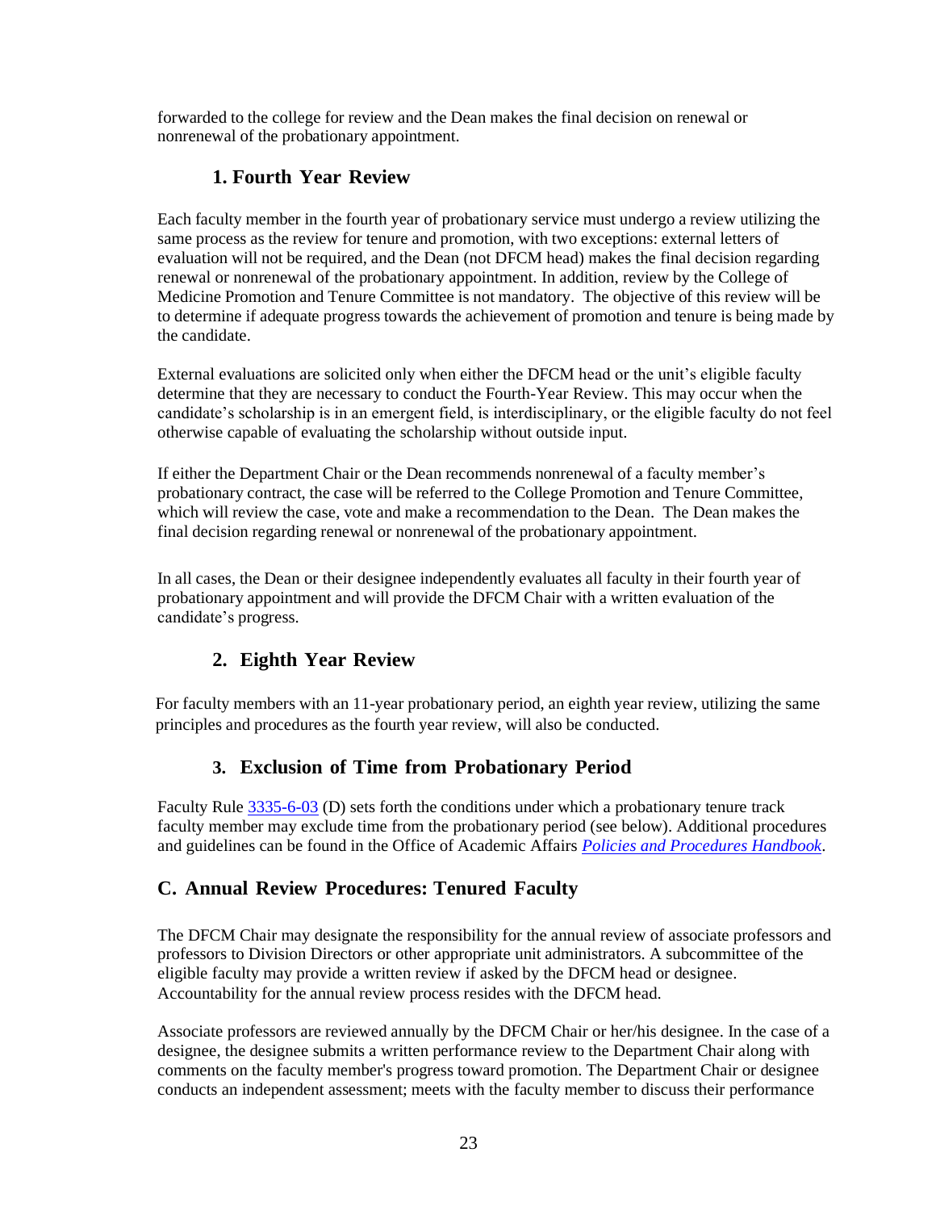forwarded to the college for review and the Dean makes the final decision on renewal or nonrenewal of the probationary appointment.

### 1. Fourth Year Review

Each faculty member in the fourth year of probationary service must undergo a review utilizing the same process as the review for tenure and promotion, with two exceptions: external letters of evaluation will not be required, and the Dean (not DFCM head) makes the final decision regarding renewal or nonrenewal of the probationary appointment. In addition, review by the College of Medicine Promotion and Tenure Committee is not mandatory. The objective of this review will be to determine if adequate progress towards the achievement of promotion and tenure is being made by the candidate.

External evaluations are solicited only when either the DFCM head or the unit's eligible faculty determine that they are necessary to conduct the Fourth-Year Review. This may occur when the candidate's scholarship is in an emergent field, is interdisciplinary, or the eligible faculty do not feel otherwise capable of evaluating the scholarship without outside input.

If either the Department Chair or the Dean recommends nonrenewal of a faculty member's probationary contract, the case will be referred to the College Promotion and Tenure Committee, which will review the case, vote and make a recommendation to the Dean. The Dean makes the final decision regarding renewal or nonrenewal of the probationary appointment.

In all cases, the Dean or their designee independently evaluates all faculty in their fourth year of probationary appointment and will provide the DFCM Chair with a written evaluation of the candidate's progress.

### 2. Eighth Year Review

For faculty members with an 11-year probationary period, an eighth year review, utilizing the same principles and procedures as the fourth year review, will also be conducted.

### 3. Exclusion of Time from Probationary Period

Faculty Rule 3335-6-03 (D) sets forth the conditions under which a probationary tenure track faculty member may exclude time from the probationary period (see below). Additional procedures and guidelines can be found in the Office of Academic Affairs *Policies and Procedures Handbook*.

## C. Annual Review Procedures: Tenured Faculty

The DFCM Chair may designate the responsibility for the annual review of associate professors and professors to Division Directors or other appropriate unit administrators. A subcommittee of the eligible faculty may provide a written review if asked by the DFCM head or designee. Accountability for the annual review process resides with the DFCM head.

Associate professors are reviewed annually by the DFCM Chair or her/his designee. In the case of a designee, the designee submits a written performance review to the Department Chair along with comments on the faculty member's progress toward promotion. The Department Chair or designee conducts an independent assessment; meets with the faculty member to discuss their performance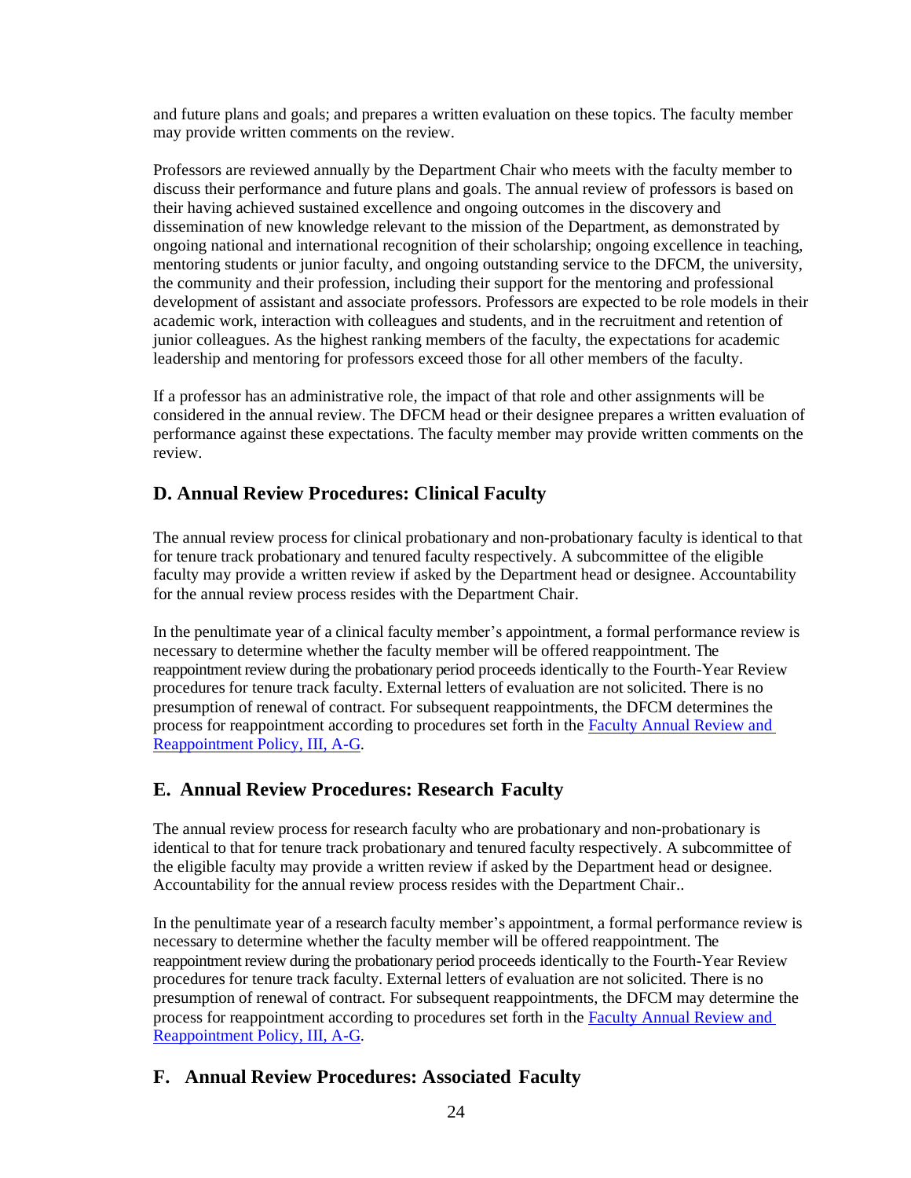and future plans and goals; and prepares a written evaluation on these topics. The faculty member may provide written comments on the review.

Professors are reviewed annually by the Department Chair who meets with the faculty member to discuss their performance and future plans and goals. The annual review of professors is based on their having achieved sustained excellence and ongoing outcomes in the discovery and dissemination of new knowledge relevant to the mission of the Department, as demonstrated by ongoing national and international recognition of their scholarship; ongoing excellence in teaching, mentoring students or junior faculty, and ongoing outstanding service to the DFCM, the university, the community and their profession, including their support for the mentoring and professional development of assistant and associate professors. Professors are expected to be role models in their academic work, interaction with colleagues and students, and in the recruitment and retention of junior colleagues. As the highest ranking members of the faculty, the expectations for academic leadership and mentoring for professors exceed those for all other members of the faculty.

If a professor has an administrative role, the impact of that role and other assignments will be considered in the annual review. The DFCM head or their designee prepares a written evaluation of performance against these expectations. The faculty member may provide written comments on the review.

## D. Annual Review Procedures: Clinical Faculty

The annual review process for clinical probationary and non-probationary faculty is identical to that for tenure track probationary and tenured faculty respectively. A subcommittee of the eligible faculty may provide a written review if asked by the Department head or designee. Accountability for the annual review process resides with the Department Chair.

In the penultimate year of a clinical faculty member's appointment, a formal performance review is necessary to determine whether the faculty member will be offered reappointment. The reappointment review during the probationary period proceeds identically to the Fourth-Year Review procedures for tenure track faculty. External letters of evaluation are not solicited. There is no presumption of renewal of contract. For subsequent reappointments, the DFCM determines the process for reappointment according to procedures set forth in the Faculty Annual Review and Reappointment Policy, III, A-G.

## E. Annual Review Procedures: Research Faculty

The annual review process for research faculty who are probationary and non-probationary is identical to that for tenure track probationary and tenured faculty respectively. A subcommittee of the eligible faculty may provide a written review if asked by the Department head or designee. Accountability for the annual review process resides with the Department Chair..

In the penultimate year of a research faculty member's appointment, a formal performance review is necessary to determine whether the faculty member will be offered reappointment. The reappointment review during the probationary period proceeds identically to the Fourth-Year Review procedures for tenure track faculty. External letters of evaluation are not solicited. There is no presumption of renewal of contract. For subsequent reappointments, the DFCM may determine the process for reappointment according to procedures set forth in the Faculty Annual Review and Reappointment Policy, III, A-G.

## F. Annual Review Procedures: Associated Faculty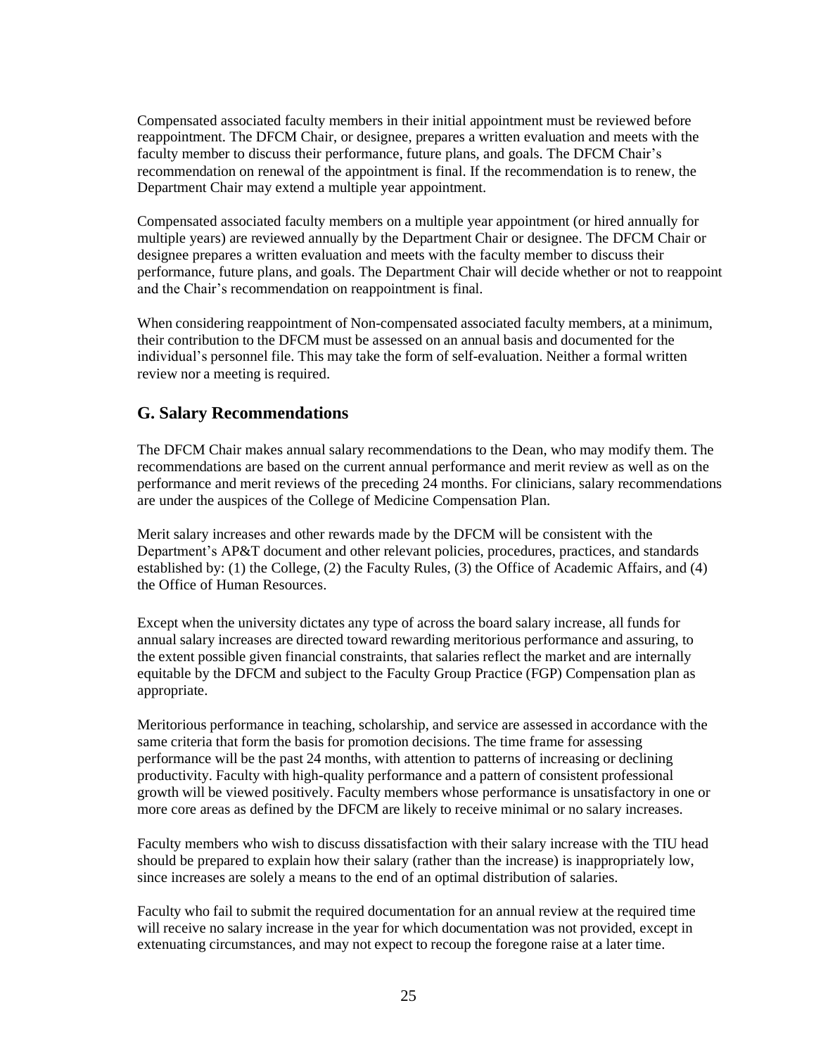Compensated associated faculty members in their initial appointment must be reviewed before reappointment. The DFCM Chair, or designee, prepares a written evaluation and meets with the faculty member to discuss their performance, future plans, and goals. The DFCM Chair's recommendation on renewal of the appointment is final. If the recommendation is to renew, the Department Chair may extend a multiple year appointment.

Compensated associated faculty members on a multiple year appointment (or hired annually for multiple years) are reviewed annually by the Department Chair or designee. The DFCM Chair or designee prepares a written evaluation and meets with the faculty member to discuss their performance, future plans, and goals. The Department Chair will decide whether or not to reappoint and the Chair's recommendation on reappointment is final.

When considering reappointment of Non-compensated associated faculty members, at a minimum, their contribution to the DFCM must be assessed on an annual basis and documented for the individual's personnel file. This may take the form of self-evaluation. Neither a formal written review nor a meeting is required.

## G. Salary Recommendations

The DFCM Chair makes annual salary recommendations to the Dean, who may modify them. The recommendations are based on the current annual performance and merit review as well as on the performance and merit reviews of the preceding 24 months. For clinicians, salary recommendations are under the auspices of the College of Medicine Compensation Plan.

Merit salary increases and other rewards made by the DFCM will be consistent with the Department's AP&T document and other relevant policies, procedures, practices, and standards established by: (1) the College, (2) the Faculty Rules, (3) the Office of Academic Affairs, and (4) the Office of Human Resources.

Except when the university dictates any type of across the board salary increase, all funds for annual salary increases are directed toward rewarding meritorious performance and assuring, to the extent possible given financial constraints, that salaries reflect the market and are internally equitable by the DFCM and subject to the Faculty Group Practice (FGP) Compensation plan as appropriate.

Meritorious performance in teaching, scholarship, and service are assessed in accordance with the same criteria that form the basis for promotion decisions. The time frame for assessing performance will be the past 24 months, with attention to patterns of increasing or declining productivity. Faculty with high-quality performance and a pattern of consistent professional growth will be viewed positively. Faculty members whose performance is unsatisfactory in one or more core areas as defined by the DFCM are likely to receive minimal or no salary increases.

Faculty members who wish to discuss dissatisfaction with their salary increase with the TIU head should be prepared to explain how their salary (rather than the increase) is inappropriately low, since increases are solely a means to the end of an optimal distribution of salaries.

Faculty who fail to submit the required documentation for an annual review at the required time will receive no salary increase in the year for which documentation was not provided, except in extenuating circumstances, and may not expect to recoup the foregone raise at a later time.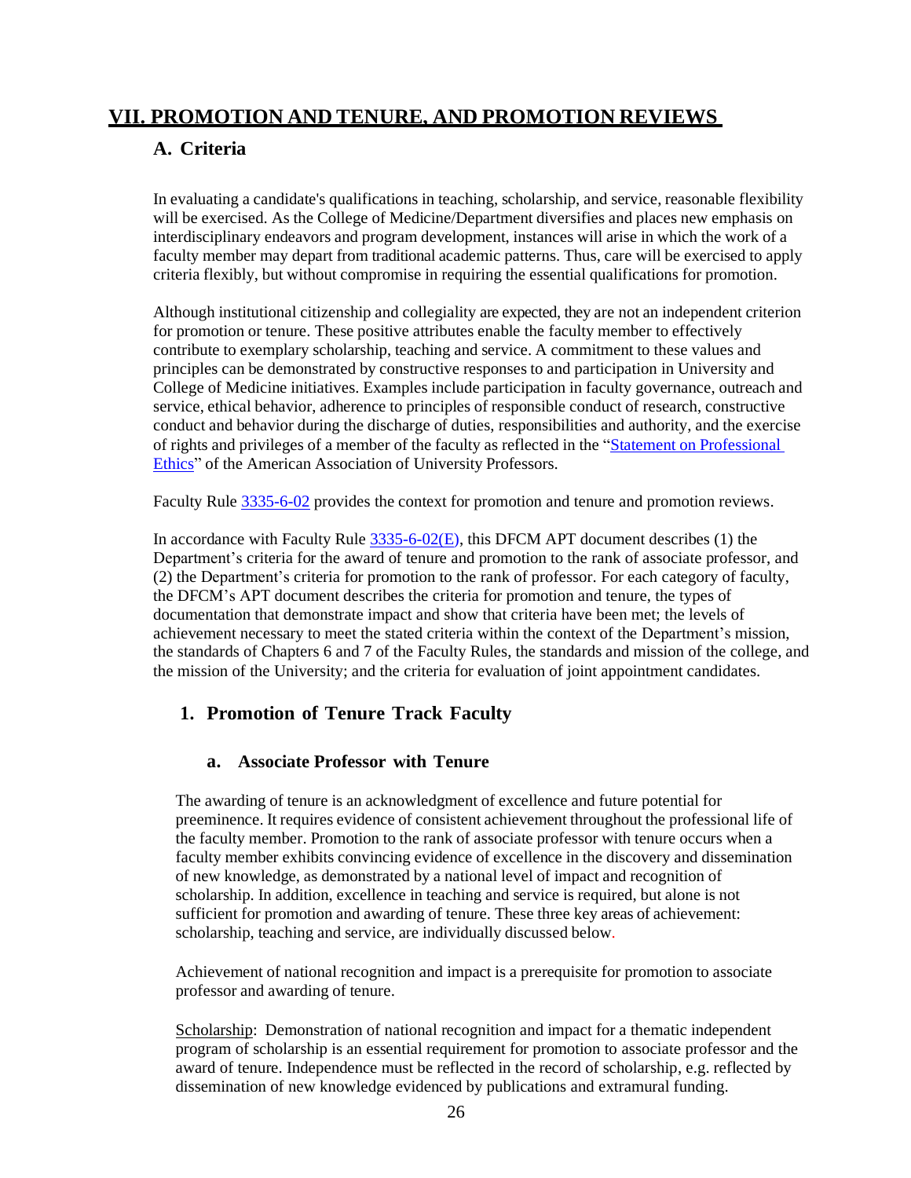# VII. PROMOTION AND TENURE, AND PROMOTION REVIEWS

## A. Criteria

In evaluating a candidate's qualifications in teaching, scholarship, and service, reasonable flexibility will be exercised. As the College of Medicine/Department diversifies and places new emphasis on interdisciplinary endeavors and program development, instances will arise in which the work of a faculty member may depart from traditional academic patterns. Thus, care will be exercised to apply criteria flexibly, but without compromise in requiring the essential qualifications for promotion.

Although institutional citizenship and collegiality are expected, they are not an independent criterion for promotion or tenure. These positive attributes enable the faculty member to effectively contribute to exemplary scholarship, teaching and service. A commitment to these values and principles can be demonstrated by constructive responses to and participation in University and College of Medicine initiatives. Examples include participation in faculty governance, outreach and service, ethical behavior, adherence to principles of responsible conduct of research, constructive conduct and behavior during the discharge of duties, responsibilities and authority, and the exercise of rights and privileges of a member of the faculty as reflected in the "Statement on Professional Ethics" of the American Association of University Professors.

Faculty Rule 3335-6-02 provides the context for promotion and tenure and promotion reviews.

In accordance with Faculty Rule 3335-6-02(E), this DFCM APT document describes (1) the Department's criteria for the award of tenure and promotion to the rank of associate professor, and (2) the Department's criteria for promotion to the rank of professor. For each category of faculty, the DFCM's APT document describes the criteria for promotion and tenure, the types of documentation that demonstrate impact and show that criteria have been met; the levels of achievement necessary to meet the stated criteria within the context of the Department's mission, the standards of Chapters 6 and 7 of the Faculty Rules, the standards and mission of the college, and the mission of the University; and the criteria for evaluation of joint appointment candidates.

### 1. Promotion of Tenure Track Faculty

#### a. Associate Professor with Tenure

The awarding of tenure is an acknowledgment of excellence and future potential for preeminence. It requires evidence of consistent achievement throughout the professional life of the faculty member. Promotion to the rank of associate professor with tenure occurs when a faculty member exhibits convincing evidence of excellence in the discovery and dissemination of new knowledge, as demonstrated by a national level of impact and recognition of scholarship. In addition, excellence in teaching and service is required, but alone is not sufficient for promotion and awarding of tenure. These three key areas of achievement: scholarship, teaching and service, are individually discussed below.

Achievement of national recognition and impact is a prerequisite for promotion to associate professor and awarding of tenure.

Scholarship: Demonstration of national recognition and impact for a thematic independent program of scholarship is an essential requirement for promotion to associate professor and the award of tenure. Independence must be reflected in the record of scholarship, e.g. reflected by dissemination of new knowledge evidenced by publications and extramural funding.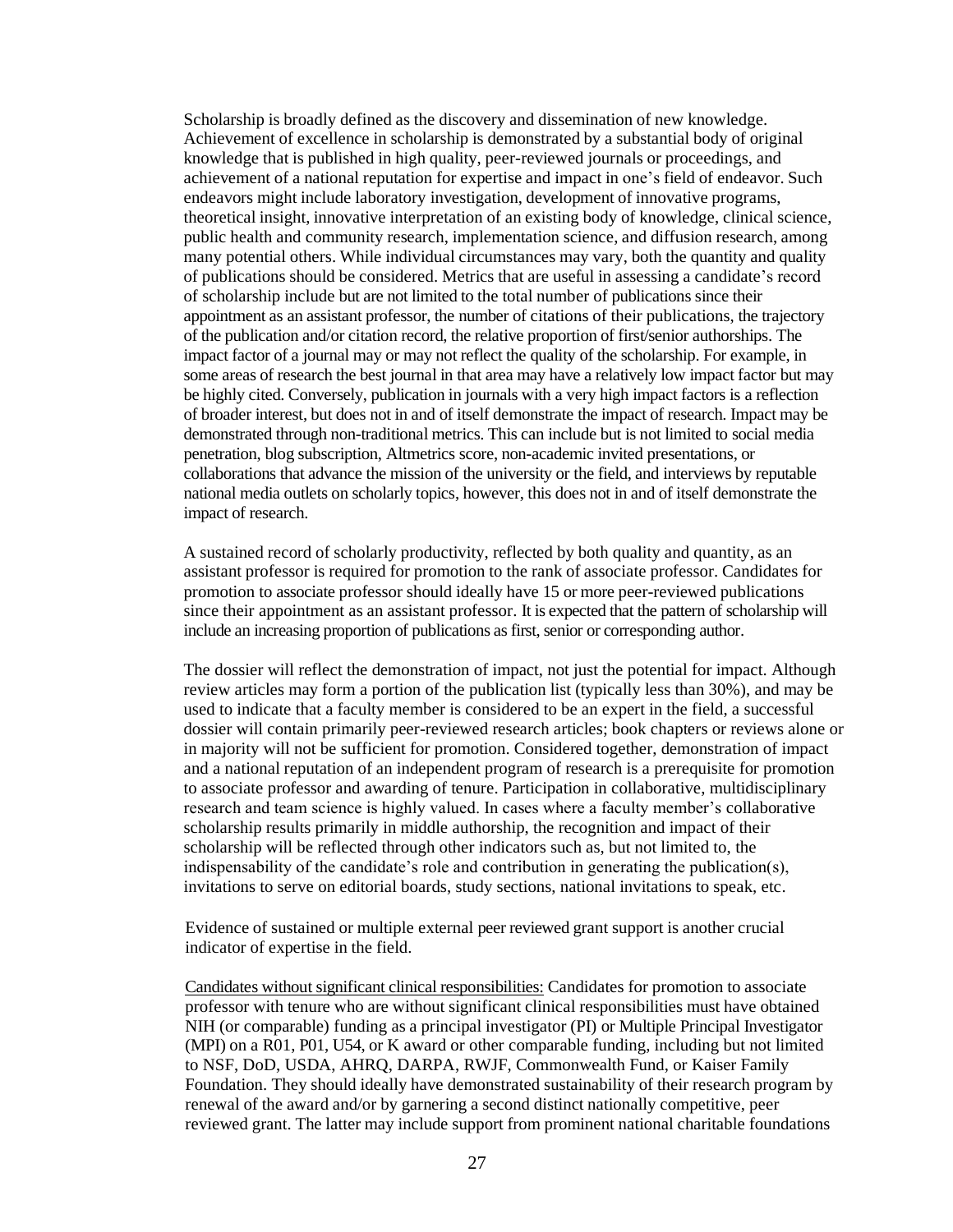Scholarship is broadly defined as the discovery and dissemination of new knowledge. Achievement of excellence in scholarship is demonstrated by a substantial body of original knowledge that is published in high quality, peer-reviewed journals or proceedings, and achievement of a national reputation for expertise and impact in one's field of endeavor. Such endeavors might include laboratory investigation, development of innovative programs, theoretical insight, innovative interpretation of an existing body of knowledge, clinical science, public health and community research, implementation science, and diffusion research, among many potential others. While individual circumstances may vary, both the quantity and quality of publications should be considered. Metrics that are useful in assessing a candidate's record of scholarship include but are not limited to the total number of publications since their appointment as an assistant professor, the number of citations of their publications, the trajectory of the publication and/or citation record, the relative proportion of first/senior authorships. The impact factor of a journal may or may not reflect the quality of the scholarship. For example, in some areas of research the best journal in that area may have a relatively low impact factor but may be highly cited. Conversely, publication in journals with a very high impact factors is a reflection of broader interest, but does not in and of itself demonstrate the impact of research. Impact may be demonstrated through non-traditional metrics. This can include but is not limited to social media penetration, blog subscription, Altmetrics score, non-academic invited presentations, or collaborations that advance the mission of the university or the field, and interviews by reputable national media outlets on scholarly topics, however, this does not in and of itself demonstrate the impact of research.

A sustained record of scholarly productivity, reflected by both quality and quantity, as an assistant professor is required for promotion to the rank of associate professor. Candidates for promotion to associate professor should ideally have 15 or more peer-reviewed publications since their appointment as an assistant professor. It is expected that the pattern of scholarship will include an increasing proportion of publications as first, senior or corresponding author.

The dossier will reflect the demonstration of impact, not just the potential for impact. Although review articles may form a portion of the publication list (typically less than 30%), and may be used to indicate that a faculty member is considered to be an expert in the field, a successful dossier will contain primarily peer-reviewed research articles; book chapters or reviews alone or in majority will not be sufficient for promotion. Considered together, demonstration of impact and a national reputation of an independent program of research is a prerequisite for promotion to associate professor and awarding of tenure. Participation in collaborative, multidisciplinary research and team science is highly valued. In cases where a faculty member's collaborative scholarship results primarily in middle authorship, the recognition and impact of their scholarship will be reflected through other indicators such as, but not limited to, the indispensability of the candidate's role and contribution in generating the publication(s), invitations to serve on editorial boards, study sections, national invitations to speak, etc.

Evidence of sustained or multiple external peer reviewed grant support is another crucial indicator of expertise in the field.

<u>Candidates without significant clinical responsibilities:</u> Candidates for promotion to associate professor with tenure who are without significant clinical responsibilities must have obtained NIH (or comparable) funding as a principal investigator (PI) or Multiple Principal Investigator (MPI) on a R01, P01, U54, or K award or other comparable funding, including but not limited to NSF, DoD, USDA, AHRQ, DARPA, RWJF, Commonwealth Fund, or Kaiser Family Foundation. They should ideally have demonstrated sustainability of their research program by renewal of the award and/or by garnering a second distinct nationally competitive, peer reviewed grant. The latter may include support from prominent national charitable foundations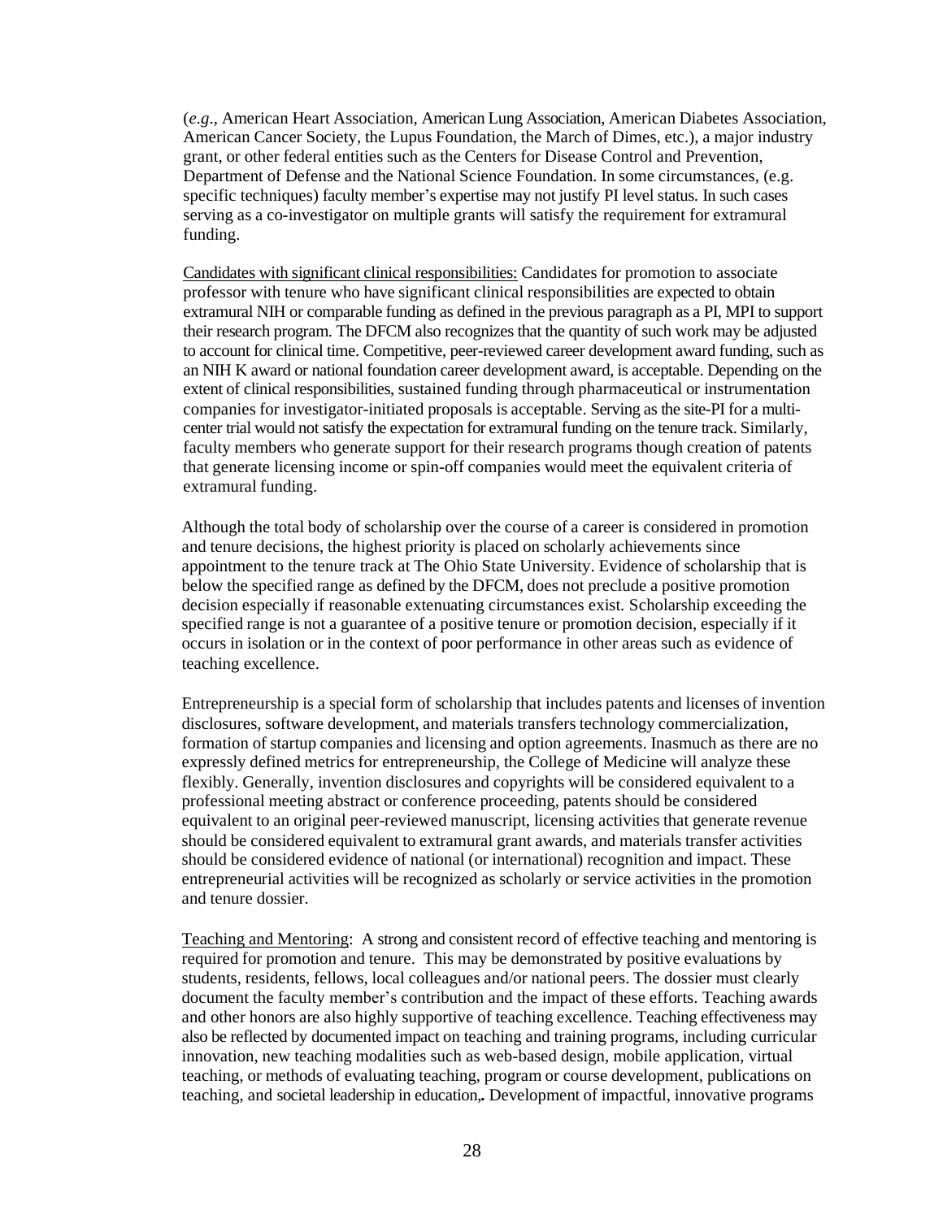(*e.g*., American Heart Association, American Lung Association, American Diabetes Association, American Cancer Society, the Lupus Foundation, the March of Dimes, etc.), a major industry grant, or other federal entities such as the Centers for Disease Control and Prevention, Department of Defense and the National Science Foundation. In some circumstances, (e.g. specific techniques) faculty member's expertise may not justify PI level status. In such cases serving as a co-investigator on multiple grants will satisfy the requirement for extramural funding.

Candidates with significant clinical responsibilities: Candidates for promotion to associate professor with tenure who have significant clinical responsibilities are expected to obtain extramural NIH or comparable funding as defined in the previous paragraph as a PI, MPI to support their research program. The DFCM also recognizes that the quantity of such work may be adjusted to account for clinical time. Competitive, peer-reviewed career development award funding, such as an NIH K award or national foundation career development award, is acceptable. Depending on the extent of clinical responsibilities, sustained funding through pharmaceutical or instrumentation companies for investigator-initiated proposals is acceptable. Serving as the site-PI for a multi-center trial would not satisfy the expectation for extramural funding on the tenure track. Similarly, faculty members who generate support for their research programs though creation of patents that generate licensing income or spin-off companies would meet the equivalent criteria of extramural funding.

Although the total body of scholarship over the course of a career is considered in promotion and tenure decisions, the highest priority is placed on scholarly achievements since appointment to the tenure track at The Ohio State University. Evidence of scholarship that is below the specified range as defined by the DFCM, does not preclude a positive promotion decision especially if reasonable extenuating circumstances exist. Scholarship exceeding the specified range is not a guarantee of a positive tenure or promotion decision, especially if it occurs in isolation or in the context of poor performance in other areas such as evidence of teaching excellence.

Entrepreneurship is a special form of scholarship that includes patents and licenses of invention disclosures, software development, and materials transfers technology commercialization, formation of startup companies and licensing and option agreements. Inasmuch as there are no expressly defined metrics for entrepreneurship, the College of Medicine will analyze these flexibly. Generally, invention disclosures and copyrights will be considered equivalent to a professional meeting abstract or conference proceeding, patents should be considered equivalent to an original peer-reviewed manuscript, licensing activities that generate revenue should be considered equivalent to extramural grant awards, and materials transfer activities should be considered evidence of national (or international) recognition and impact. These entrepreneurial activities will be recognized as scholarly or service activities in the promotion and tenure dossier.

Teaching and Mentoring: A strong and consistent record of effective teaching and mentoring is required for promotion and tenure. This may be demonstrated by positive evaluations by students, residents, fellows, local colleagues and/or national peers. The dossier must clearly document the faculty member's contribution and the impact of these efforts. Teaching awards and other honors are also highly supportive of teaching excellence. Teaching effectiveness may also be reflected by documented impact on teaching and training programs, including curricular innovation, new teaching modalities such as web-based design, mobile application, virtual teaching, or methods of evaluating teaching, program or course development, publications on teaching, and societal leadership in education,**.** Development of impactful, innovative programs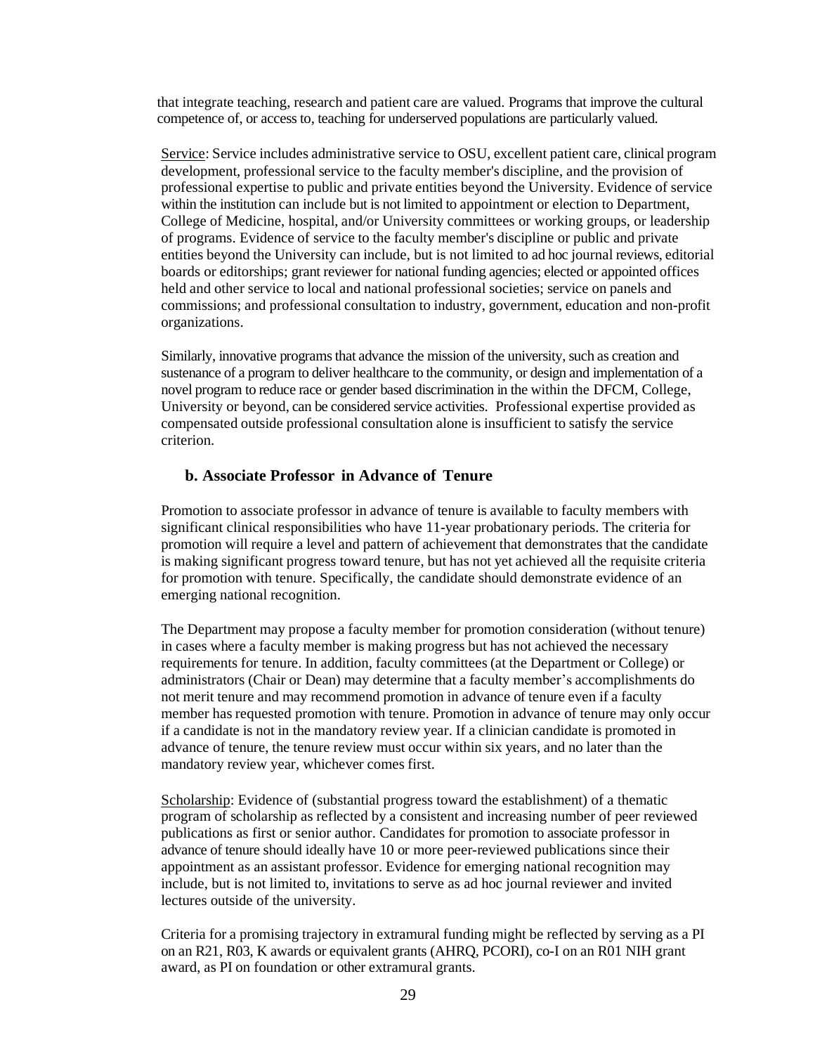that integrate teaching, research and patient care are valued. Programs that improve the cultural competence of, or access to, teaching for underserved populations are particularly valued.

Service: Service includes administrative service to OSU, excellent patient care, clinical program development, professional service to the faculty member's discipline, and the provision of professional expertise to public and private entities beyond the University. Evidence of service within the institution can include but is not limited to appointment or election to Department, College of Medicine, hospital, and/or University committees or working groups, or leadership of programs. Evidence of service to the faculty member's discipline or public and private entities beyond the University can include, but is not limited to ad hoc journal reviews, editorial boards or editorships; grant reviewer for national funding agencies; elected or appointed offices held and other service to local and national professional societies; service on panels and commissions; and professional consultation to industry, government, education and non-profit organizations.

Similarly, innovative programs that advance the mission of the university, such as creation and sustenance of a program to deliver healthcare to the community, or design and implementation of a novel program to reduce race or gender based discrimination in the within the DFCM, College, University or beyond, can be considered service activities. Professional expertise provided as compensated outside professional consultation alone is insufficient to satisfy the service criterion.

### b. Associate Professor in Advance of Tenure

Promotion to associate professor in advance of tenure is available to faculty members with significant clinical responsibilities who have 11-year probationary periods. The criteria for promotion will require a level and pattern of achievement that demonstrates that the candidate is making significant progress toward tenure, but has not yet achieved all the requisite criteria for promotion with tenure. Specifically, the candidate should demonstrate evidence of an emerging national recognition.

The Department may propose a faculty member for promotion consideration (without tenure) in cases where a faculty member is making progress but has not achieved the necessary requirements for tenure. In addition, faculty committees (at the Department or College) or administrators (Chair or Dean) may determine that a faculty member's accomplishments do not merit tenure and may recommend promotion in advance of tenure even if a faculty member has requested promotion with tenure. Promotion in advance of tenure may only occur if a candidate is not in the mandatory review year. If a clinician candidate is promoted in advance of tenure, the tenure review must occur within six years, and no later than the mandatory review year, whichever comes first.

Scholarship: Evidence of (substantial progress toward the establishment) of a thematic program of scholarship as reflected by a consistent and increasing number of peer reviewed publications as first or senior author. Candidates for promotion to associate professor in advance of tenure should ideally have 10 or more peer-reviewed publications since their appointment as an assistant professor. Evidence for emerging national recognition may include, but is not limited to, invitations to serve as ad hoc journal reviewer and invited lectures outside of the university.

Criteria for a promising trajectory in extramural funding might be reflected by serving as a PI on an R21, R03, K awards or equivalent grants (AHRQ, PCORI), co-I on an R01 NIH grant award, as PI on foundation or other extramural grants.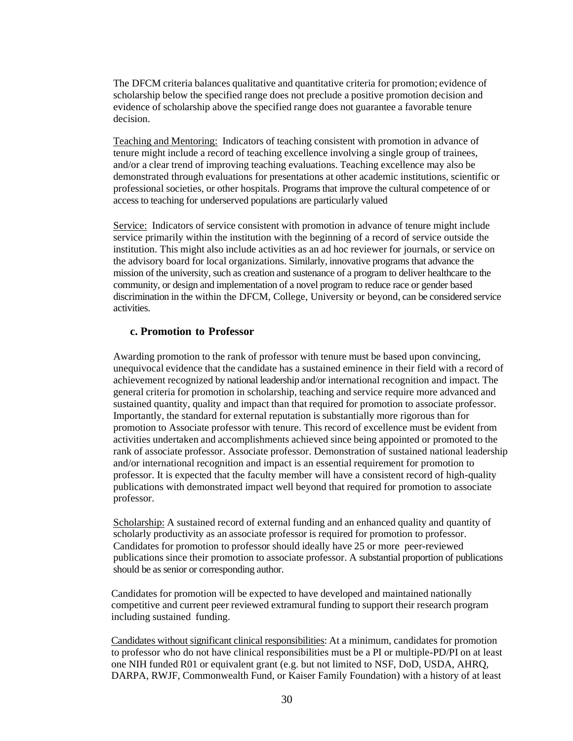The DFCM criteria balances qualitative and quantitative criteria for promotion; evidence of scholarship below the specified range does not preclude a positive promotion decision and evidence of scholarship above the specified range does not guarantee a favorable tenure decision.

Teaching and Mentoring: Indicators of teaching consistent with promotion in advance of tenure might include a record of teaching excellence involving a single group of trainees, and/or a clear trend of improving teaching evaluations. Teaching excellence may also be demonstrated through evaluations for presentations at other academic institutions, scientific or professional societies, or other hospitals. Programs that improve the cultural competence of or access to teaching for underserved populations are particularly valued

Service: Indicators of service consistent with promotion in advance of tenure might include service primarily within the institution with the beginning of a record of service outside the institution. This might also include activities as an ad hoc reviewer for journals, or service on the advisory board for local organizations. Similarly, innovative programs that advance the mission of the university, such as creation and sustenance of a program to deliver healthcare to the community, or design and implementation of a novel program to reduce race or gender based discrimination in the within the DFCM, College, University or beyond, can be considered service activities.

### c. Promotion to Professor

Awarding promotion to the rank of professor with tenure must be based upon convincing, unequivocal evidence that the candidate has a sustained eminence in their field with a record of achievement recognized by national leadership and/or international recognition and impact. The general criteria for promotion in scholarship, teaching and service require more advanced and sustained quantity, quality and impact than that required for promotion to associate professor. Importantly, the standard for external reputation is substantially more rigorous than for promotion to Associate professor with tenure. This record of excellence must be evident from activities undertaken and accomplishments achieved since being appointed or promoted to the rank of associate professor. Associate professor. Demonstration of sustained national leadership and/or international recognition and impact is an essential requirement for promotion to professor. It is expected that the faculty member will have a consistent record of high-quality publications with demonstrated impact well beyond that required for promotion to associate professor.

Scholarship: A sustained record of external funding and an enhanced quality and quantity of scholarly productivity as an associate professor is required for promotion to professor. Candidates for promotion to professor should ideally have 25 or more peer-reviewed publications since their promotion to associate professor. A substantial proportion of publications should be as senior or corresponding author.

Candidates for promotion will be expected to have developed and maintained nationally competitive and current peer reviewed extramural funding to support their research program including sustained funding.

Candidates without significant clinical responsibilities: At a minimum, candidates for promotion to professor who do not have clinical responsibilities must be a PI or multiple-PD/PI on at least one NIH funded R01 or equivalent grant (e.g. but not limited to NSF, DoD, USDA, AHRQ, DARPA, RWJF, Commonwealth Fund, or Kaiser Family Foundation) with a history of at least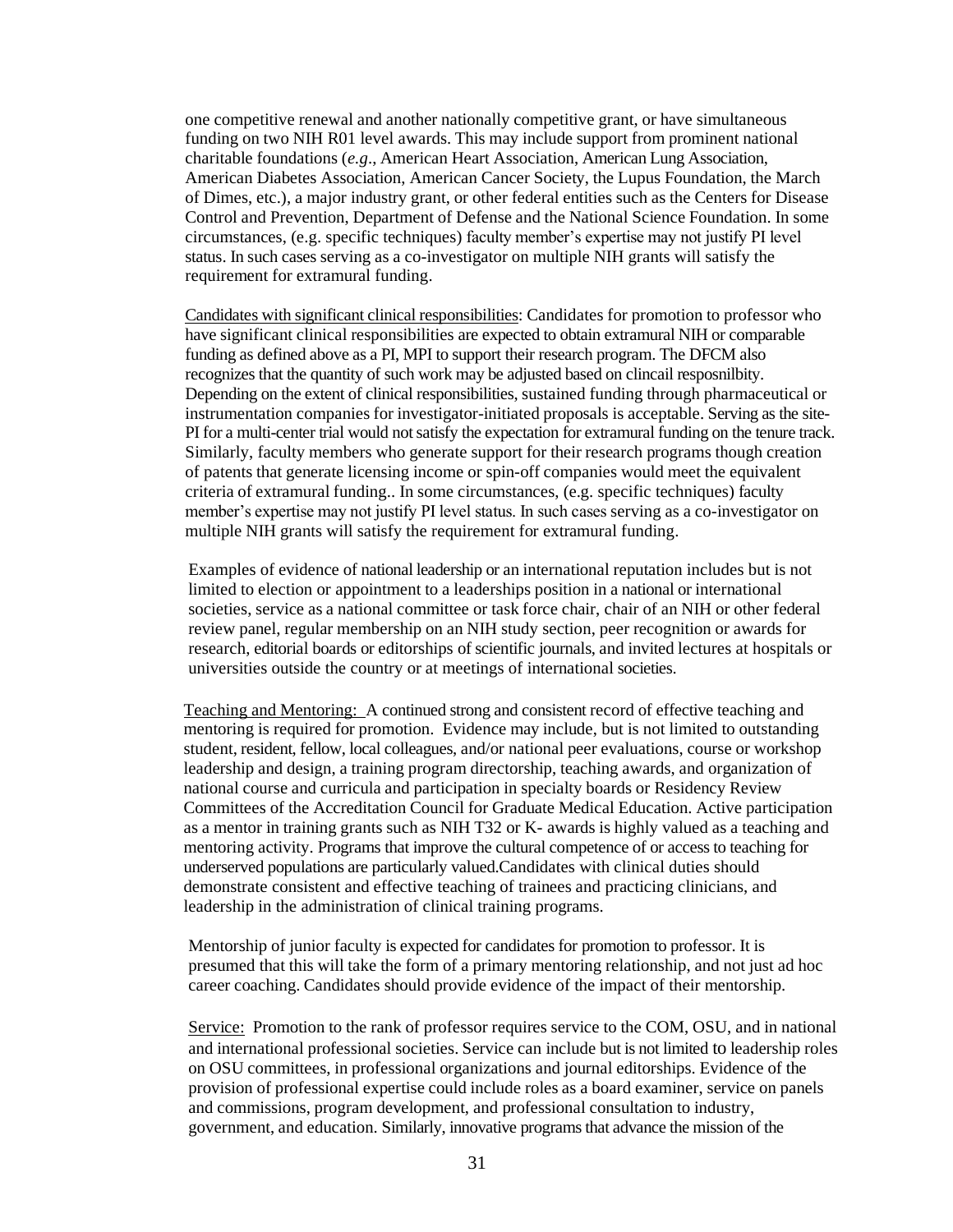one competitive renewal and another nationally competitive grant, or have simultaneous funding on two NIH R01 level awards. This may include support from prominent national charitable foundations (*e.g*., American Heart Association, American Lung Association, American Diabetes Association, American Cancer Society, the Lupus Foundation, the March of Dimes, etc.), a major industry grant, or other federal entities such as the Centers for Disease Control and Prevention, Department of Defense and the National Science Foundation. In some circumstances, (e.g. specific techniques) faculty member's expertise may not justify PI level status. In such cases serving as a co-investigator on multiple NIH grants will satisfy the requirement for extramural funding.

<u>Candidates with significant clinical responsibilities</u>: Candidates for promotion to professor who have significant clinical responsibilities are expected to obtain extramural NIH or comparable funding as defined above as a PI, MPI to support their research program. The DFCM also recognizes that the quantity of such work may be adjusted based on clincail resposnilbity. Depending on the extent of clinical responsibilities, sustained funding through pharmaceutical or instrumentation companies for investigator-initiated proposals is acceptable. Serving as the site-PI for a multi-center trial would not satisfy the expectation for extramural funding on the tenure track. Similarly, faculty members who generate support for their research programs though creation of patents that generate licensing income or spin-off companies would meet the equivalent criteria of extramural funding.. In some circumstances, (e.g. specific techniques) faculty member's expertise may not justify PI level status. In such cases serving as a co-investigator on multiple NIH grants will satisfy the requirement for extramural funding.

Examples of evidence of national leadership or an international reputation includes but is not limited to election or appointment to a leaderships position in a national or international societies, service as a national committee or task force chair, chair of an NIH or other federal review panel, regular membership on an NIH study section, peer recognition or awards for research, editorial boards or editorships of scientific journals, and invited lectures at hospitals or universities outside the country or at meetings of international societies.

<u>Teaching and Mentoring:</u> A continued strong and consistent record of effective teaching and mentoring is required for promotion. Evidence may include, but is not limited to outstanding student, resident, fellow, local colleagues, and/or national peer evaluations, course or workshop leadership and design, a training program directorship, teaching awards, and organization of national course and curricula and participation in specialty boards or Residency Review Committees of the Accreditation Council for Graduate Medical Education. Active participation as a mentor in training grants such as NIH T32 or K- awards is highly valued as a teaching and mentoring activity. Programs that improve the cultural competence of or access to teaching for underserved populations are particularly valued.Candidates with clinical duties should demonstrate consistent and effective teaching of trainees and practicing clinicians, and leadership in the administration of clinical training programs.

Mentorship of junior faculty is expected for candidates for promotion to professor. It is presumed that this will take the form of a primary mentoring relationship, and not just ad hoc career coaching. Candidates should provide evidence of the impact of their mentorship.

<u>Service:</u> Promotion to the rank of professor requires service to the COM, OSU, and in national and international professional societies. Service can include but is not limited to leadership roles on OSU committees, in professional organizations and journal editorships. Evidence of the provision of professional expertise could include roles as a board examiner, service on panels and commissions, program development, and professional consultation to industry, government, and education. Similarly, innovative programs that advance the mission of the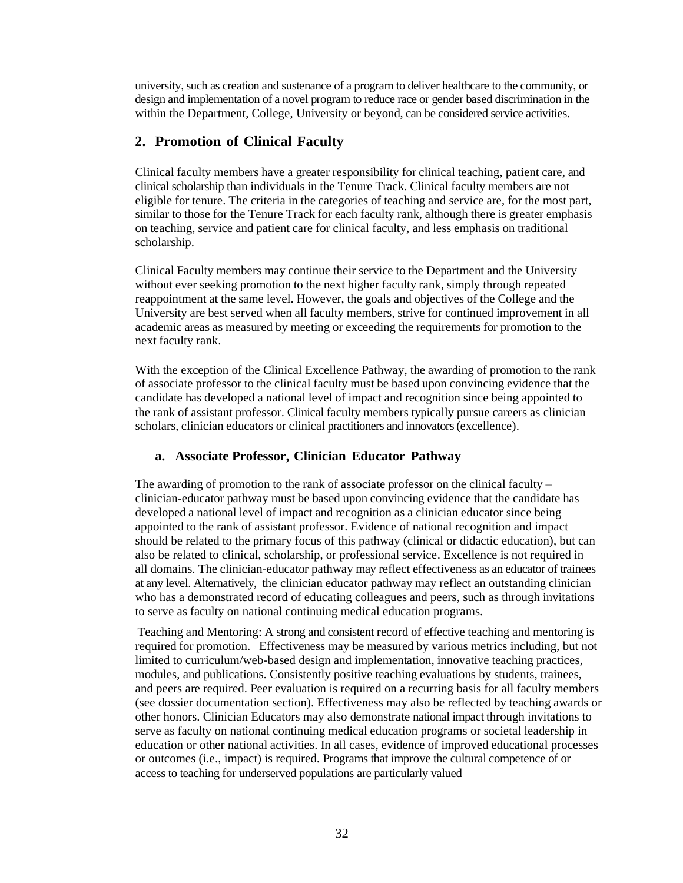university, such as creation and sustenance of a program to deliver healthcare to the community, or design and implementation of a novel program to reduce race or gender based discrimination in the within the Department, College, University or beyond, can be considered service activities.

## 2. Promotion of Clinical Faculty

Clinical faculty members have a greater responsibility for clinical teaching, patient care, and clinical scholarship than individuals in the Tenure Track. Clinical faculty members are not eligible for tenure. The criteria in the categories of teaching and service are, for the most part, similar to those for the Tenure Track for each faculty rank, although there is greater emphasis on teaching, service and patient care for clinical faculty, and less emphasis on traditional scholarship.

Clinical Faculty members may continue their service to the Department and the University without ever seeking promotion to the next higher faculty rank, simply through repeated reappointment at the same level. However, the goals and objectives of the College and the University are best served when all faculty members, strive for continued improvement in all academic areas as measured by meeting or exceeding the requirements for promotion to the next faculty rank.

With the exception of the Clinical Excellence Pathway, the awarding of promotion to the rank of associate professor to the clinical faculty must be based upon convincing evidence that the candidate has developed a national level of impact and recognition since being appointed to the rank of assistant professor. Clinical faculty members typically pursue careers as clinician scholars, clinician educators or clinical practitioners and innovators (excellence).

### a. Associate Professor, Clinician Educator Pathway

The awarding of promotion to the rank of associate professor on the clinical faculty – clinician-educator pathway must be based upon convincing evidence that the candidate has developed a national level of impact and recognition as a clinician educator since being appointed to the rank of assistant professor. Evidence of national recognition and impact should be related to the primary focus of this pathway (clinical or didactic education), but can also be related to clinical, scholarship, or professional service. Excellence is not required in all domains. The clinician-educator pathway may reflect effectiveness as an educator of trainees at any level. Alternatively, the clinician educator pathway may reflect an outstanding clinician who has a demonstrated record of educating colleagues and peers, such as through invitations to serve as faculty on national continuing medical education programs.

Teaching and Mentoring: A strong and consistent record of effective teaching and mentoring is required for promotion. Effectiveness may be measured by various metrics including, but not limited to curriculum/web-based design and implementation, innovative teaching practices, modules, and publications. Consistently positive teaching evaluations by students, trainees, and peers are required. Peer evaluation is required on a recurring basis for all faculty members (see dossier documentation section). Effectiveness may also be reflected by teaching awards or other honors. Clinician Educators may also demonstrate national impact through invitations to serve as faculty on national continuing medical education programs or societal leadership in education or other national activities. In all cases, evidence of improved educational processes or outcomes (i.e., impact) is required. Programs that improve the cultural competence of or access to teaching for underserved populations are particularly valued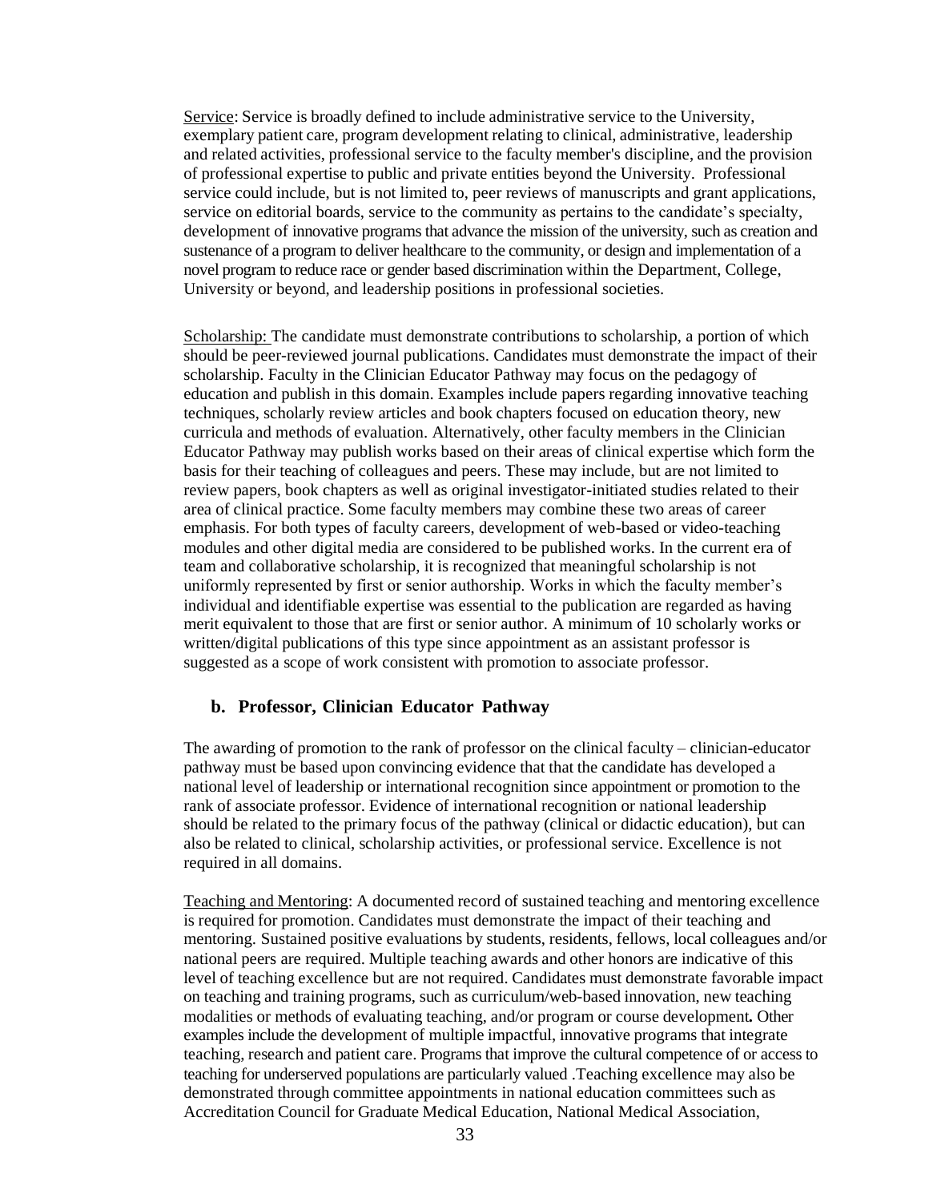Service: Service is broadly defined to include administrative service to the University, exemplary patient care, program development relating to clinical, administrative, leadership and related activities, professional service to the faculty member's discipline, and the provision of professional expertise to public and private entities beyond the University. Professional service could include, but is not limited to, peer reviews of manuscripts and grant applications, service on editorial boards, service to the community as pertains to the candidate's specialty, development of innovative programs that advance the mission of the university, such as creation and sustenance of a program to deliver healthcare to the community, or design and implementation of a novel program to reduce race or gender based discrimination within the Department, College, University or beyond, and leadership positions in professional societies.

Scholarship: The candidate must demonstrate contributions to scholarship, a portion of which should be peer-reviewed journal publications. Candidates must demonstrate the impact of their scholarship. Faculty in the Clinician Educator Pathway may focus on the pedagogy of education and publish in this domain. Examples include papers regarding innovative teaching techniques, scholarly review articles and book chapters focused on education theory, new curricula and methods of evaluation. Alternatively, other faculty members in the Clinician Educator Pathway may publish works based on their areas of clinical expertise which form the basis for their teaching of colleagues and peers. These may include, but are not limited to review papers, book chapters as well as original investigator-initiated studies related to their area of clinical practice. Some faculty members may combine these two areas of career emphasis. For both types of faculty careers, development of web-based or video-teaching modules and other digital media are considered to be published works. In the current era of team and collaborative scholarship, it is recognized that meaningful scholarship is not uniformly represented by first or senior authorship. Works in which the faculty member's individual and identifiable expertise was essential to the publication are regarded as having merit equivalent to those that are first or senior author. A minimum of 10 scholarly works or written/digital publications of this type since appointment as an assistant professor is suggested as a scope of work consistent with promotion to associate professor.

### b. Professor, Clinician Educator Pathway

The awarding of promotion to the rank of professor on the clinical faculty – clinician-educator pathway must be based upon convincing evidence that that the candidate has developed a national level of leadership or international recognition since appointment or promotion to the rank of associate professor. Evidence of international recognition or national leadership should be related to the primary focus of the pathway (clinical or didactic education), but can also be related to clinical, scholarship activities, or professional service. Excellence is not required in all domains.

Teaching and Mentoring: A documented record of sustained teaching and mentoring excellence is required for promotion. Candidates must demonstrate the impact of their teaching and mentoring. Sustained positive evaluations by students, residents, fellows, local colleagues and/or national peers are required. Multiple teaching awards and other honors are indicative of this level of teaching excellence but are not required. Candidates must demonstrate favorable impact on teaching and training programs, such as curriculum/web-based innovation, new teaching modalities or methods of evaluating teaching, and/or program or course development**.** Other examples include the development of multiple impactful, innovative programs that integrate teaching, research and patient care. Programs that improve the cultural competence of or access to teaching for underserved populations are particularly valued .Teaching excellence may also be demonstrated through committee appointments in national education committees such as Accreditation Council for Graduate Medical Education, National Medical Association,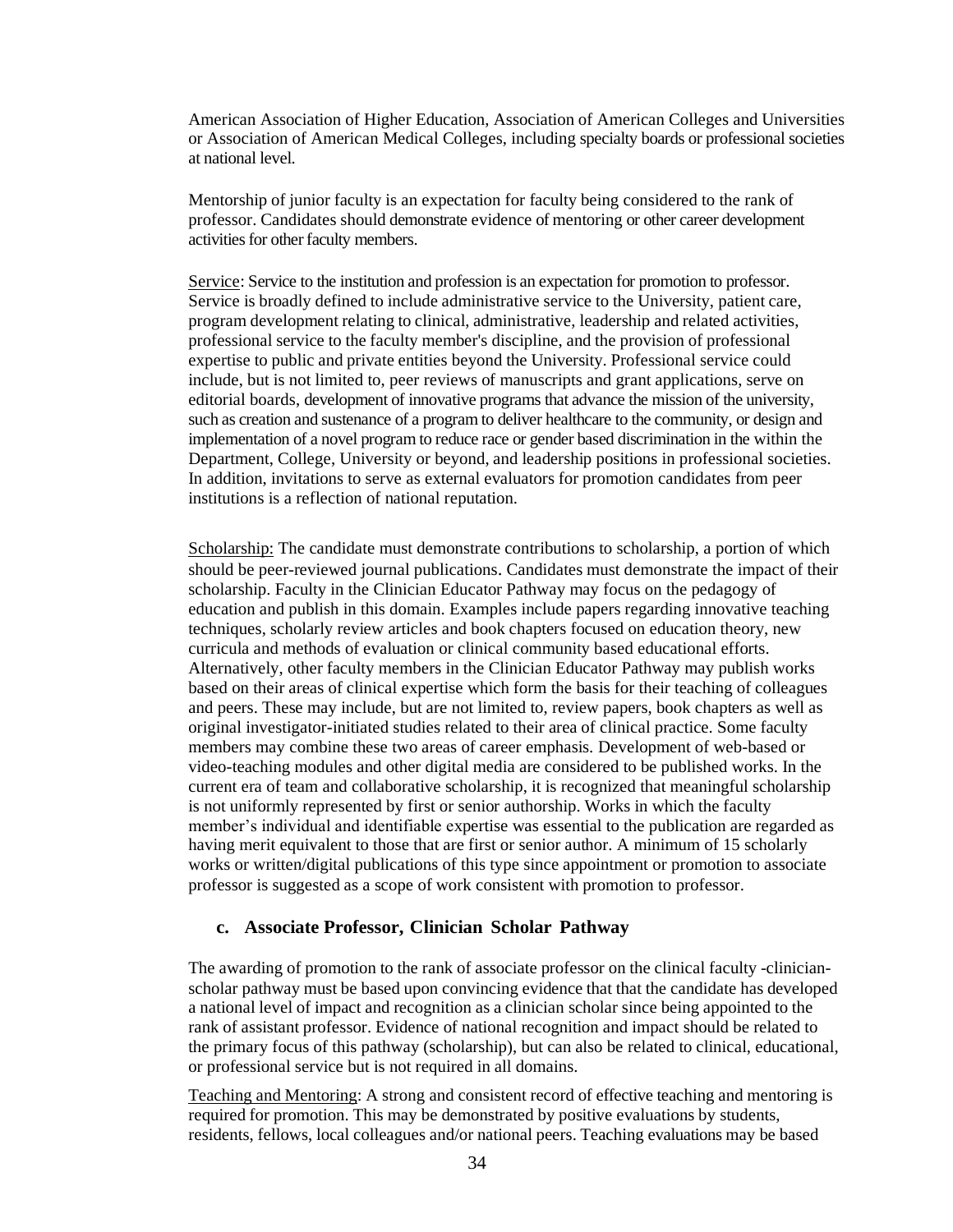American Association of Higher Education, Association of American Colleges and Universities or Association of American Medical Colleges, including specialty boards or professional societies at national level.

Mentorship of junior faculty is an expectation for faculty being considered to the rank of professor. Candidates should demonstrate evidence of mentoring or other career development activities for other faculty members.

Service: Service to the institution and profession is an expectation for promotion to professor. Service is broadly defined to include administrative service to the University, patient care, program development relating to clinical, administrative, leadership and related activities, professional service to the faculty member's discipline, and the provision of professional expertise to public and private entities beyond the University. Professional service could include, but is not limited to, peer reviews of manuscripts and grant applications, serve on editorial boards, development of innovative programs that advance the mission of the university, such as creation and sustenance of a program to deliver healthcare to the community, or design and implementation of a novel program to reduce race or gender based discrimination in the within the Department, College, University or beyond, and leadership positions in professional societies. In addition, invitations to serve as external evaluators for promotion candidates from peer institutions is a reflection of national reputation.

Scholarship: The candidate must demonstrate contributions to scholarship, a portion of which should be peer-reviewed journal publications. Candidates must demonstrate the impact of their scholarship. Faculty in the Clinician Educator Pathway may focus on the pedagogy of education and publish in this domain. Examples include papers regarding innovative teaching techniques, scholarly review articles and book chapters focused on education theory, new curricula and methods of evaluation or clinical community based educational efforts. Alternatively, other faculty members in the Clinician Educator Pathway may publish works based on their areas of clinical expertise which form the basis for their teaching of colleagues and peers. These may include, but are not limited to, review papers, book chapters as well as original investigator-initiated studies related to their area of clinical practice. Some faculty members may combine these two areas of career emphasis. Development of web-based or video-teaching modules and other digital media are considered to be published works. In the current era of team and collaborative scholarship, it is recognized that meaningful scholarship is not uniformly represented by first or senior authorship. Works in which the faculty member's individual and identifiable expertise was essential to the publication are regarded as having merit equivalent to those that are first or senior author. A minimum of 15 scholarly works or written/digital publications of this type since appointment or promotion to associate professor is suggested as a scope of work consistent with promotion to professor.

### c. Associate Professor, Clinician Scholar Pathway

The awarding of promotion to the rank of associate professor on the clinical faculty -clinician-scholar pathway must be based upon convincing evidence that that the candidate has developed a national level of impact and recognition as a clinician scholar since being appointed to the rank of assistant professor. Evidence of national recognition and impact should be related to the primary focus of this pathway (scholarship), but can also be related to clinical, educational, or professional service but is not required in all domains.

Teaching and Mentoring: A strong and consistent record of effective teaching and mentoring is required for promotion. This may be demonstrated by positive evaluations by students, residents, fellows, local colleagues and/or national peers. Teaching evaluations may be based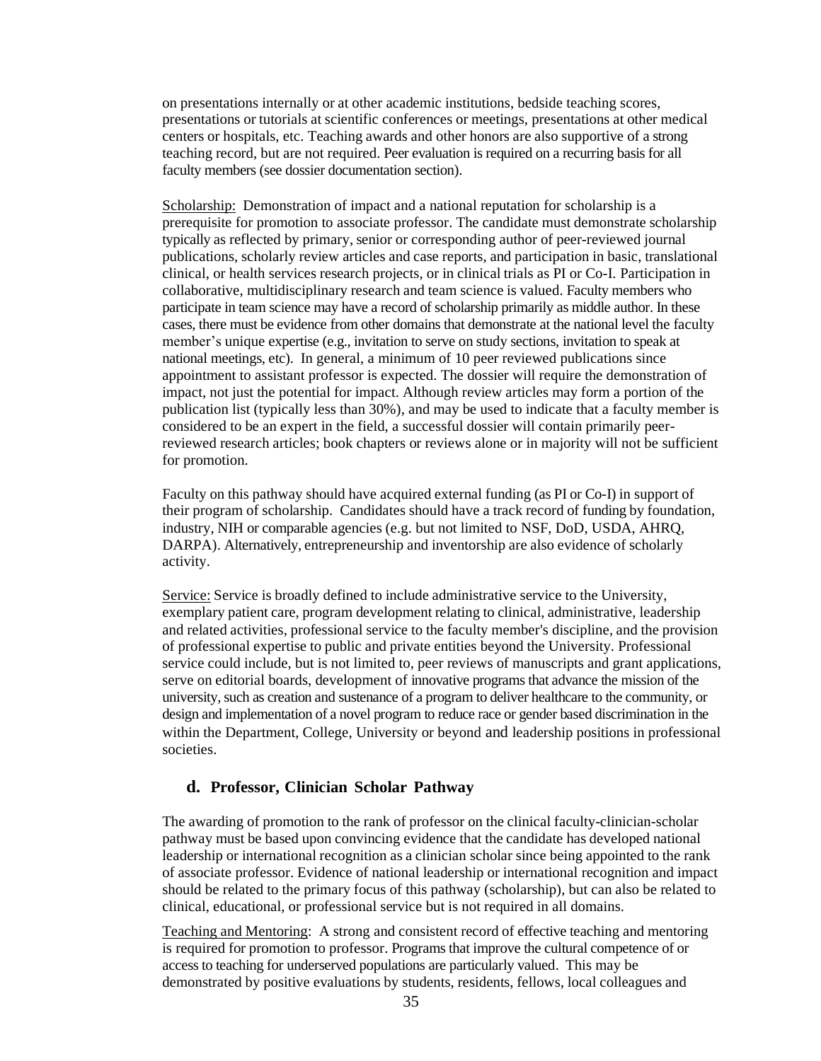on presentations internally or at other academic institutions, bedside teaching scores, presentations or tutorials at scientific conferences or meetings, presentations at other medical centers or hospitals, etc. Teaching awards and other honors are also supportive of a strong teaching record, but are not required. Peer evaluation is required on a recurring basis for all faculty members (see dossier documentation section).

Scholarship: Demonstration of impact and a national reputation for scholarship is a prerequisite for promotion to associate professor. The candidate must demonstrate scholarship typically as reflected by primary, senior or corresponding author of peer-reviewed journal publications, scholarly review articles and case reports, and participation in basic, translational clinical, or health services research projects, or in clinical trials as PI or Co-I. Participation in collaborative, multidisciplinary research and team science is valued. Faculty members who participate in team science may have a record of scholarship primarily as middle author. In these cases, there must be evidence from other domains that demonstrate at the national level the faculty member's unique expertise (e.g., invitation to serve on study sections, invitation to speak at national meetings, etc). In general, a minimum of 10 peer reviewed publications since appointment to assistant professor is expected. The dossier will require the demonstration of impact, not just the potential for impact. Although review articles may form a portion of the publication list (typically less than 30%), and may be used to indicate that a faculty member is considered to be an expert in the field, a successful dossier will contain primarily peer-reviewed research articles; book chapters or reviews alone or in majority will not be sufficient for promotion.

Faculty on this pathway should have acquired external funding (as PI or Co-I) in support of their program of scholarship. Candidates should have a track record of funding by foundation, industry, NIH or comparable agencies (e.g. but not limited to NSF, DoD, USDA, AHRQ, DARPA). Alternatively, entrepreneurship and inventorship are also evidence of scholarly activity.

Service: Service is broadly defined to include administrative service to the University, exemplary patient care, program development relating to clinical, administrative, leadership and related activities, professional service to the faculty member's discipline, and the provision of professional expertise to public and private entities beyond the University. Professional service could include, but is not limited to, peer reviews of manuscripts and grant applications, serve on editorial boards, development of innovative programs that advance the mission of the university, such as creation and sustenance of a program to deliver healthcare to the community, or design and implementation of a novel program to reduce race or gender based discrimination in the within the Department, College, University or beyond and leadership positions in professional societies.

### d. Professor, Clinician Scholar Pathway

The awarding of promotion to the rank of professor on the clinical faculty-clinician-scholar pathway must be based upon convincing evidence that the candidate has developed national leadership or international recognition as a clinician scholar since being appointed to the rank of associate professor. Evidence of national leadership or international recognition and impact should be related to the primary focus of this pathway (scholarship), but can also be related to clinical, educational, or professional service but is not required in all domains.

Teaching and Mentoring: A strong and consistent record of effective teaching and mentoring is required for promotion to professor. Programs that improve the cultural competence of or access to teaching for underserved populations are particularly valued. This may be demonstrated by positive evaluations by students, residents, fellows, local colleagues and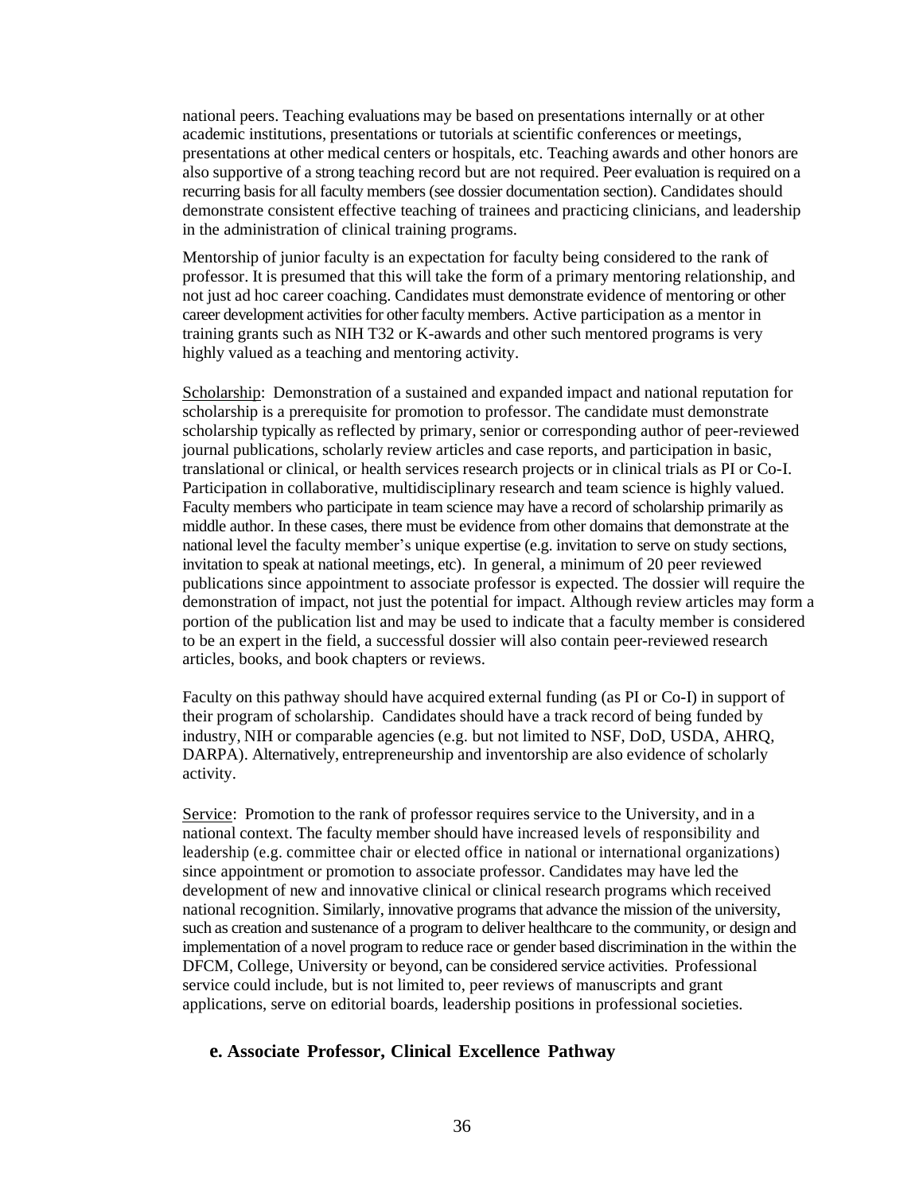national peers. Teaching evaluations may be based on presentations internally or at other academic institutions, presentations or tutorials at scientific conferences or meetings, presentations at other medical centers or hospitals, etc. Teaching awards and other honors are also supportive of a strong teaching record but are not required. Peer evaluation is required on a recurring basis for all faculty members (see dossier documentation section). Candidates should demonstrate consistent effective teaching of trainees and practicing clinicians, and leadership in the administration of clinical training programs.

Mentorship of junior faculty is an expectation for faculty being considered to the rank of professor. It is presumed that this will take the form of a primary mentoring relationship, and not just ad hoc career coaching. Candidates must demonstrate evidence of mentoring or other career development activities for other faculty members. Active participation as a mentor in training grants such as NIH T32 or K-awards and other such mentored programs is very highly valued as a teaching and mentoring activity.

Scholarship: Demonstration of a sustained and expanded impact and national reputation for scholarship is a prerequisite for promotion to professor. The candidate must demonstrate scholarship typically as reflected by primary, senior or corresponding author of peer-reviewed journal publications, scholarly review articles and case reports, and participation in basic, translational or clinical, or health services research projects or in clinical trials as PI or Co-I. Participation in collaborative, multidisciplinary research and team science is highly valued. Faculty members who participate in team science may have a record of scholarship primarily as middle author. In these cases, there must be evidence from other domains that demonstrate at the national level the faculty member's unique expertise (e.g. invitation to serve on study sections, invitation to speak at national meetings, etc). In general, a minimum of 20 peer reviewed publications since appointment to associate professor is expected. The dossier will require the demonstration of impact, not just the potential for impact. Although review articles may form a portion of the publication list and may be used to indicate that a faculty member is considered to be an expert in the field, a successful dossier will also contain peer-reviewed research articles, books, and book chapters or reviews.

Faculty on this pathway should have acquired external funding (as PI or Co-I) in support of their program of scholarship. Candidates should have a track record of being funded by industry, NIH or comparable agencies (e.g. but not limited to NSF, DoD, USDA, AHRQ, DARPA). Alternatively, entrepreneurship and inventorship are also evidence of scholarly activity.

Service: Promotion to the rank of professor requires service to the University, and in a national context. The faculty member should have increased levels of responsibility and leadership (e.g. committee chair or elected office in national or international organizations) since appointment or promotion to associate professor. Candidates may have led the development of new and innovative clinical or clinical research programs which received national recognition. Similarly, innovative programs that advance the mission of the university, such as creation and sustenance of a program to deliver healthcare to the community, or design and implementation of a novel program to reduce race or gender based discrimination in the within the DFCM, College, University or beyond, can be considered service activities. Professional service could include, but is not limited to, peer reviews of manuscripts and grant applications, serve on editorial boards, leadership positions in professional societies.

### e. Associate Professor, Clinical Excellence Pathway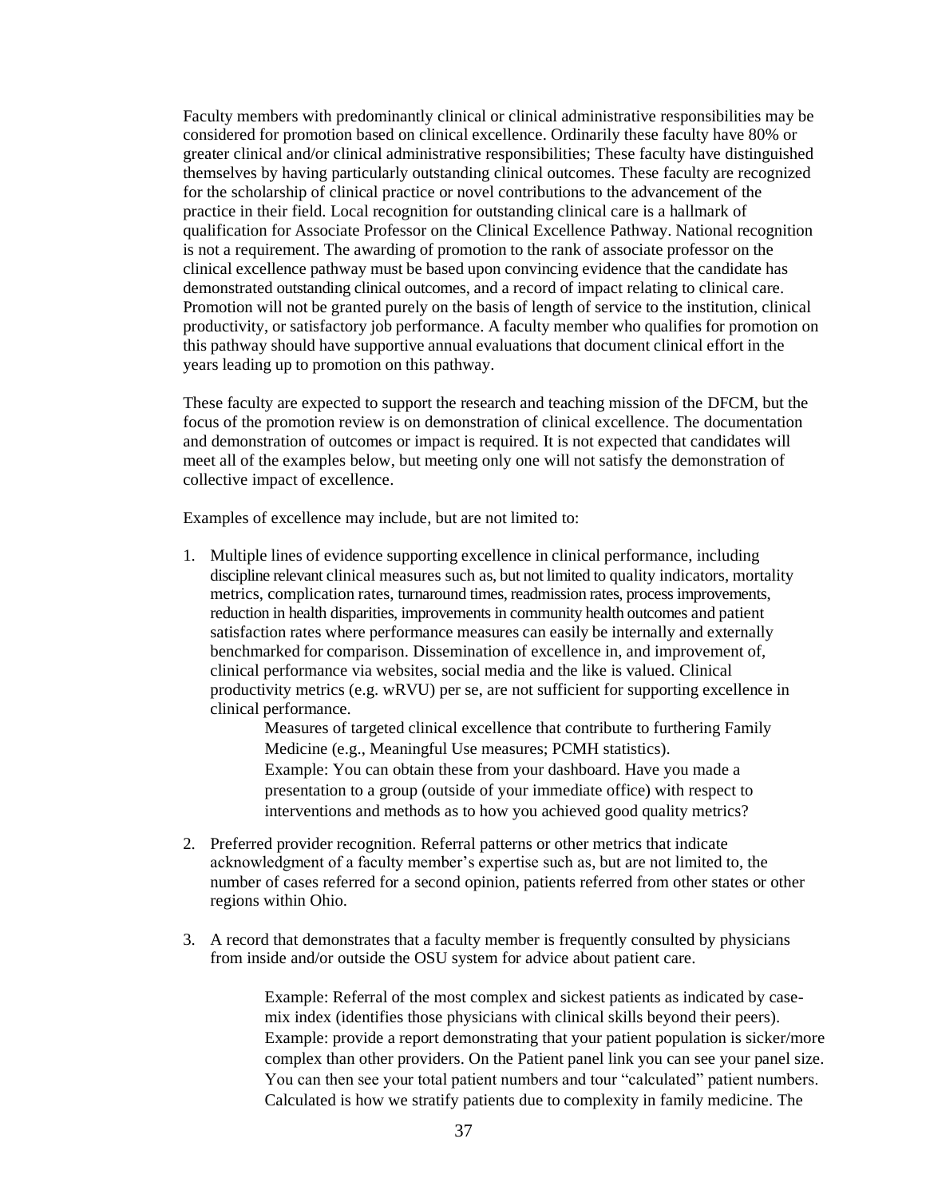Faculty members with predominantly clinical or clinical administrative responsibilities may be considered for promotion based on clinical excellence. Ordinarily these faculty have 80% or greater clinical and/or clinical administrative responsibilities; These faculty have distinguished themselves by having particularly outstanding clinical outcomes. These faculty are recognized for the scholarship of clinical practice or novel contributions to the advancement of the practice in their field. Local recognition for outstanding clinical care is a hallmark of qualification for Associate Professor on the Clinical Excellence Pathway. National recognition is not a requirement. The awarding of promotion to the rank of associate professor on the clinical excellence pathway must be based upon convincing evidence that the candidate has demonstrated outstanding clinical outcomes, and a record of impact relating to clinical care. Promotion will not be granted purely on the basis of length of service to the institution, clinical productivity, or satisfactory job performance. A faculty member who qualifies for promotion on this pathway should have supportive annual evaluations that document clinical effort in the years leading up to promotion on this pathway.

These faculty are expected to support the research and teaching mission of the DFCM, but the focus of the promotion review is on demonstration of clinical excellence. The documentation and demonstration of outcomes or impact is required. It is not expected that candidates will meet all of the examples below, but meeting only one will not satisfy the demonstration of collective impact of excellence.

Examples of excellence may include, but are not limited to:

1. Multiple lines of evidence supporting excellence in clinical performance, including discipline relevant clinical measures such as, but not limited to quality indicators, mortality metrics, complication rates, turnaround times, readmission rates, process improvements, reduction in health disparities, improvements in community health outcomes and patient satisfaction rates where performance measures can easily be internally and externally benchmarked for comparison. Dissemination of excellence in, and improvement of, clinical performance via websites, social media and the like is valued. Clinical productivity metrics (e.g. wRVU) per se, are not sufficient for supporting excellence in clinical performance.

   Measures of targeted clinical excellence that contribute to furthering Family Medicine (e.g., Meaningful Use measures; PCMH statistics).
   Example: You can obtain these from your dashboard. Have you made a presentation to a group (outside of your immediate office) with respect to interventions and methods as to how you achieved good quality metrics?

2. Preferred provider recognition. Referral patterns or other metrics that indicate acknowledgment of a faculty member's expertise such as, but are not limited to, the number of cases referred for a second opinion, patients referred from other states or other regions within Ohio.

3. A record that demonstrates that a faculty member is frequently consulted by physicians from inside and/or outside the OSU system for advice about patient care.

   Example: Referral of the most complex and sickest patients as indicated by case-mix index (identifies those physicians with clinical skills beyond their peers).
   Example: provide a report demonstrating that your patient population is sicker/more complex than other providers. On the Patient panel link you can see your panel size. You can then see your total patient numbers and tour "calculated" patient numbers. Calculated is how we stratify patients due to complexity in family medicine. The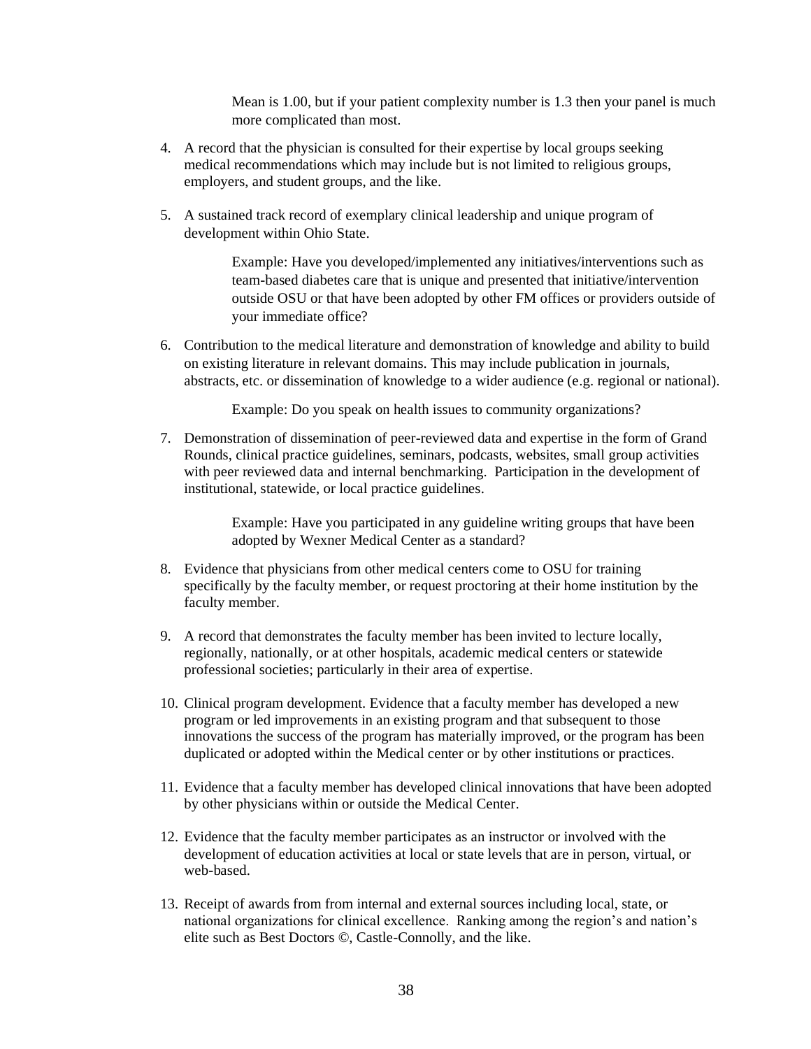Mean is 1.00, but if your patient complexity number is 1.3 then your panel is much more complicated than most.

4. A record that the physician is consulted for their expertise by local groups seeking medical recommendations which may include but is not limited to religious groups, employers, and student groups, and the like.

5. A sustained track record of exemplary clinical leadership and unique program of development within Ohio State.

   Example: Have you developed/implemented any initiatives/interventions such as team-based diabetes care that is unique and presented that initiative/intervention outside OSU or that have been adopted by other FM offices or providers outside of your immediate office?

6. Contribution to the medical literature and demonstration of knowledge and ability to build on existing literature in relevant domains. This may include publication in journals, abstracts, etc. or dissemination of knowledge to a wider audience (e.g. regional or national).

   Example: Do you speak on health issues to community organizations?

7. Demonstration of dissemination of peer-reviewed data and expertise in the form of Grand Rounds, clinical practice guidelines, seminars, podcasts, websites, small group activities with peer reviewed data and internal benchmarking. Participation in the development of institutional, statewide, or local practice guidelines.

   Example: Have you participated in any guideline writing groups that have been adopted by Wexner Medical Center as a standard?

8. Evidence that physicians from other medical centers come to OSU for training specifically by the faculty member, or request proctoring at their home institution by the faculty member.

9. A record that demonstrates the faculty member has been invited to lecture locally, regionally, nationally, or at other hospitals, academic medical centers or statewide professional societies; particularly in their area of expertise.

10. Clinical program development. Evidence that a faculty member has developed a new program or led improvements in an existing program and that subsequent to those innovations the success of the program has materially improved, or the program has been duplicated or adopted within the Medical center or by other institutions or practices.

11. Evidence that a faculty member has developed clinical innovations that have been adopted by other physicians within or outside the Medical Center.

12. Evidence that the faculty member participates as an instructor or involved with the development of education activities at local or state levels that are in person, virtual, or web-based.

13. Receipt of awards from from internal and external sources including local, state, or national organizations for clinical excellence. Ranking among the region's and nation's elite such as Best Doctors ©, Castle-Connolly, and the like.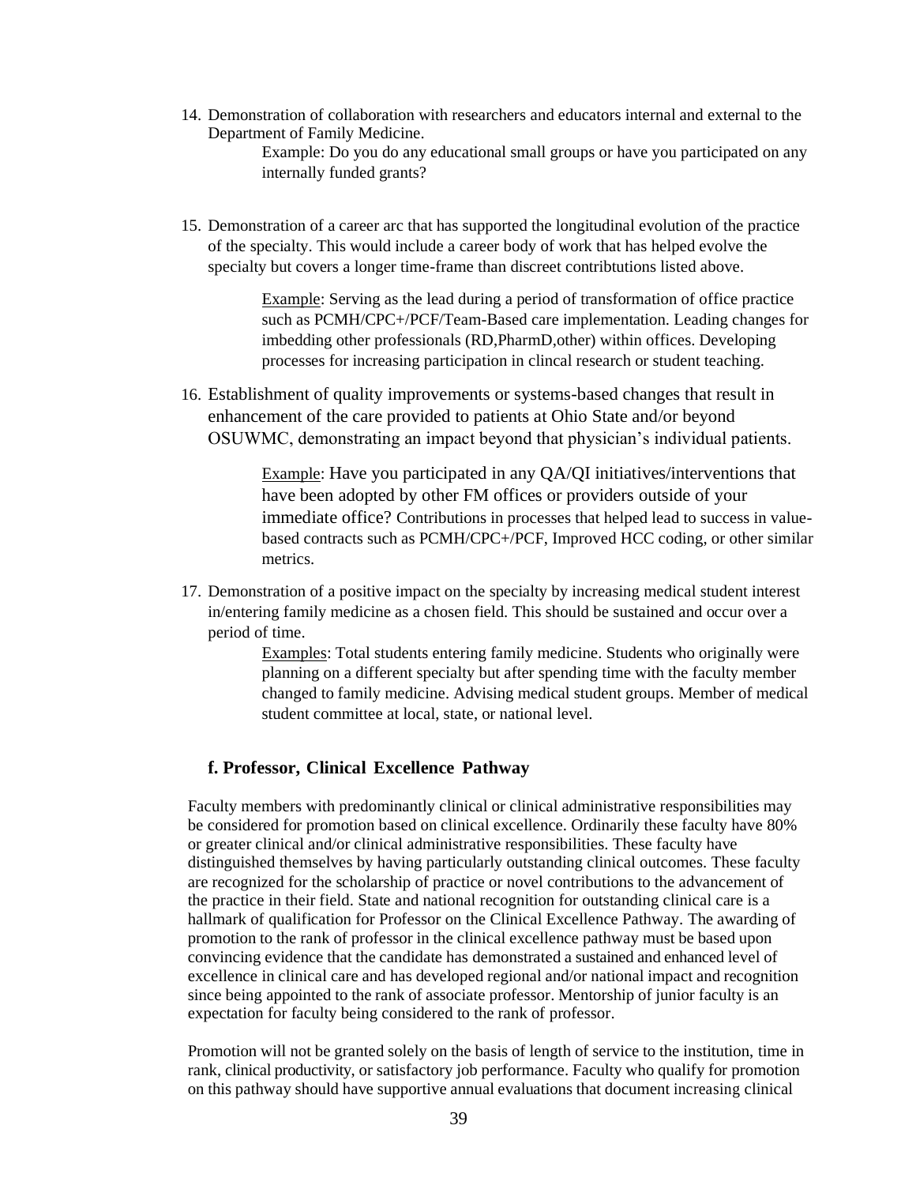14. Demonstration of collaboration with researchers and educators internal and external to the Department of Family Medicine.

    Example: Do you do any educational small groups or have you participated on any internally funded grants?

15. Demonstration of a career arc that has supported the longitudinal evolution of the practice of the specialty. This would include a career body of work that has helped evolve the specialty but covers a longer time-frame than discreet contribtutions listed above.

    Example: Serving as the lead during a period of transformation of office practice such as PCMH/CPC+/PCF/Team-Based care implementation. Leading changes for imbedding other professionals (RD,PharmD,other) within offices. Developing processes for increasing participation in clincal research or student teaching.

16. Establishment of quality improvements or systems-based changes that result in enhancement of the care provided to patients at Ohio State and/or beyond OSUWMC, demonstrating an impact beyond that physician's individual patients.

    Example: Have you participated in any QA/QI initiatives/interventions that have been adopted by other FM offices or providers outside of your immediate office? Contributions in processes that helped lead to success in value-based contracts such as PCMH/CPC+/PCF, Improved HCC coding, or other similar metrics.

17. Demonstration of a positive impact on the specialty by increasing medical student interest in/entering family medicine as a chosen field. This should be sustained and occur over a period of time.

    Examples: Total students entering family medicine. Students who originally were planning on a different specialty but after spending time with the faculty member changed to family medicine. Advising medical student groups. Member of medical student committee at local, state, or national level.

### f. Professor, Clinical Excellence Pathway

Faculty members with predominantly clinical or clinical administrative responsibilities may be considered for promotion based on clinical excellence. Ordinarily these faculty have 80% or greater clinical and/or clinical administrative responsibilities. These faculty have distinguished themselves by having particularly outstanding clinical outcomes. These faculty are recognized for the scholarship of practice or novel contributions to the advancement of the practice in their field. State and national recognition for outstanding clinical care is a hallmark of qualification for Professor on the Clinical Excellence Pathway. The awarding of promotion to the rank of professor in the clinical excellence pathway must be based upon convincing evidence that the candidate has demonstrated a sustained and enhanced level of excellence in clinical care and has developed regional and/or national impact and recognition since being appointed to the rank of associate professor. Mentorship of junior faculty is an expectation for faculty being considered to the rank of professor.

Promotion will not be granted solely on the basis of length of service to the institution, time in rank, clinical productivity, or satisfactory job performance. Faculty who qualify for promotion on this pathway should have supportive annual evaluations that document increasing clinical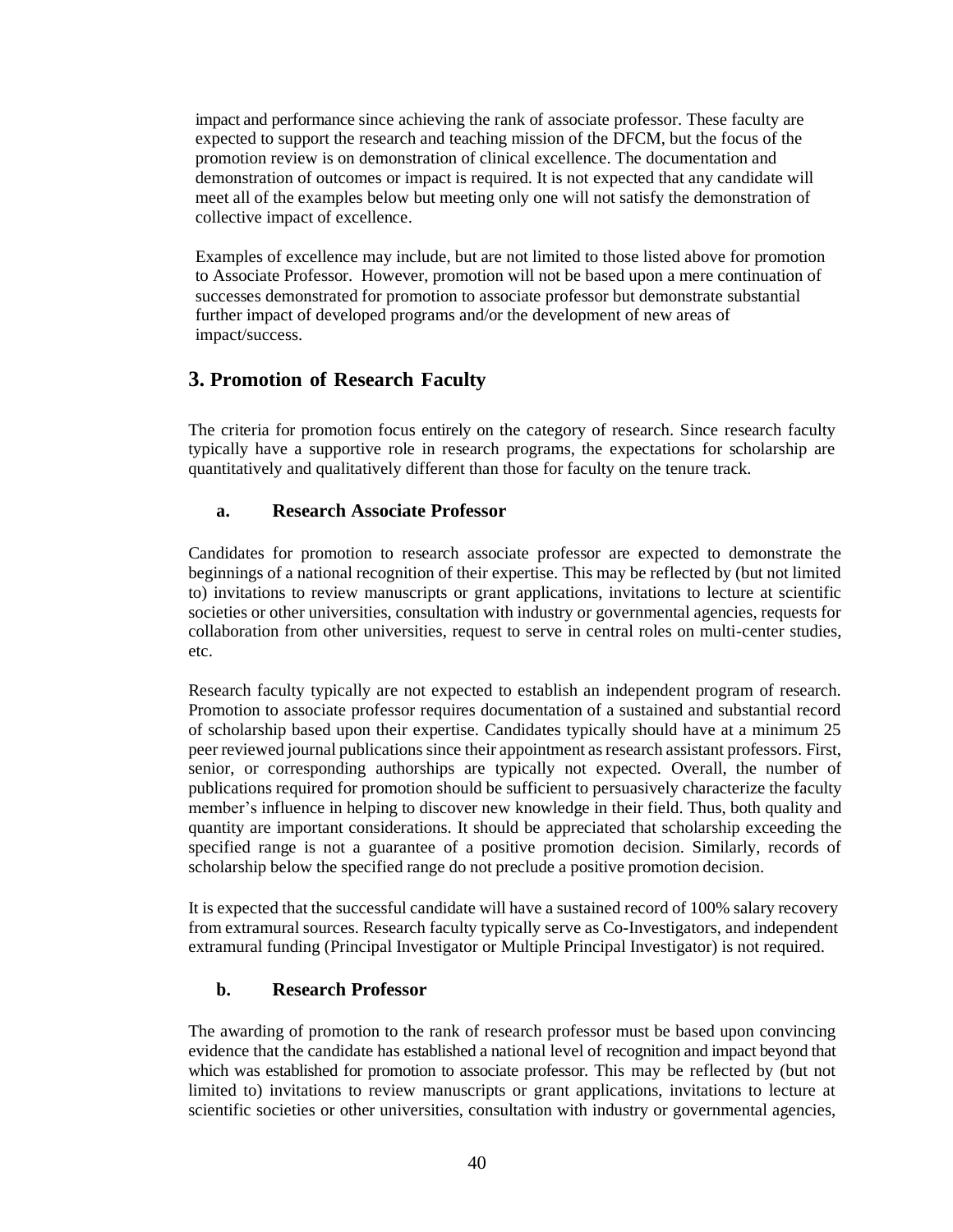impact and performance since achieving the rank of associate professor. These faculty are expected to support the research and teaching mission of the DFCM, but the focus of the promotion review is on demonstration of clinical excellence. The documentation and demonstration of outcomes or impact is required. It is not expected that any candidate will meet all of the examples below but meeting only one will not satisfy the demonstration of collective impact of excellence.

Examples of excellence may include, but are not limited to those listed above for promotion to Associate Professor. However, promotion will not be based upon a mere continuation of successes demonstrated for promotion to associate professor but demonstrate substantial further impact of developed programs and/or the development of new areas of impact/success.

## 3. Promotion of Research Faculty

The criteria for promotion focus entirely on the category of research. Since research faculty typically have a supportive role in research programs, the expectations for scholarship are quantitatively and qualitatively different than those for faculty on the tenure track.

### a. Research Associate Professor

Candidates for promotion to research associate professor are expected to demonstrate the beginnings of a national recognition of their expertise. This may be reflected by (but not limited to) invitations to review manuscripts or grant applications, invitations to lecture at scientific societies or other universities, consultation with industry or governmental agencies, requests for collaboration from other universities, request to serve in central roles on multi-center studies, etc.

Research faculty typically are not expected to establish an independent program of research. Promotion to associate professor requires documentation of a sustained and substantial record of scholarship based upon their expertise. Candidates typically should have at a minimum 25 peer reviewed journal publications since their appointment as research assistant professors. First, senior, or corresponding authorships are typically not expected. Overall, the number of publications required for promotion should be sufficient to persuasively characterize the faculty member's influence in helping to discover new knowledge in their field. Thus, both quality and quantity are important considerations. It should be appreciated that scholarship exceeding the specified range is not a guarantee of a positive promotion decision. Similarly, records of scholarship below the specified range do not preclude a positive promotion decision.

It is expected that the successful candidate will have a sustained record of 100% salary recovery from extramural sources. Research faculty typically serve as Co-Investigators, and independent extramural funding (Principal Investigator or Multiple Principal Investigator) is not required.

### b. Research Professor

The awarding of promotion to the rank of research professor must be based upon convincing evidence that the candidate has established a national level of recognition and impact beyond that which was established for promotion to associate professor. This may be reflected by (but not limited to) invitations to review manuscripts or grant applications, invitations to lecture at scientific societies or other universities, consultation with industry or governmental agencies,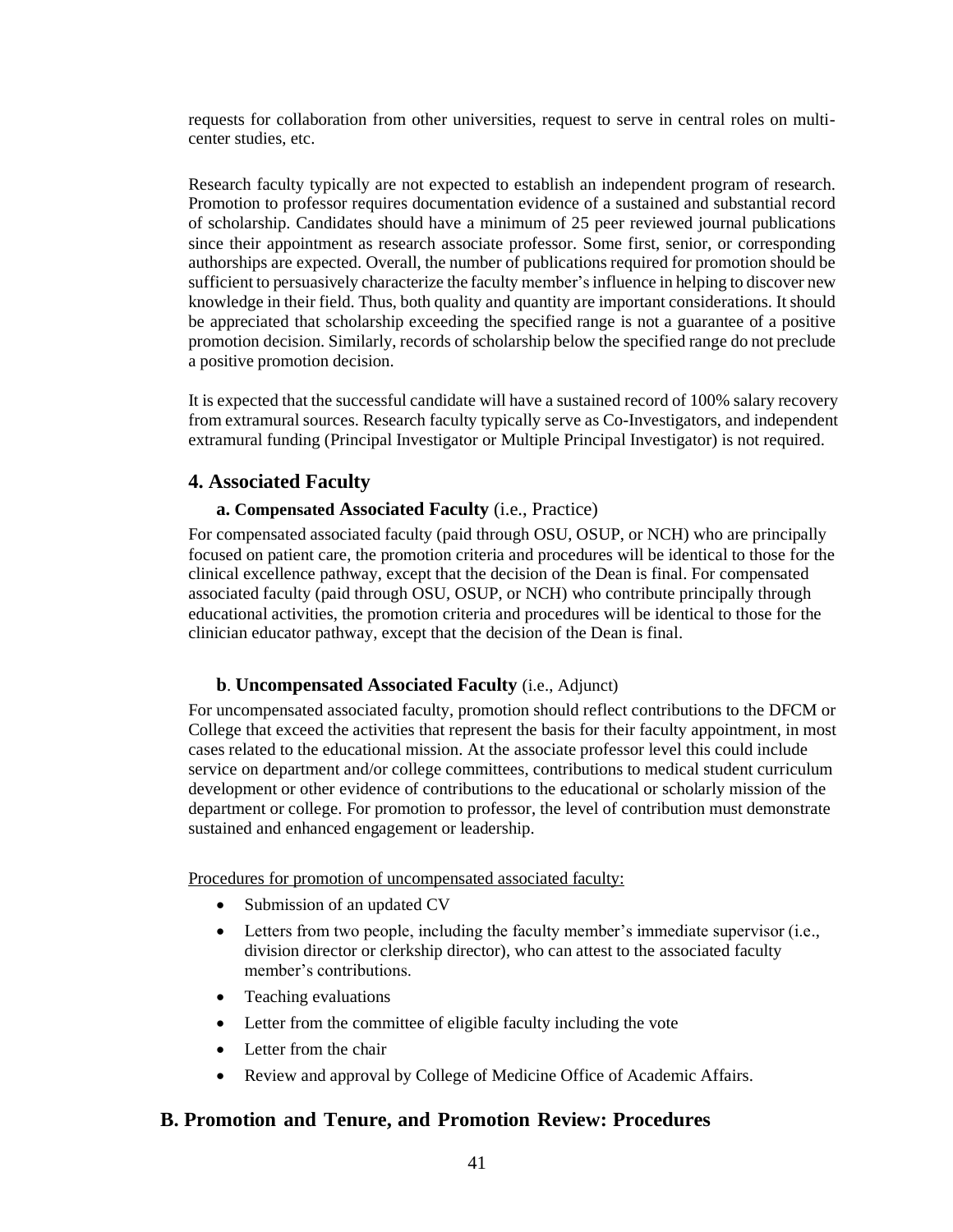requests for collaboration from other universities, request to serve in central roles on multi-center studies, etc.

Research faculty typically are not expected to establish an independent program of research. Promotion to professor requires documentation evidence of a sustained and substantial record of scholarship. Candidates should have a minimum of 25 peer reviewed journal publications since their appointment as research associate professor. Some first, senior, or corresponding authorships are expected. Overall, the number of publications required for promotion should be sufficient to persuasively characterize the faculty member's influence in helping to discover new knowledge in their field. Thus, both quality and quantity are important considerations. It should be appreciated that scholarship exceeding the specified range is not a guarantee of a positive promotion decision. Similarly, records of scholarship below the specified range do not preclude a positive promotion decision.

It is expected that the successful candidate will have a sustained record of 100% salary recovery from extramural sources. Research faculty typically serve as Co-Investigators, and independent extramural funding (Principal Investigator or Multiple Principal Investigator) is not required.

## 4. Associated Faculty

### a. Compensated Associated Faculty (i.e., Practice)

For compensated associated faculty (paid through OSU, OSUP, or NCH) who are principally focused on patient care, the promotion criteria and procedures will be identical to those for the clinical excellence pathway, except that the decision of the Dean is final. For compensated associated faculty (paid through OSU, OSUP, or NCH) who contribute principally through educational activities, the promotion criteria and procedures will be identical to those for the clinician educator pathway, except that the decision of the Dean is final.

### b. Uncompensated Associated Faculty (i.e., Adjunct)

For uncompensated associated faculty, promotion should reflect contributions to the DFCM or College that exceed the activities that represent the basis for their faculty appointment, in most cases related to the educational mission. At the associate professor level this could include service on department and/or college committees, contributions to medical student curriculum development or other evidence of contributions to the educational or scholarly mission of the department or college. For promotion to professor, the level of contribution must demonstrate sustained and enhanced engagement or leadership.

<u>Procedures for promotion of uncompensated associated faculty:</u>

- Submission of an updated CV
- Letters from two people, including the faculty member's immediate supervisor (i.e., division director or clerkship director), who can attest to the associated faculty member's contributions.
- Teaching evaluations
- Letter from the committee of eligible faculty including the vote
- Letter from the chair
- Review and approval by College of Medicine Office of Academic Affairs.

## B. Promotion and Tenure, and Promotion Review: Procedures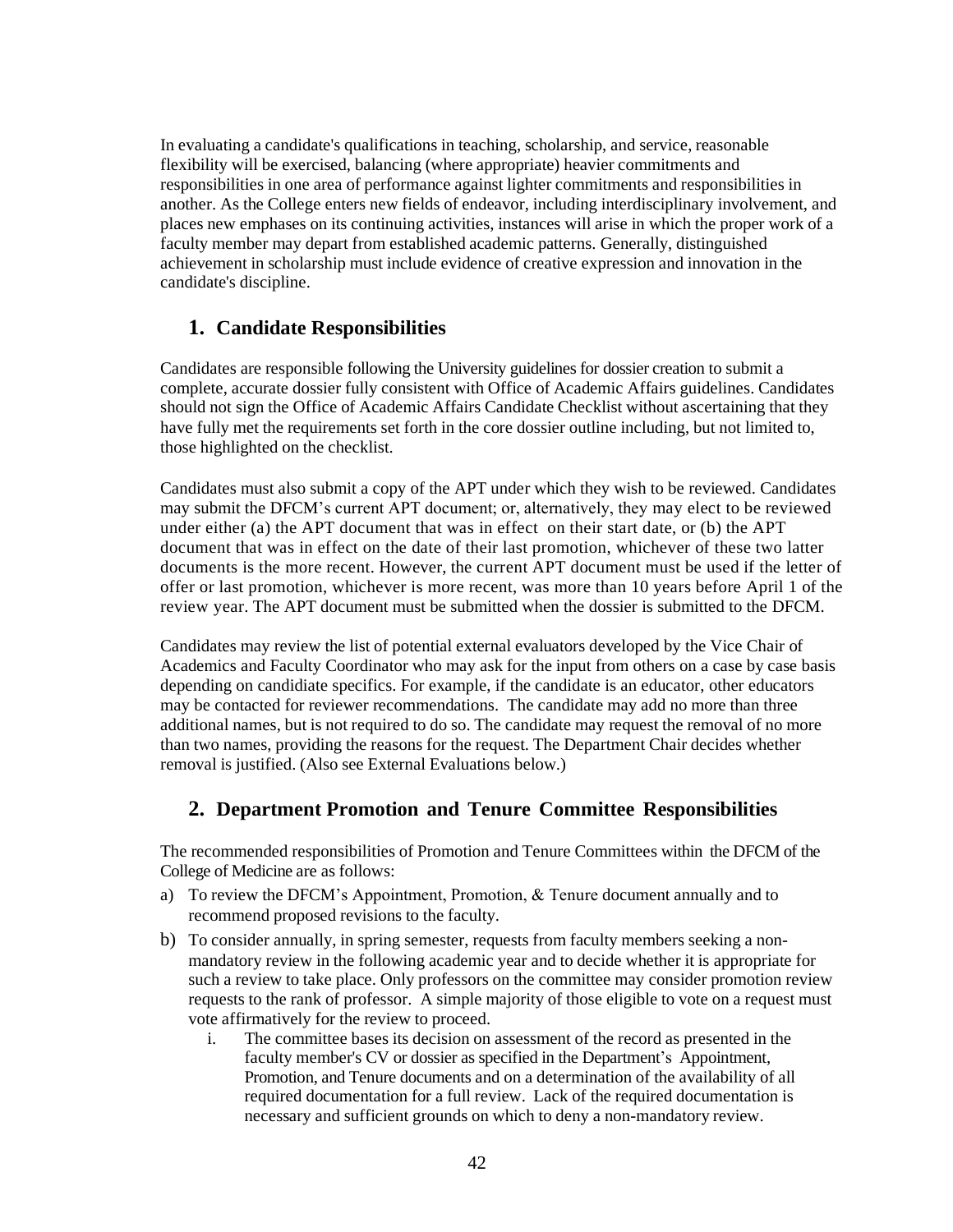In evaluating a candidate's qualifications in teaching, scholarship, and service, reasonable flexibility will be exercised, balancing (where appropriate) heavier commitments and responsibilities in one area of performance against lighter commitments and responsibilities in another. As the College enters new fields of endeavor, including interdisciplinary involvement, and places new emphases on its continuing activities, instances will arise in which the proper work of a faculty member may depart from established academic patterns. Generally, distinguished achievement in scholarship must include evidence of creative expression and innovation in the candidate's discipline.

## 1. Candidate Responsibilities

Candidates are responsible following the University guidelines for dossier creation to submit a complete, accurate dossier fully consistent with Office of Academic Affairs guidelines. Candidates should not sign the Office of Academic Affairs Candidate Checklist without ascertaining that they have fully met the requirements set forth in the core dossier outline including, but not limited to, those highlighted on the checklist.

Candidates must also submit a copy of the APT under which they wish to be reviewed. Candidates may submit the DFCM's current APT document; or, alternatively, they may elect to be reviewed under either (a) the APT document that was in effect on their start date, or (b) the APT document that was in effect on the date of their last promotion, whichever of these two latter documents is the more recent. However, the current APT document must be used if the letter of offer or last promotion, whichever is more recent, was more than 10 years before April 1 of the review year. The APT document must be submitted when the dossier is submitted to the DFCM.

Candidates may review the list of potential external evaluators developed by the Vice Chair of Academics and Faculty Coordinator who may ask for the input from others on a case by case basis depending on candidiate specifics. For example, if the candidate is an educator, other educators may be contacted for reviewer recommendations. The candidate may add no more than three additional names, but is not required to do so. The candidate may request the removal of no more than two names, providing the reasons for the request. The Department Chair decides whether removal is justified. (Also see External Evaluations below.)

## 2. Department Promotion and Tenure Committee Responsibilities

The recommended responsibilities of Promotion and Tenure Committees within the DFCM of the College of Medicine are as follows:

a) To review the DFCM's Appointment, Promotion, & Tenure document annually and to recommend proposed revisions to the faculty.

b) To consider annually, in spring semester, requests from faculty members seeking a non-mandatory review in the following academic year and to decide whether it is appropriate for such a review to take place. Only professors on the committee may consider promotion review requests to the rank of professor. A simple majority of those eligible to vote on a request must vote affirmatively for the review to proceed.

   i. The committee bases its decision on assessment of the record as presented in the faculty member's CV or dossier as specified in the Department's Appointment, Promotion, and Tenure documents and on a determination of the availability of all required documentation for a full review. Lack of the required documentation is necessary and sufficient grounds on which to deny a non-mandatory review.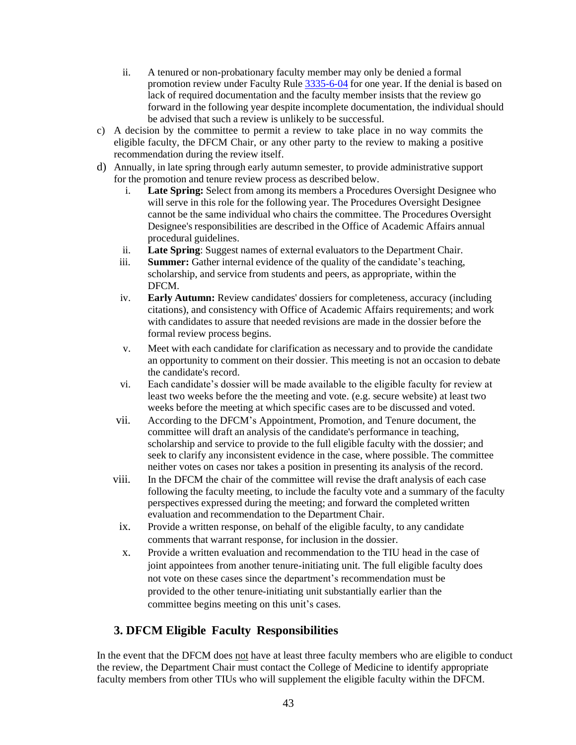ii. A tenured or non-probationary faculty member may only be denied a formal promotion review under Faculty Rule [3335-6-04](3335-6-04) for one year. If the denial is based on lack of required documentation and the faculty member insists that the review go forward in the following year despite incomplete documentation, the individual should be advised that such a review is unlikely to be successful.

c) A decision by the committee to permit a review to take place in no way commits the eligible faculty, the DFCM Chair, or any other party to the review to making a positive recommendation during the review itself.

d) Annually, in late spring through early autumn semester, to provide administrative support for the promotion and tenure review process as described below.

   i. **Late Spring:** Select from among its members a Procedures Oversight Designee who will serve in this role for the following year. The Procedures Oversight Designee cannot be the same individual who chairs the committee. The Procedures Oversight Designee's responsibilities are described in the Office of Academic Affairs annual procedural guidelines.

   ii. **Late Spring**: Suggest names of external evaluators to the Department Chair.

   iii. **Summer:** Gather internal evidence of the quality of the candidate's teaching, scholarship, and service from students and peers, as appropriate, within the DFCM.

   iv. **Early Autumn:** Review candidates' dossiers for completeness, accuracy (including citations), and consistency with Office of Academic Affairs requirements; and work with candidates to assure that needed revisions are made in the dossier before the formal review process begins.

   v. Meet with each candidate for clarification as necessary and to provide the candidate an opportunity to comment on their dossier. This meeting is not an occasion to debate the candidate's record.

   vi. Each candidate's dossier will be made available to the eligible faculty for review at least two weeks before the the meeting and vote. (e.g. secure website) at least two weeks before the meeting at which specific cases are to be discussed and voted.

   vii. According to the DFCM's Appointment, Promotion, and Tenure document, the committee will draft an analysis of the candidate's performance in teaching, scholarship and service to provide to the full eligible faculty with the dossier; and seek to clarify any inconsistent evidence in the case, where possible. The committee neither votes on cases nor takes a position in presenting its analysis of the record.

   viii. In the DFCM the chair of the committee will revise the draft analysis of each case following the faculty meeting, to include the faculty vote and a summary of the faculty perspectives expressed during the meeting; and forward the completed written evaluation and recommendation to the Department Chair.

   ix. Provide a written response, on behalf of the eligible faculty, to any candidate comments that warrant response, for inclusion in the dossier.

   x. Provide a written evaluation and recommendation to the TIU head in the case of joint appointees from another tenure-initiating unit. The full eligible faculty does not vote on these cases since the department's recommendation must be provided to the other tenure-initiating unit substantially earlier than the committee begins meeting on this unit's cases.

## 3. DFCM Eligible Faculty Responsibilities

In the event that the DFCM does not have at least three faculty members who are eligible to conduct the review, the Department Chair must contact the College of Medicine to identify appropriate faculty members from other TIUs who will supplement the eligible faculty within the DFCM.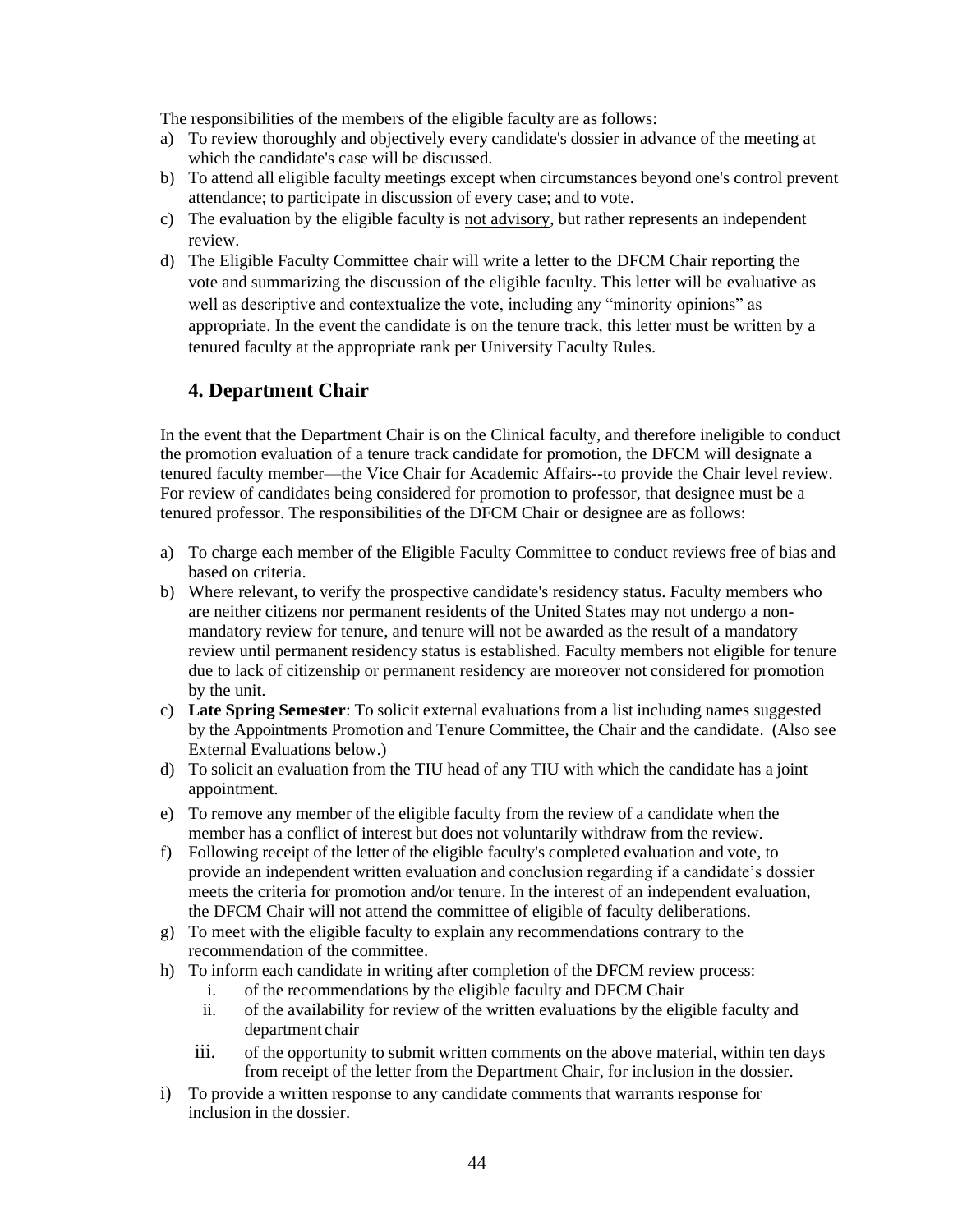The responsibilities of the members of the eligible faculty are as follows:

a) To review thoroughly and objectively every candidate's dossier in advance of the meeting at which the candidate's case will be discussed.
b) To attend all eligible faculty meetings except when circumstances beyond one's control prevent attendance; to participate in discussion of every case; and to vote.
c) The evaluation by the eligible faculty is <u>not advisory</u>, but rather represents an independent review.
d) The Eligible Faculty Committee chair will write a letter to the DFCM Chair reporting the vote and summarizing the discussion of the eligible faculty. This letter will be evaluative as well as descriptive and contextualize the vote, including any "minority opinions" as appropriate. In the event the candidate is on the tenure track, this letter must be written by a tenured faculty at the appropriate rank per University Faculty Rules.

## 4. Department Chair

In the event that the Department Chair is on the Clinical faculty, and therefore ineligible to conduct the promotion evaluation of a tenure track candidate for promotion, the DFCM will designate a tenured faculty member—the Vice Chair for Academic Affairs--to provide the Chair level review. For review of candidates being considered for promotion to professor, that designee must be a tenured professor. The responsibilities of the DFCM Chair or designee are as follows:

a) To charge each member of the Eligible Faculty Committee to conduct reviews free of bias and based on criteria.
b) Where relevant, to verify the prospective candidate's residency status. Faculty members who are neither citizens nor permanent residents of the United States may not undergo a non-mandatory review for tenure, and tenure will not be awarded as the result of a mandatory review until permanent residency status is established. Faculty members not eligible for tenure due to lack of citizenship or permanent residency are moreover not considered for promotion by the unit.
c) **Late Spring Semester**: To solicit external evaluations from a list including names suggested by the Appointments Promotion and Tenure Committee, the Chair and the candidate. (Also see External Evaluations below.)
d) To solicit an evaluation from the TIU head of any TIU with which the candidate has a joint appointment.
e) To remove any member of the eligible faculty from the review of a candidate when the member has a conflict of interest but does not voluntarily withdraw from the review.
f) Following receipt of the letter of the eligible faculty's completed evaluation and vote, to provide an independent written evaluation and conclusion regarding if a candidate's dossier meets the criteria for promotion and/or tenure. In the interest of an independent evaluation, the DFCM Chair will not attend the committee of eligible of faculty deliberations.
g) To meet with the eligible faculty to explain any recommendations contrary to the recommendation of the committee.
h) To inform each candidate in writing after completion of the DFCM review process:
    i. of the recommendations by the eligible faculty and DFCM Chair
    ii. of the availability for review of the written evaluations by the eligible faculty and department chair
    iii. of the opportunity to submit written comments on the above material, within ten days from receipt of the letter from the Department Chair, for inclusion in the dossier.
i) To provide a written response to any candidate comments that warrants response for inclusion in the dossier.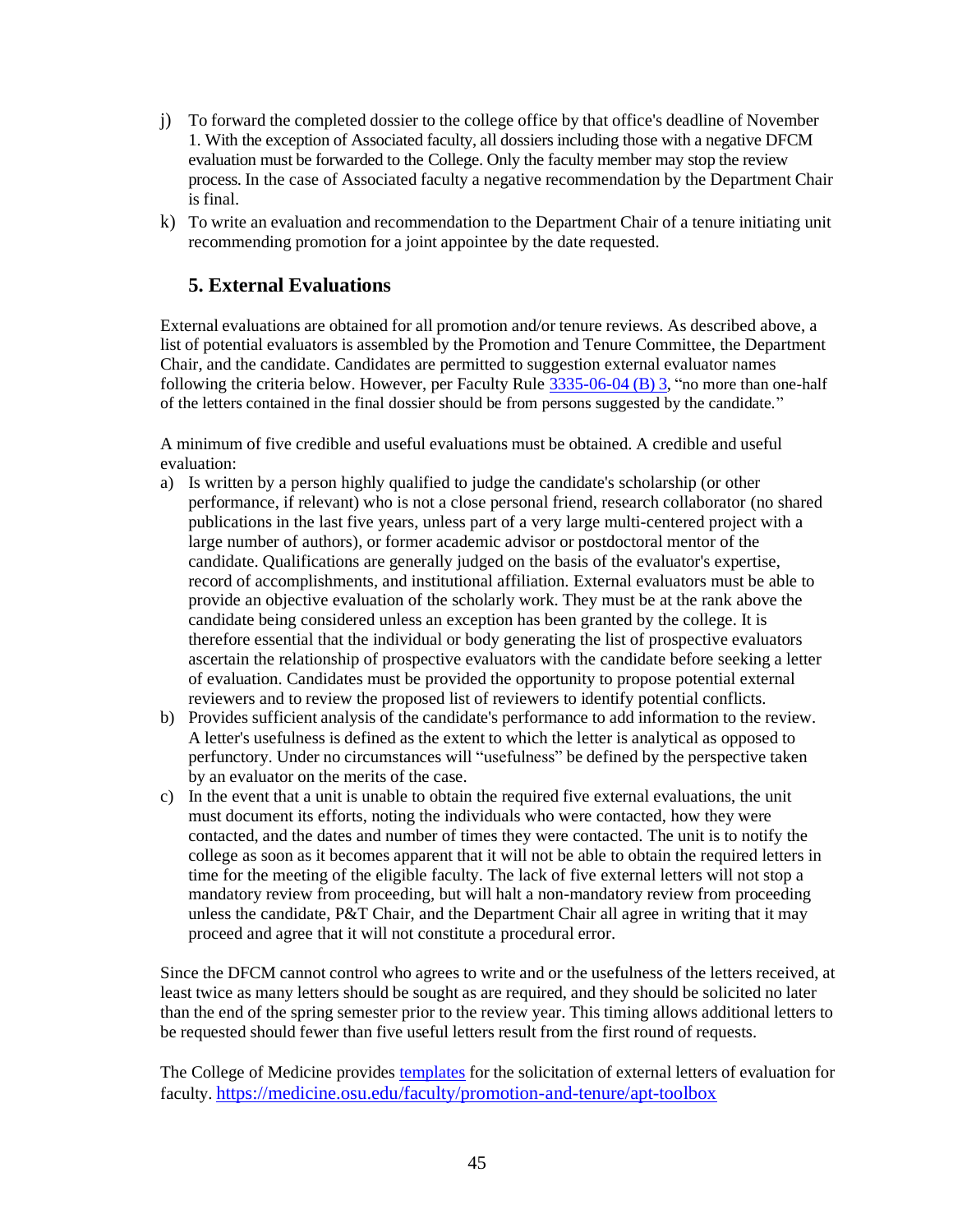j) To forward the completed dossier to the college office by that office's deadline of November 1. With the exception of Associated faculty, all dossiers including those with a negative DFCM evaluation must be forwarded to the College. Only the faculty member may stop the review process. In the case of Associated faculty a negative recommendation by the Department Chair is final.

k) To write an evaluation and recommendation to the Department Chair of a tenure initiating unit recommending promotion for a joint appointee by the date requested.

## 5. External Evaluations

External evaluations are obtained for all promotion and/or tenure reviews. As described above, a list of potential evaluators is assembled by the Promotion and Tenure Committee, the Department Chair, and the candidate. Candidates are permitted to suggestion external evaluator names following the criteria below. However, per Faculty Rule [3335-06-04 (B) 3](), "no more than one-half of the letters contained in the final dossier should be from persons suggested by the candidate."

A minimum of five credible and useful evaluations must be obtained. A credible and useful evaluation:

a) Is written by a person highly qualified to judge the candidate's scholarship (or other performance, if relevant) who is not a close personal friend, research collaborator (no shared publications in the last five years, unless part of a very large multi-centered project with a large number of authors), or former academic advisor or postdoctoral mentor of the candidate. Qualifications are generally judged on the basis of the evaluator's expertise, record of accomplishments, and institutional affiliation. External evaluators must be able to provide an objective evaluation of the scholarly work. They must be at the rank above the candidate being considered unless an exception has been granted by the college. It is therefore essential that the individual or body generating the list of prospective evaluators ascertain the relationship of prospective evaluators with the candidate before seeking a letter of evaluation. Candidates must be provided the opportunity to propose potential external reviewers and to review the proposed list of reviewers to identify potential conflicts.

b) Provides sufficient analysis of the candidate's performance to add information to the review. A letter's usefulness is defined as the extent to which the letter is analytical as opposed to perfunctory. Under no circumstances will "usefulness" be defined by the perspective taken by an evaluator on the merits of the case.

c) In the event that a unit is unable to obtain the required five external evaluations, the unit must document its efforts, noting the individuals who were contacted, how they were contacted, and the dates and number of times they were contacted. The unit is to notify the college as soon as it becomes apparent that it will not be able to obtain the required letters in time for the meeting of the eligible faculty. The lack of five external letters will not stop a mandatory review from proceeding, but will halt a non-mandatory review from proceeding unless the candidate, P&T Chair, and the Department Chair all agree in writing that it may proceed and agree that it will not constitute a procedural error.

Since the DFCM cannot control who agrees to write and or the usefulness of the letters received, at least twice as many letters should be sought as are required, and they should be solicited no later than the end of the spring semester prior to the review year. This timing allows additional letters to be requested should fewer than five useful letters result from the first round of requests.

The College of Medicine provides [templates]() for the solicitation of external letters of evaluation for faculty. https://medicine.osu.edu/faculty/promotion-and-tenure/apt-toolbox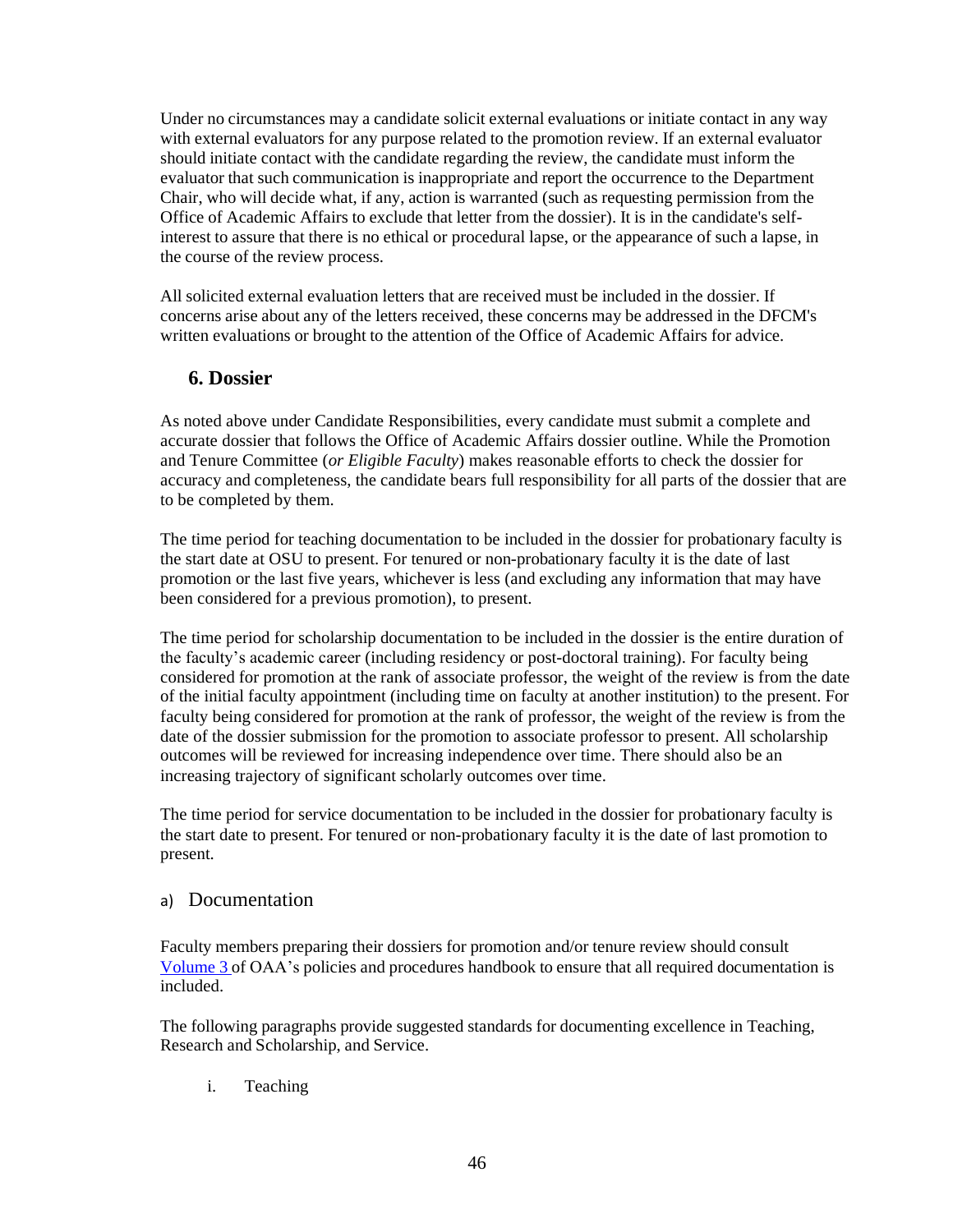Under no circumstances may a candidate solicit external evaluations or initiate contact in any way with external evaluators for any purpose related to the promotion review. If an external evaluator should initiate contact with the candidate regarding the review, the candidate must inform the evaluator that such communication is inappropriate and report the occurrence to the Department Chair, who will decide what, if any, action is warranted (such as requesting permission from the Office of Academic Affairs to exclude that letter from the dossier). It is in the candidate's self-interest to assure that there is no ethical or procedural lapse, or the appearance of such a lapse, in the course of the review process.

All solicited external evaluation letters that are received must be included in the dossier. If concerns arise about any of the letters received, these concerns may be addressed in the DFCM's written evaluations or brought to the attention of the Office of Academic Affairs for advice.

## 6. Dossier

As noted above under Candidate Responsibilities, every candidate must submit a complete and accurate dossier that follows the Office of Academic Affairs dossier outline. While the Promotion and Tenure Committee (*or Eligible Faculty*) makes reasonable efforts to check the dossier for accuracy and completeness, the candidate bears full responsibility for all parts of the dossier that are to be completed by them.

The time period for teaching documentation to be included in the dossier for probationary faculty is the start date at OSU to present. For tenured or non-probationary faculty it is the date of last promotion or the last five years, whichever is less (and excluding any information that may have been considered for a previous promotion), to present.

The time period for scholarship documentation to be included in the dossier is the entire duration of the faculty's academic career (including residency or post-doctoral training). For faculty being considered for promotion at the rank of associate professor, the weight of the review is from the date of the initial faculty appointment (including time on faculty at another institution) to the present. For faculty being considered for promotion at the rank of professor, the weight of the review is from the date of the dossier submission for the promotion to associate professor to present. All scholarship outcomes will be reviewed for increasing independence over time. There should also be an increasing trajectory of significant scholarly outcomes over time.

The time period for service documentation to be included in the dossier for probationary faculty is the start date to present. For tenured or non-probationary faculty it is the date of last promotion to present.

### a) Documentation

Faculty members preparing their dossiers for promotion and/or tenure review should consult Volume 3 of OAA's policies and procedures handbook to ensure that all required documentation is included.

The following paragraphs provide suggested standards for documenting excellence in Teaching, Research and Scholarship, and Service.

i. Teaching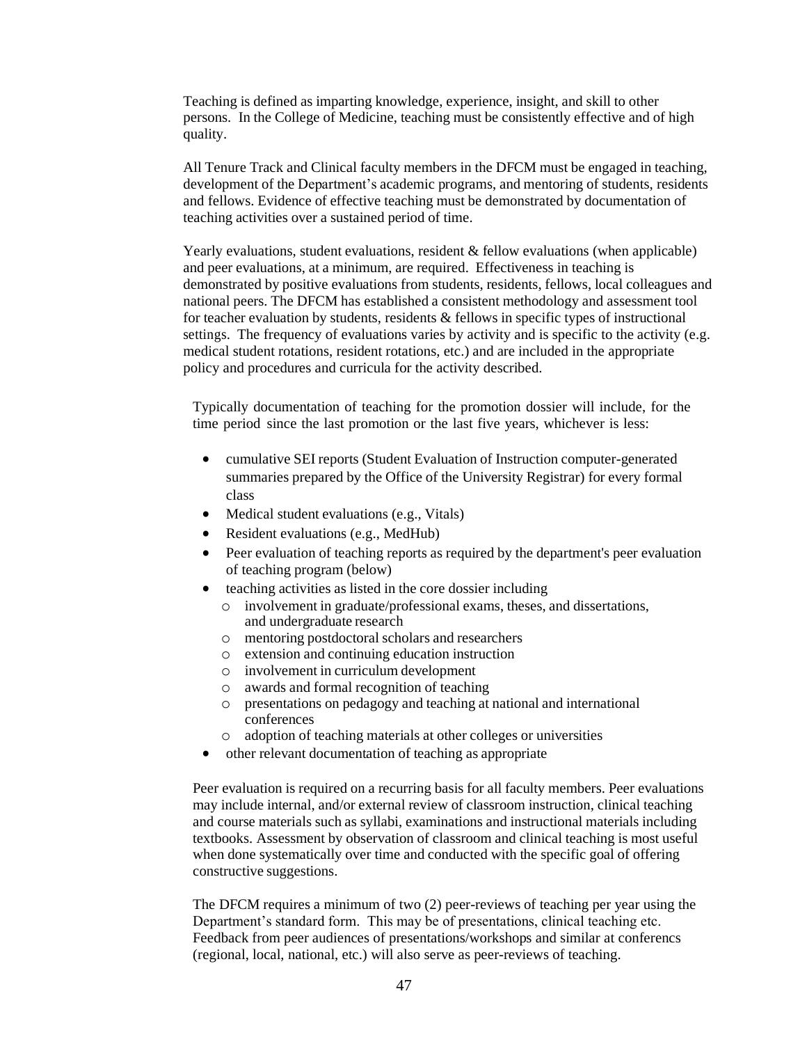Teaching is defined as imparting knowledge, experience, insight, and skill to other persons. In the College of Medicine, teaching must be consistently effective and of high quality.

All Tenure Track and Clinical faculty members in the DFCM must be engaged in teaching, development of the Department's academic programs, and mentoring of students, residents and fellows. Evidence of effective teaching must be demonstrated by documentation of teaching activities over a sustained period of time.

Yearly evaluations, student evaluations, resident & fellow evaluations (when applicable) and peer evaluations, at a minimum, are required. Effectiveness in teaching is demonstrated by positive evaluations from students, residents, fellows, local colleagues and national peers. The DFCM has established a consistent methodology and assessment tool for teacher evaluation by students, residents & fellows in specific types of instructional settings. The frequency of evaluations varies by activity and is specific to the activity (e.g. medical student rotations, resident rotations, etc.) and are included in the appropriate policy and procedures and curricula for the activity described.

Typically documentation of teaching for the promotion dossier will include, for the time period since the last promotion or the last five years, whichever is less:

- cumulative SEI reports (Student Evaluation of Instruction computer-generated summaries prepared by the Office of the University Registrar) for every formal class
- Medical student evaluations (e.g., Vitals)
- Resident evaluations (e.g., MedHub)
- Peer evaluation of teaching reports as required by the department's peer evaluation of teaching program (below)
- teaching activities as listed in the core dossier including
  - involvement in graduate/professional exams, theses, and dissertations, and undergraduate research
  - mentoring postdoctoral scholars and researchers
  - extension and continuing education instruction
  - involvement in curriculum development
  - awards and formal recognition of teaching
  - presentations on pedagogy and teaching at national and international conferences
  - adoption of teaching materials at other colleges or universities
- other relevant documentation of teaching as appropriate

Peer evaluation is required on a recurring basis for all faculty members. Peer evaluations may include internal, and/or external review of classroom instruction, clinical teaching and course materials such as syllabi, examinations and instructional materials including textbooks. Assessment by observation of classroom and clinical teaching is most useful when done systematically over time and conducted with the specific goal of offering constructive suggestions.

The DFCM requires a minimum of two (2) peer-reviews of teaching per year using the Department's standard form. This may be of presentations, clinical teaching etc. Feedback from peer audiences of presentations/workshops and similar at conferencs (regional, local, national, etc.) will also serve as peer-reviews of teaching.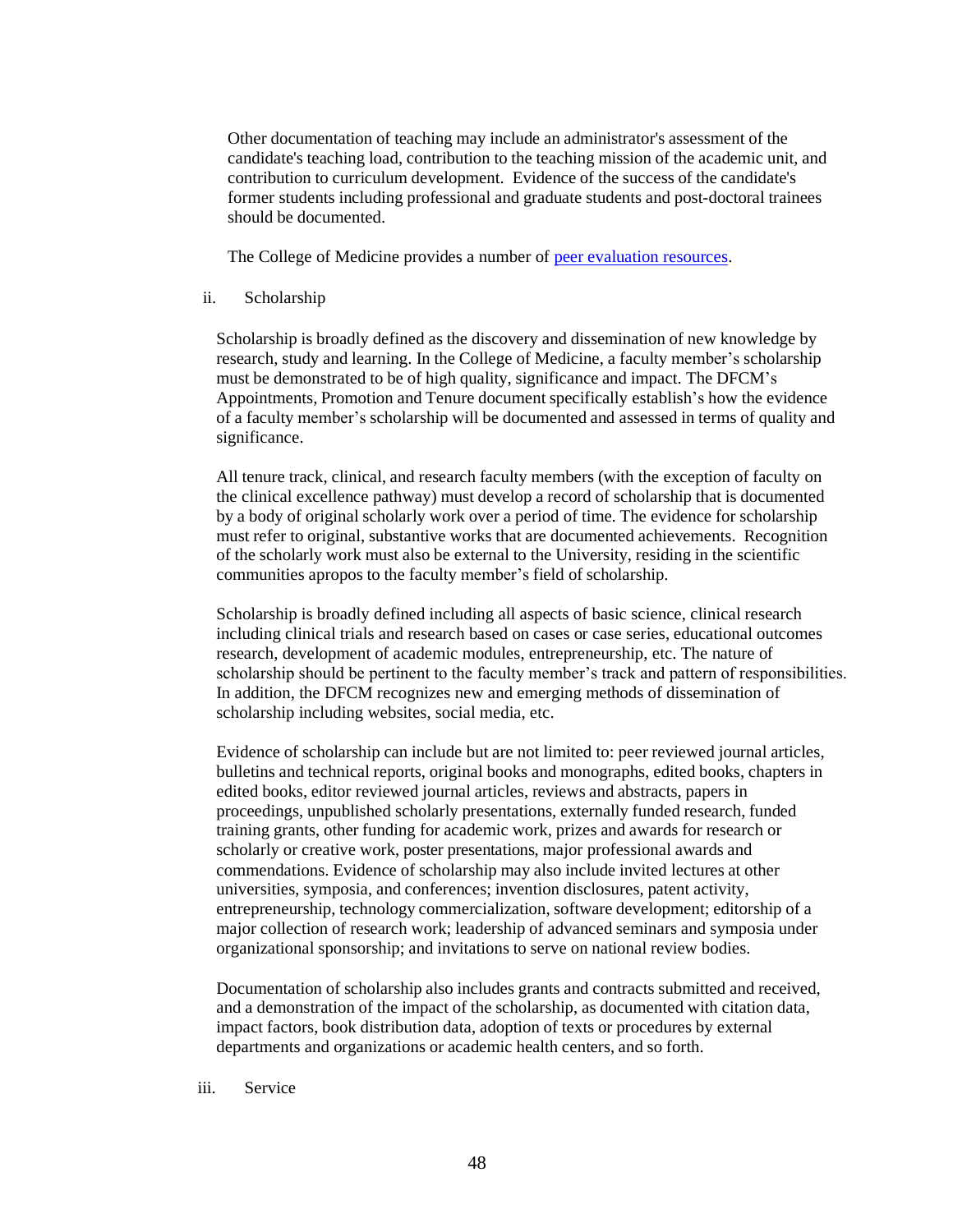Other documentation of teaching may include an administrator's assessment of the candidate's teaching load, contribution to the teaching mission of the academic unit, and contribution to curriculum development. Evidence of the success of the candidate's former students including professional and graduate students and post-doctoral trainees should be documented.

The College of Medicine provides a number of [peer evaluation resources](peer evaluation resources).

ii. Scholarship

Scholarship is broadly defined as the discovery and dissemination of new knowledge by research, study and learning. In the College of Medicine, a faculty member's scholarship must be demonstrated to be of high quality, significance and impact. The DFCM's Appointments, Promotion and Tenure document specifically establish's how the evidence of a faculty member's scholarship will be documented and assessed in terms of quality and significance.

All tenure track, clinical, and research faculty members (with the exception of faculty on the clinical excellence pathway) must develop a record of scholarship that is documented by a body of original scholarly work over a period of time. The evidence for scholarship must refer to original, substantive works that are documented achievements. Recognition of the scholarly work must also be external to the University, residing in the scientific communities apropos to the faculty member's field of scholarship.

Scholarship is broadly defined including all aspects of basic science, clinical research including clinical trials and research based on cases or case series, educational outcomes research, development of academic modules, entrepreneurship, etc. The nature of scholarship should be pertinent to the faculty member's track and pattern of responsibilities. In addition, the DFCM recognizes new and emerging methods of dissemination of scholarship including websites, social media, etc.

Evidence of scholarship can include but are not limited to: peer reviewed journal articles, bulletins and technical reports, original books and monographs, edited books, chapters in edited books, editor reviewed journal articles, reviews and abstracts, papers in proceedings, unpublished scholarly presentations, externally funded research, funded training grants, other funding for academic work, prizes and awards for research or scholarly or creative work, poster presentations, major professional awards and commendations. Evidence of scholarship may also include invited lectures at other universities, symposia, and conferences; invention disclosures, patent activity, entrepreneurship, technology commercialization, software development; editorship of a major collection of research work; leadership of advanced seminars and symposia under organizational sponsorship; and invitations to serve on national review bodies.

Documentation of scholarship also includes grants and contracts submitted and received, and a demonstration of the impact of the scholarship, as documented with citation data, impact factors, book distribution data, adoption of texts or procedures by external departments and organizations or academic health centers, and so forth.

iii. Service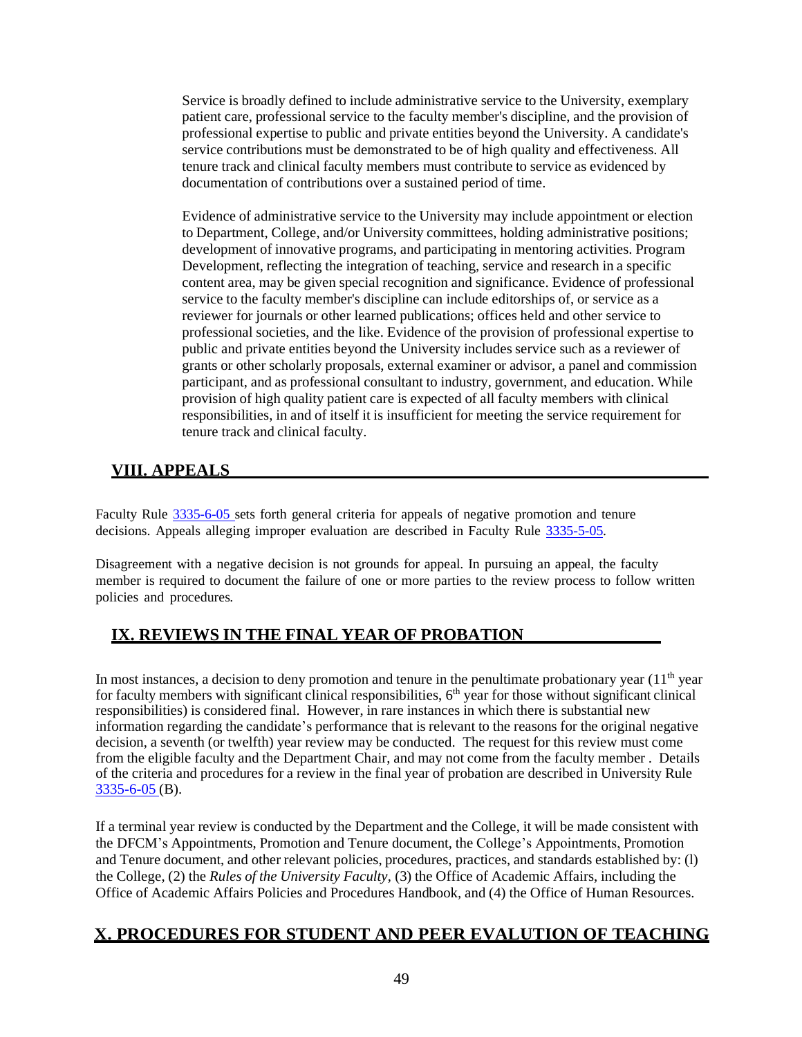Service is broadly defined to include administrative service to the University, exemplary patient care, professional service to the faculty member's discipline, and the provision of professional expertise to public and private entities beyond the University. A candidate's service contributions must be demonstrated to be of high quality and effectiveness. All tenure track and clinical faculty members must contribute to service as evidenced by documentation of contributions over a sustained period of time.

Evidence of administrative service to the University may include appointment or election to Department, College, and/or University committees, holding administrative positions; development of innovative programs, and participating in mentoring activities. Program Development, reflecting the integration of teaching, service and research in a specific content area, may be given special recognition and significance. Evidence of professional service to the faculty member's discipline can include editorships of, or service as a reviewer for journals or other learned publications; offices held and other service to professional societies, and the like. Evidence of the provision of professional expertise to public and private entities beyond the University includes service such as a reviewer of grants or other scholarly proposals, external examiner or advisor, a panel and commission participant, and as professional consultant to industry, government, and education. While provision of high quality patient care is expected of all faculty members with clinical responsibilities, in and of itself it is insufficient for meeting the service requirement for tenure track and clinical faculty.

## VIII. APPEALS

Faculty Rule 3335-6-05 sets forth general criteria for appeals of negative promotion and tenure decisions. Appeals alleging improper evaluation are described in Faculty Rule 3335-5-05.

Disagreement with a negative decision is not grounds for appeal. In pursuing an appeal, the faculty member is required to document the failure of one or more parties to the review process to follow written policies and procedures.

## IX. REVIEWS IN THE FINAL YEAR OF PROBATION

In most instances, a decision to deny promotion and tenure in the penultimate probationary year (11th year for faculty members with significant clinical responsibilities, 6th year for those without significant clinical responsibilities) is considered final. However, in rare instances in which there is substantial new information regarding the candidate's performance that is relevant to the reasons for the original negative decision, a seventh (or twelfth) year review may be conducted. The request for this review must come from the eligible faculty and the Department Chair, and may not come from the faculty member . Details of the criteria and procedures for a review in the final year of probation are described in University Rule 3335-6-05 (B).

If a terminal year review is conducted by the Department and the College, it will be made consistent with the DFCM's Appointments, Promotion and Tenure document, the College's Appointments, Promotion and Tenure document, and other relevant policies, procedures, practices, and standards established by: (l) the College, (2) the *Rules of the University Faculty*, (3) the Office of Academic Affairs, including the Office of Academic Affairs Policies and Procedures Handbook, and (4) the Office of Human Resources.

## X. PROCEDURES FOR STUDENT AND PEER EVALUTION OF TEACHING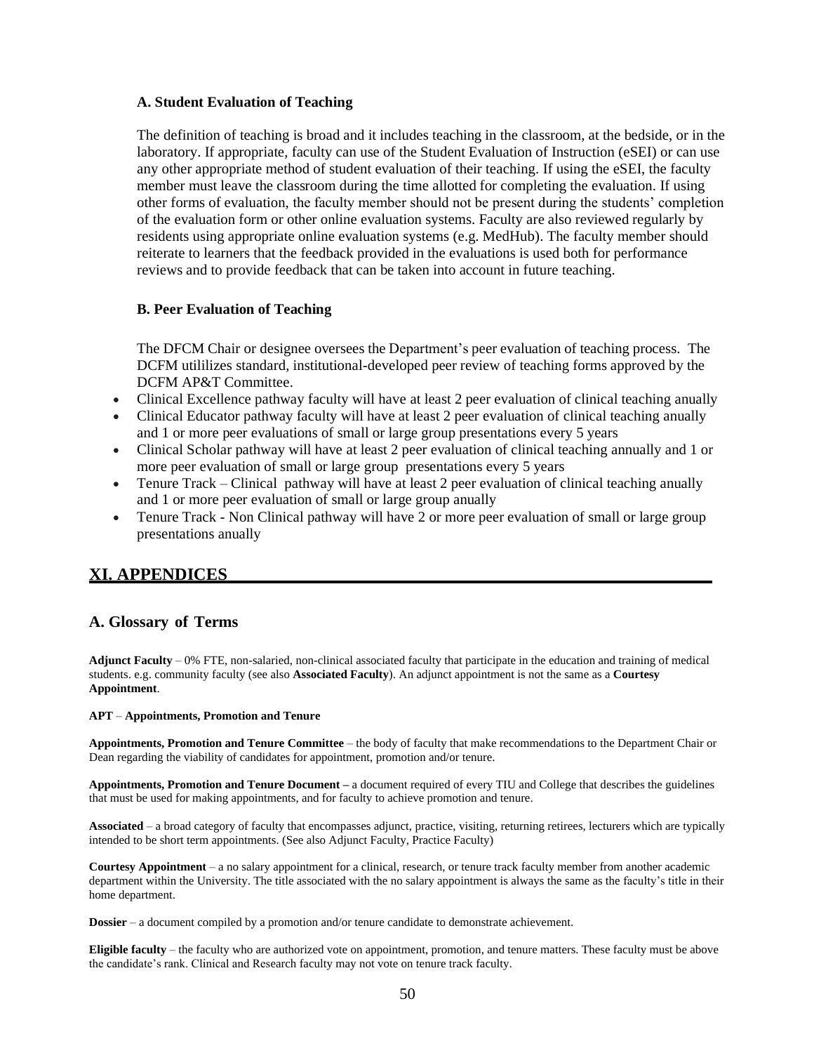### A. Student Evaluation of Teaching

The definition of teaching is broad and it includes teaching in the classroom, at the bedside, or in the laboratory. If appropriate, faculty can use of the Student Evaluation of Instruction (eSEI) or can use any other appropriate method of student evaluation of their teaching. If using the eSEI, the faculty member must leave the classroom during the time allotted for completing the evaluation. If using other forms of evaluation, the faculty member should not be present during the students' completion of the evaluation form or other online evaluation systems. Faculty are also reviewed regularly by residents using appropriate online evaluation systems (e.g. MedHub). The faculty member should reiterate to learners that the feedback provided in the evaluations is used both for performance reviews and to provide feedback that can be taken into account in future teaching.

### B. Peer Evaluation of Teaching

The DFCM Chair or designee oversees the Department's peer evaluation of teaching process. The DCFM utililizes standard, institutional-developed peer review of teaching forms approved by the DCFM AP&T Committee.

- Clinical Excellence pathway faculty will have at least 2 peer evaluation of clinical teaching anually
- Clinical Educator pathway faculty will have at least 2 peer evaluation of clinical teaching anually and 1 or more peer evaluations of small or large group presentations every 5 years
- Clinical Scholar pathway will have at least 2 peer evaluation of clinical teaching annually and 1 or more peer evaluation of small or large group presentations every 5 years
- Tenure Track – Clinical pathway will have at least 2 peer evaluation of clinical teaching anually and 1 or more peer evaluation of small or large group anually
- Tenure Track - Non Clinical pathway will have 2 or more peer evaluation of small or large group presentations anually

## XI. APPENDICES

### A. Glossary of Terms

**Adjunct Faculty** – 0% FTE, non-salaried, non-clinical associated faculty that participate in the education and training of medical students. e.g. community faculty (see also **Associated Faculty**). An adjunct appointment is not the same as a **Courtesy Appointment**.

**APT** – **Appointments, Promotion and Tenure**

**Appointments, Promotion and Tenure Committee** – the body of faculty that make recommendations to the Department Chair or Dean regarding the viability of candidates for appointment, promotion and/or tenure.

**Appointments, Promotion and Tenure Document –** a document required of every TIU and College that describes the guidelines that must be used for making appointments, and for faculty to achieve promotion and tenure.

**Associated** – a broad category of faculty that encompasses adjunct, practice, visiting, returning retirees, lecturers which are typically intended to be short term appointments. (See also Adjunct Faculty, Practice Faculty)

**Courtesy Appointment** – a no salary appointment for a clinical, research, or tenure track faculty member from another academic department within the University. The title associated with the no salary appointment is always the same as the faculty's title in their home department.

**Dossier** – a document compiled by a promotion and/or tenure candidate to demonstrate achievement.

**Eligible faculty** – the faculty who are authorized vote on appointment, promotion, and tenure matters. These faculty must be above the candidate's rank. Clinical and Research faculty may not vote on tenure track faculty.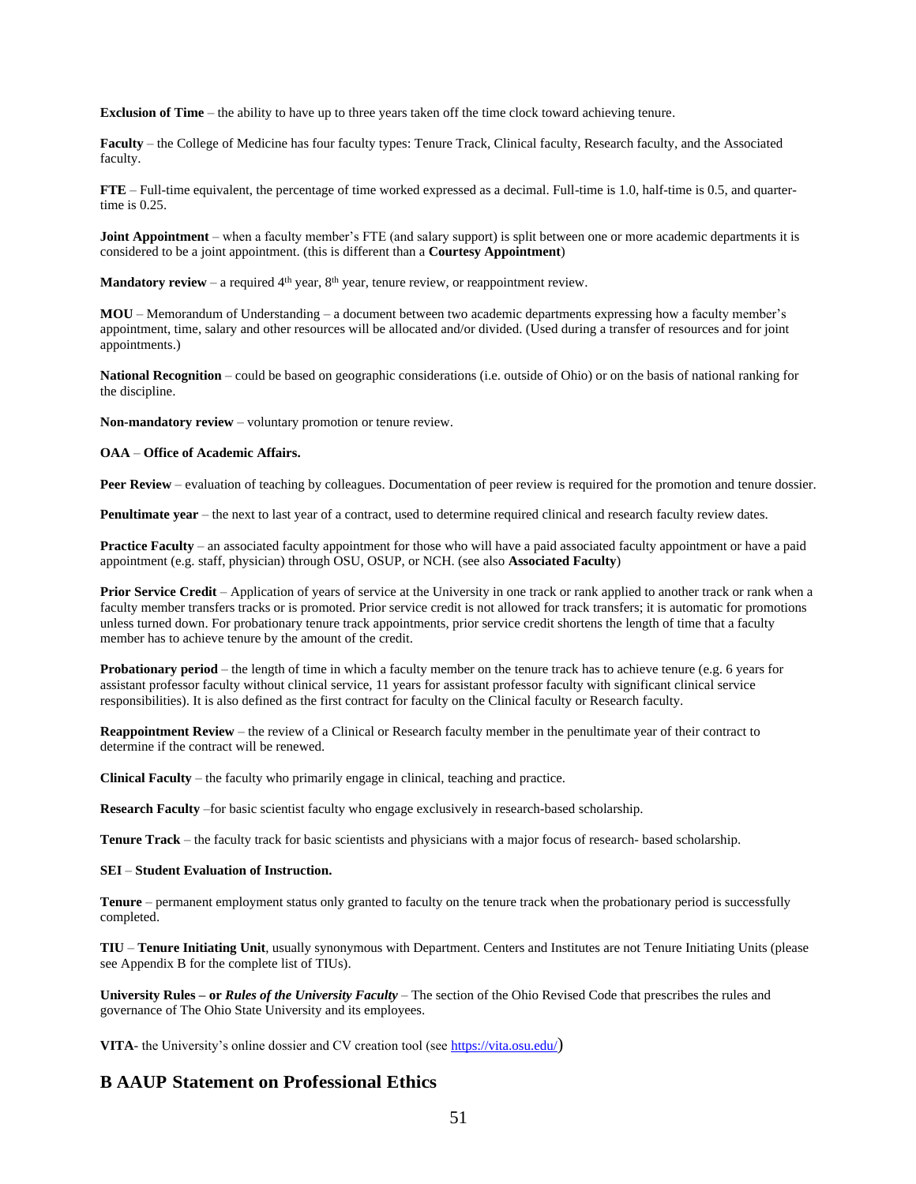**Exclusion of Time** – the ability to have up to three years taken off the time clock toward achieving tenure.

**Faculty** – the College of Medicine has four faculty types: Tenure Track, Clinical faculty, Research faculty, and the Associated faculty.

**FTE** – Full-time equivalent, the percentage of time worked expressed as a decimal. Full-time is 1.0, half-time is 0.5, and quarter-time is 0.25.

**Joint Appointment** – when a faculty member's FTE (and salary support) is split between one or more academic departments it is considered to be a joint appointment. (this is different than a **Courtesy Appointment**)

**Mandatory review** – a required 4th year, 8th year, tenure review, or reappointment review.

**MOU** – Memorandum of Understanding – a document between two academic departments expressing how a faculty member's appointment, time, salary and other resources will be allocated and/or divided. (Used during a transfer of resources and for joint appointments.)

**National Recognition** – could be based on geographic considerations (i.e. outside of Ohio) or on the basis of national ranking for the discipline.

**Non-mandatory review** – voluntary promotion or tenure review.

**OAA** – **Office of Academic Affairs.**

**Peer Review** – evaluation of teaching by colleagues. Documentation of peer review is required for the promotion and tenure dossier.

**Penultimate year** – the next to last year of a contract, used to determine required clinical and research faculty review dates.

**Practice Faculty** – an associated faculty appointment for those who will have a paid associated faculty appointment or have a paid appointment (e.g. staff, physician) through OSU, OSUP, or NCH. (see also **Associated Faculty**)

**Prior Service Credit** – Application of years of service at the University in one track or rank applied to another track or rank when a faculty member transfers tracks or is promoted. Prior service credit is not allowed for track transfers; it is automatic for promotions unless turned down. For probationary tenure track appointments, prior service credit shortens the length of time that a faculty member has to achieve tenure by the amount of the credit.

**Probationary period** – the length of time in which a faculty member on the tenure track has to achieve tenure (e.g. 6 years for assistant professor faculty without clinical service, 11 years for assistant professor faculty with significant clinical service responsibilities). It is also defined as the first contract for faculty on the Clinical faculty or Research faculty.

**Reappointment Review** – the review of a Clinical or Research faculty member in the penultimate year of their contract to determine if the contract will be renewed.

**Clinical Faculty** – the faculty who primarily engage in clinical, teaching and practice.

**Research Faculty** –for basic scientist faculty who engage exclusively in research-based scholarship.

**Tenure Track** – the faculty track for basic scientists and physicians with a major focus of research- based scholarship.

**SEI** – **Student Evaluation of Instruction.**

**Tenure** – permanent employment status only granted to faculty on the tenure track when the probationary period is successfully completed.

**TIU** – **Tenure Initiating Unit**, usually synonymous with Department. Centers and Institutes are not Tenure Initiating Units (please see Appendix B for the complete list of TIUs).

**University Rules – or *Rules of the University Faculty*** – The section of the Ohio Revised Code that prescribes the rules and governance of The Ohio State University and its employees.

**VITA**- the University's online dossier and CV creation tool (see https://vita.osu.edu/)

## B AAUP Statement on Professional Ethics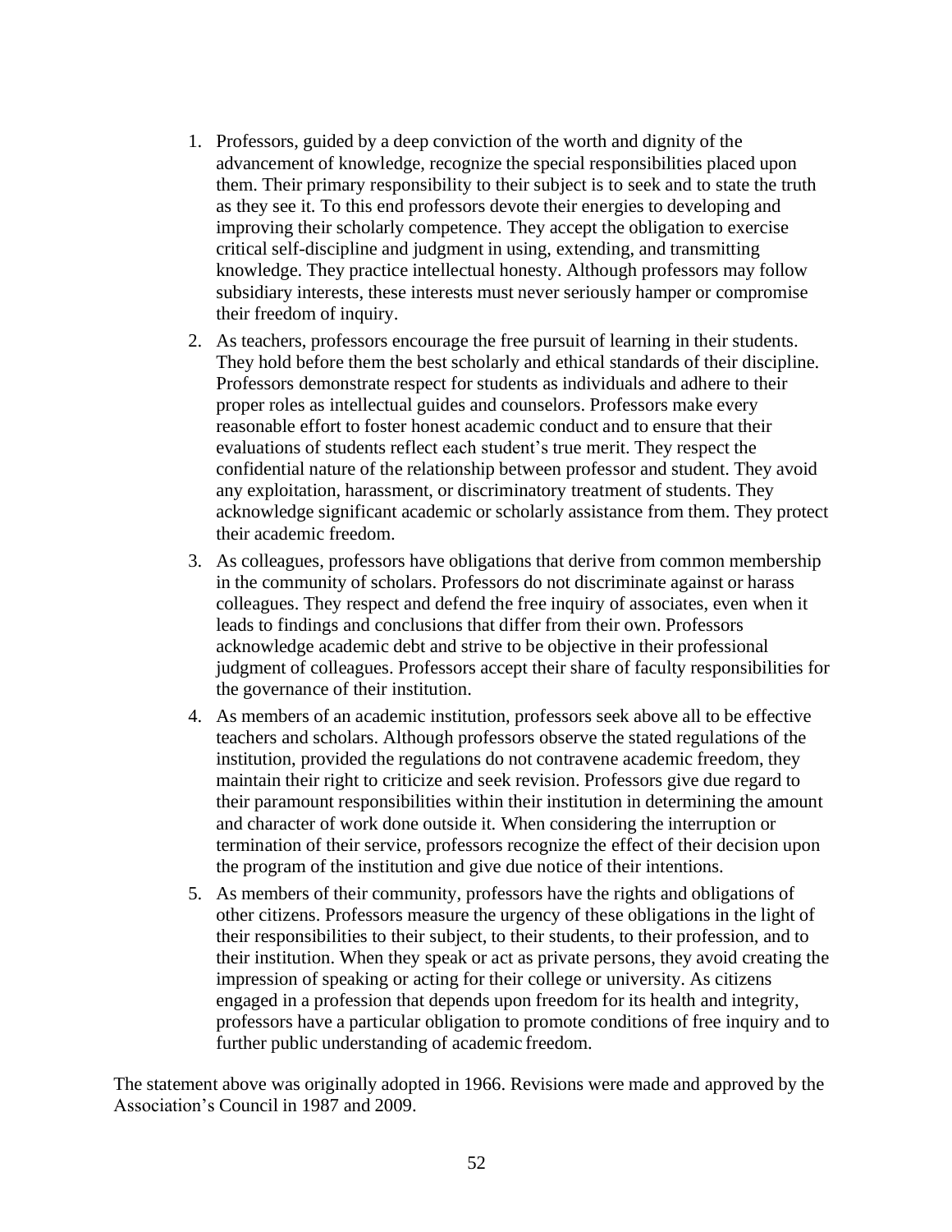1. Professors, guided by a deep conviction of the worth and dignity of the advancement of knowledge, recognize the special responsibilities placed upon them. Their primary responsibility to their subject is to seek and to state the truth as they see it. To this end professors devote their energies to developing and improving their scholarly competence. They accept the obligation to exercise critical self-discipline and judgment in using, extending, and transmitting knowledge. They practice intellectual honesty. Although professors may follow subsidiary interests, these interests must never seriously hamper or compromise their freedom of inquiry.
2. As teachers, professors encourage the free pursuit of learning in their students. They hold before them the best scholarly and ethical standards of their discipline. Professors demonstrate respect for students as individuals and adhere to their proper roles as intellectual guides and counselors. Professors make every reasonable effort to foster honest academic conduct and to ensure that their evaluations of students reflect each student's true merit. They respect the confidential nature of the relationship between professor and student. They avoid any exploitation, harassment, or discriminatory treatment of students. They acknowledge significant academic or scholarly assistance from them. They protect their academic freedom.
3. As colleagues, professors have obligations that derive from common membership in the community of scholars. Professors do not discriminate against or harass colleagues. They respect and defend the free inquiry of associates, even when it leads to findings and conclusions that differ from their own. Professors acknowledge academic debt and strive to be objective in their professional judgment of colleagues. Professors accept their share of faculty responsibilities for the governance of their institution.
4. As members of an academic institution, professors seek above all to be effective teachers and scholars. Although professors observe the stated regulations of the institution, provided the regulations do not contravene academic freedom, they maintain their right to criticize and seek revision. Professors give due regard to their paramount responsibilities within their institution in determining the amount and character of work done outside it. When considering the interruption or termination of their service, professors recognize the effect of their decision upon the program of the institution and give due notice of their intentions.
5. As members of their community, professors have the rights and obligations of other citizens. Professors measure the urgency of these obligations in the light of their responsibilities to their subject, to their students, to their profession, and to their institution. When they speak or act as private persons, they avoid creating the impression of speaking or acting for their college or university. As citizens engaged in a profession that depends upon freedom for its health and integrity, professors have a particular obligation to promote conditions of free inquiry and to further public understanding of academic freedom.

The statement above was originally adopted in 1966. Revisions were made and approved by the Association's Council in 1987 and 2009.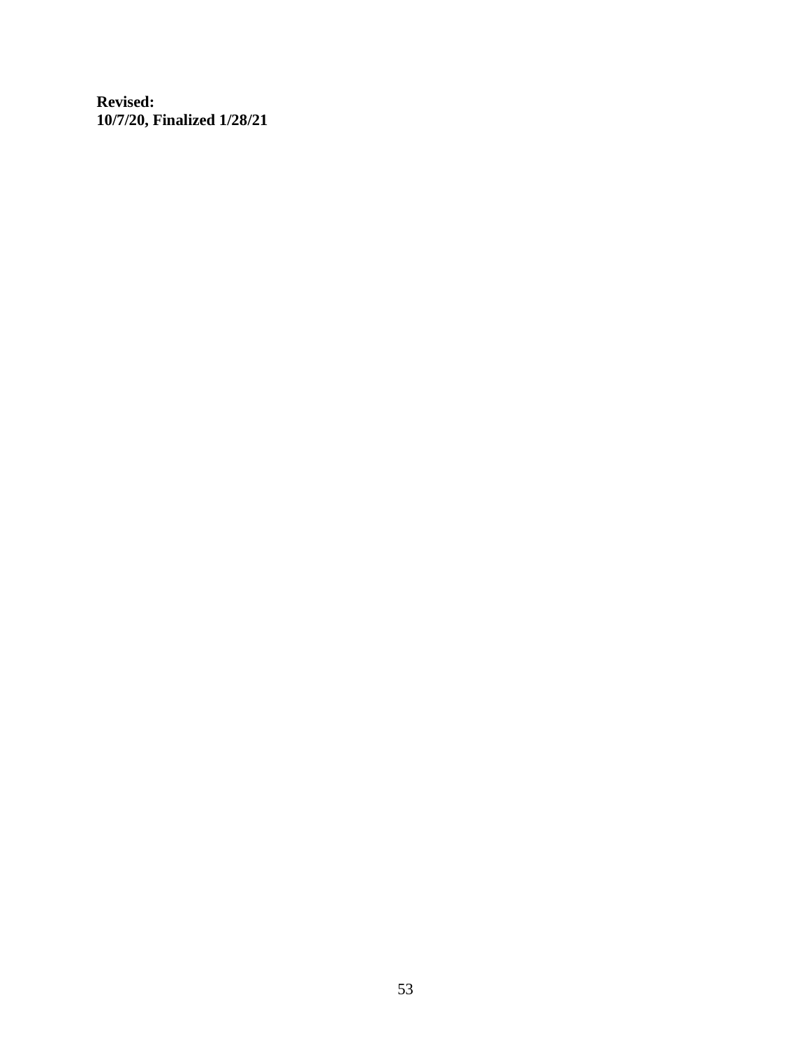**Revised:**
**10/7/20, Finalized 1/28/21**